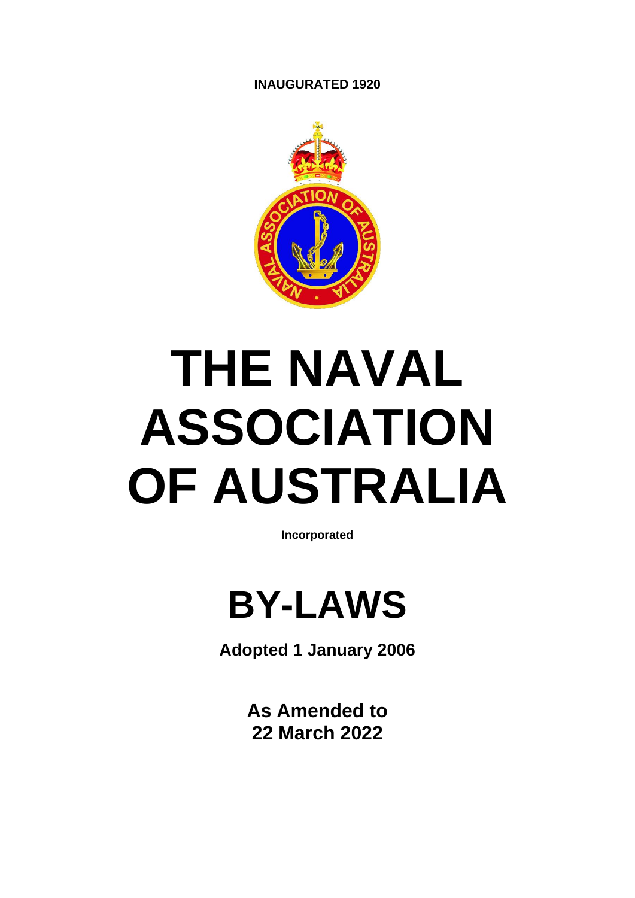**INAUGURATED 1920**

# THE NAVAL ASSOCIATION OF AUSTRALIA

**Incorporated**

# BY-LAWS

**Adopted 1 January 2006**

**As Amended to**
**22 March 2022**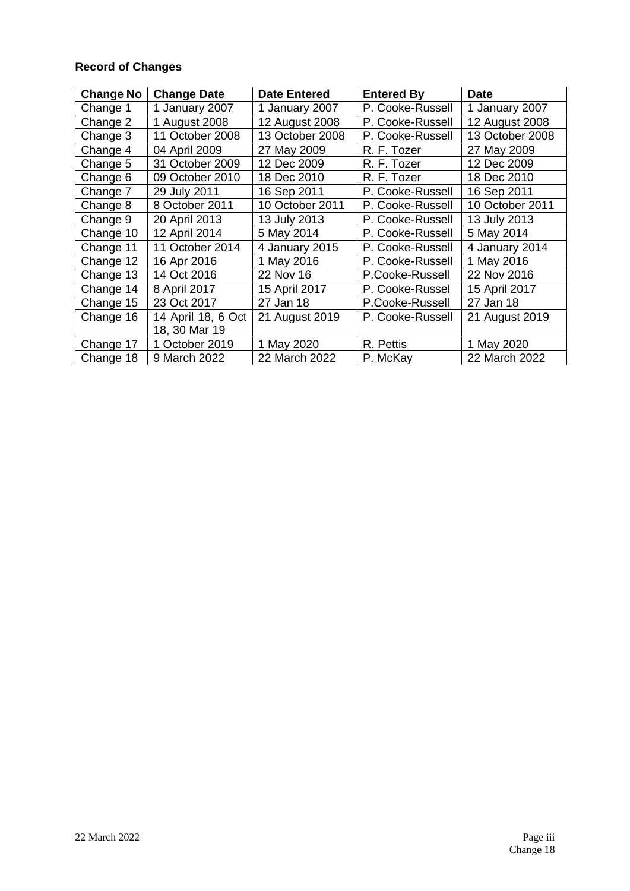**Record of Changes**

| Change No | Change Date | Date Entered | Entered By | Date |
|---|---|---|---|---|
| Change 1 | 1 January 2007 | 1 January 2007 | P. Cooke-Russell | 1 January 2007 |
| Change 2 | 1 August 2008 | 12 August 2008 | P. Cooke-Russell | 12 August 2008 |
| Change 3 | 11 October 2008 | 13 October 2008 | P. Cooke-Russell | 13 October 2008 |
| Change 4 | 04 April 2009 | 27 May 2009 | R. F. Tozer | 27 May 2009 |
| Change 5 | 31 October 2009 | 12 Dec 2009 | R. F. Tozer | 12 Dec 2009 |
| Change 6 | 09 October 2010 | 18 Dec 2010 | R. F. Tozer | 18 Dec 2010 |
| Change 7 | 29 July 2011 | 16 Sep 2011 | P. Cooke-Russell | 16 Sep 2011 |
| Change 8 | 8 October 2011 | 10 October 2011 | P. Cooke-Russell | 10 October 2011 |
| Change 9 | 20 April 2013 | 13 July 2013 | P. Cooke-Russell | 13 July 2013 |
| Change 10 | 12 April 2014 | 5 May 2014 | P. Cooke-Russell | 5 May 2014 |
| Change 11 | 11 October 2014 | 4 January 2015 | P. Cooke-Russell | 4 January 2014 |
| Change 12 | 16 Apr 2016 | 1 May 2016 | P. Cooke-Russell | 1 May 2016 |
| Change 13 | 14 Oct 2016 | 22 Nov 16 | P.Cooke-Russell | 22 Nov 2016 |
| Change 14 | 8 April 2017 | 15 April 2017 | P. Cooke-Russel | 15 April 2017 |
| Change 15 | 23 Oct 2017 | 27 Jan 18 | P.Cooke-Russell | 27 Jan 18 |
| Change 16 | 14 April 18, 6 Oct 18, 30 Mar 19 | 21 August 2019 | P. Cooke-Russell | 21 August 2019 |
| Change 17 | 1 October 2019 | 1 May 2020 | R. Pettis | 1 May 2020 |
| Change 18 | 9 March 2022 | 22 March 2022 | P. McKay | 22 March 2022 |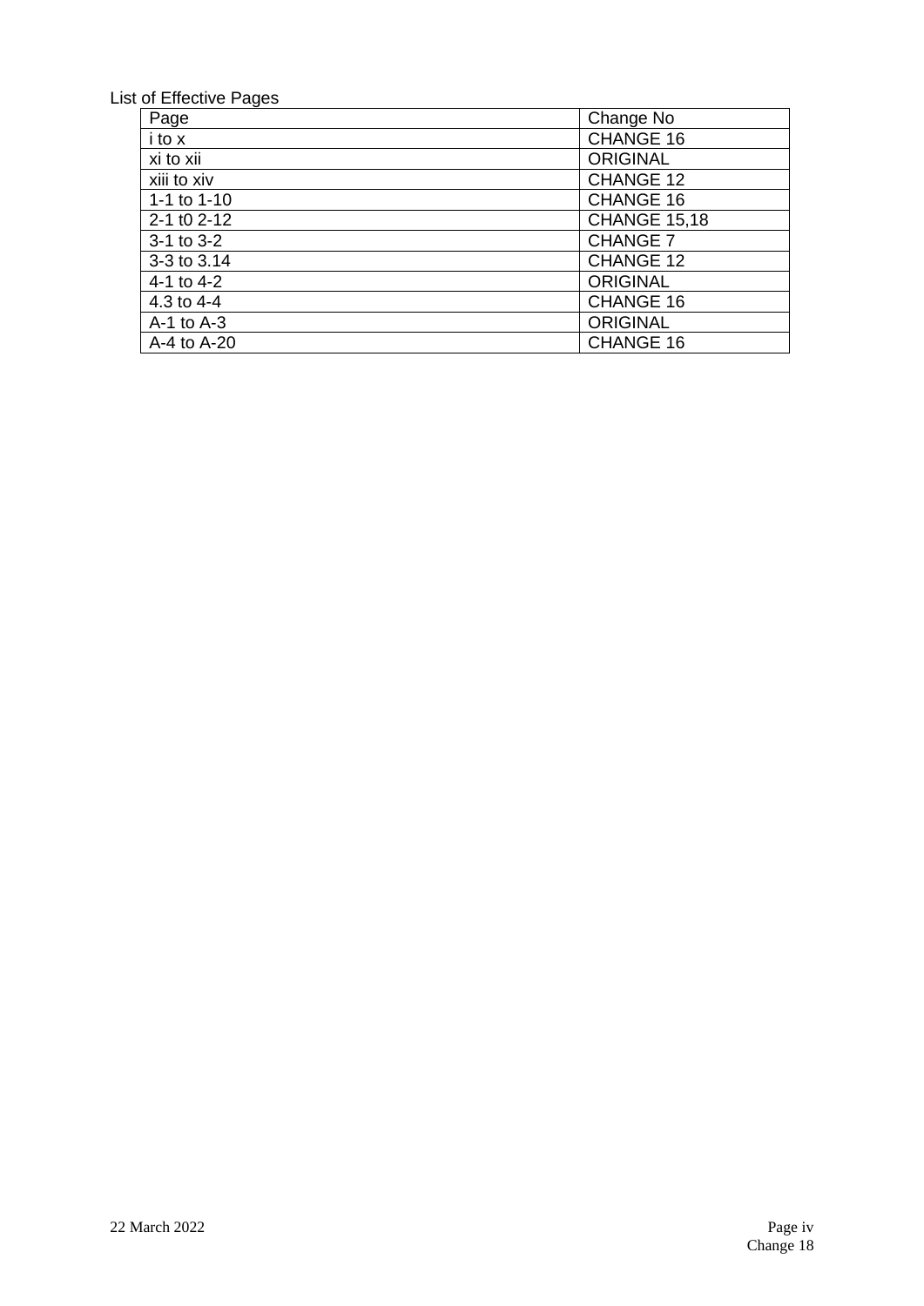List of Effective Pages

| Page | Change No |
|---|---|
| i to x | CHANGE 16 |
| xi to xii | ORIGINAL |
| xiii to xiv | CHANGE 12 |
| 1-1 to 1-10 | CHANGE 16 |
| 2-1 t0 2-12 | CHANGE 15,18 |
| 3-1 to 3-2 | CHANGE 7 |
| 3-3 to 3.14 | CHANGE 12 |
| 4-1 to 4-2 | ORIGINAL |
| 4.3 to 4-4 | CHANGE 16 |
| A-1 to A-3 | ORIGINAL |
| A-4 to A-20 | CHANGE 16 |

22 March 2022

Change 18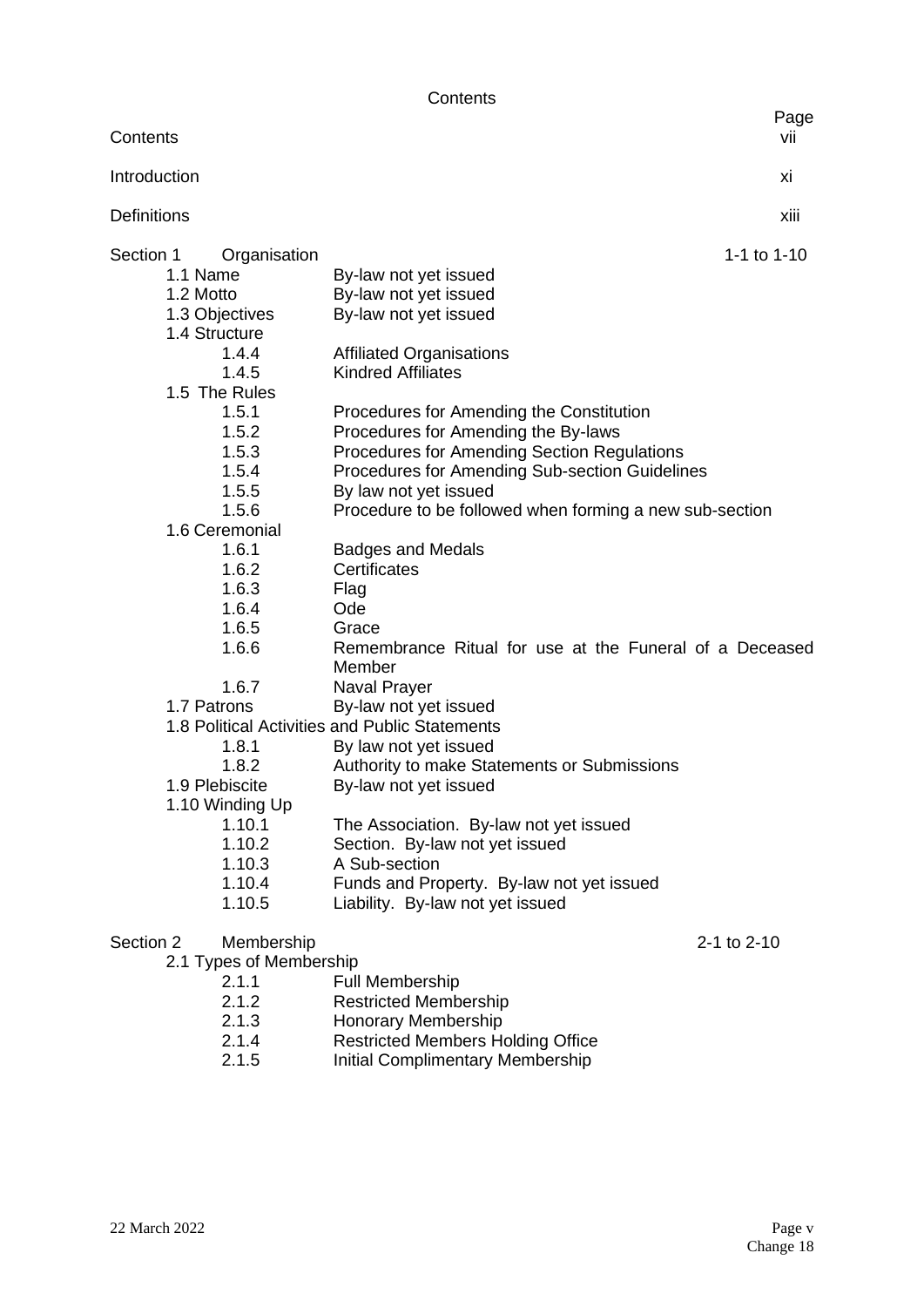# Contents

| | | Page |
|---|---|---|
| Contents | | vii |
| Introduction | | xi |
| Definitions | | xiii |
| Section 1 Organisation | | 1-1 to 1-10 |
| 1.1 Name | By-law not yet issued | |
| 1.2 Motto | By-law not yet issued | |
| 1.3 Objectives | By-law not yet issued | |
| 1.4 Structure | | |
| 1.4.4 | Affiliated Organisations | |
| 1.4.5 | Kindred Affiliates | |
| 1.5 The Rules | | |
| 1.5.1 | Procedures for Amending the Constitution | |
| 1.5.2 | Procedures for Amending the By-laws | |
| 1.5.3 | Procedures for Amending Section Regulations | |
| 1.5.4 | Procedures for Amending Sub-section Guidelines | |
| 1.5.5 | By law not yet issued | |
| 1.5.6 | Procedure to be followed when forming a new sub-section | |
| 1.6 Ceremonial | | |
| 1.6.1 | Badges and Medals | |
| 1.6.2 | Certificates | |
| 1.6.3 | Flag | |
| 1.6.4 | Ode | |
| 1.6.5 | Grace | |
| 1.6.6 | Remembrance Ritual for use at the Funeral of a Deceased Member | |
| 1.6.7 | Naval Prayer | |
| 1.7 Patrons | By-law not yet issued | |
| 1.8 Political Activities and Public Statements | | |
| 1.8.1 | By law not yet issued | |
| 1.8.2 | Authority to make Statements or Submissions | |
| 1.9 Plebiscite | By-law not yet issued | |
| 1.10 Winding Up | | |
| 1.10.1 | The Association. By-law not yet issued | |
| 1.10.2 | Section. By-law not yet issued | |
| 1.10.3 | A Sub-section | |
| 1.10.4 | Funds and Property. By-law not yet issued | |
| 1.10.5 | Liability. By-law not yet issued | |
| Section 2 Membership | | 2-1 to 2-10 |
| 2.1 Types of Membership | | |
| 2.1.1 | Full Membership | |
| 2.1.2 | Restricted Membership | |
| 2.1.3 | Honorary Membership | |
| 2.1.4 | Restricted Members Holding Office | |
| 2.1.5 | Initial Complimentary Membership | |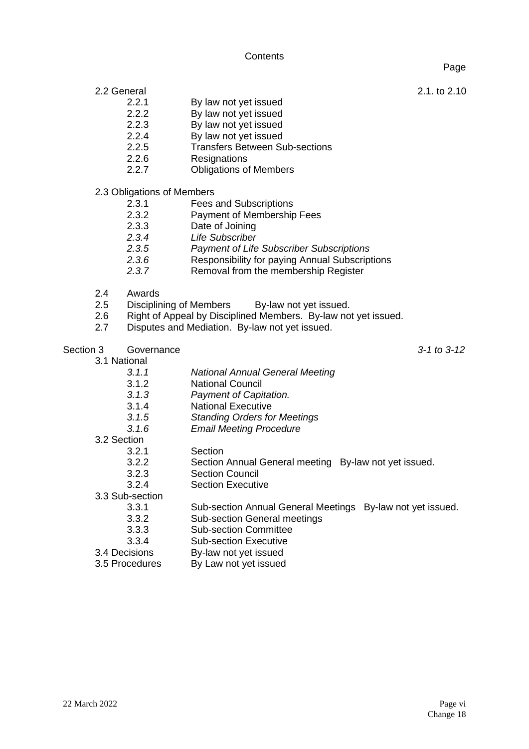Contents

Page

2.2 General 2.1. to 2.10

- 2.2.1 By law not yet issued
- 2.2.2 By law not yet issued
- 2.2.3 By law not yet issued
- 2.2.4 By law not yet issued
- 2.2.5 Transfers Between Sub-sections
- 2.2.6 Resignations
- 2.2.7 Obligations of Members

2.3 Obligations of Members

- 2.3.1 Fees and Subscriptions
- 2.3.2 Payment of Membership Fees
- 2.3.3 Date of Joining
- *2.3.4 Life Subscriber*
- *2.3.5 Payment of Life Subscriber Subscriptions*
- *2.3.6* Responsibility for paying Annual Subscriptions
- *2.3.7* Removal from the membership Register

- 2.4 Awards
- 2.5 Disciplining of Members By-law not yet issued.
- 2.6 Right of Appeal by Disciplined Members. By-law not yet issued.
- 2.7 Disputes and Mediation. By-law not yet issued.

Section 3 Governance *3-1 to 3-12*

3.1 National

- *3.1.1 National Annual General Meeting*
- 3.1.2 National Council
- *3.1.3 Payment of Capitation.*
- 3.1.4 National Executive
- *3.1.5 Standing Orders for Meetings*
- *3.1.6 Email Meeting Procedure*

3.2 Section

- 3.2.1 Section
- 3.2.2 Section Annual General meeting By-law not yet issued.
- 3.2.3 Section Council
- 3.2.4 Section Executive

3.3 Sub-section

- 3.3.1 Sub-section Annual General Meetings By-law not yet issued.
- 3.3.2 Sub-section General meetings
- 3.3.3 Sub-section Committee
- 3.3.4 Sub-section Executive

3.4 Decisions By-law not yet issued

3.5 Procedures By Law not yet issued

22 March 2022

Change 18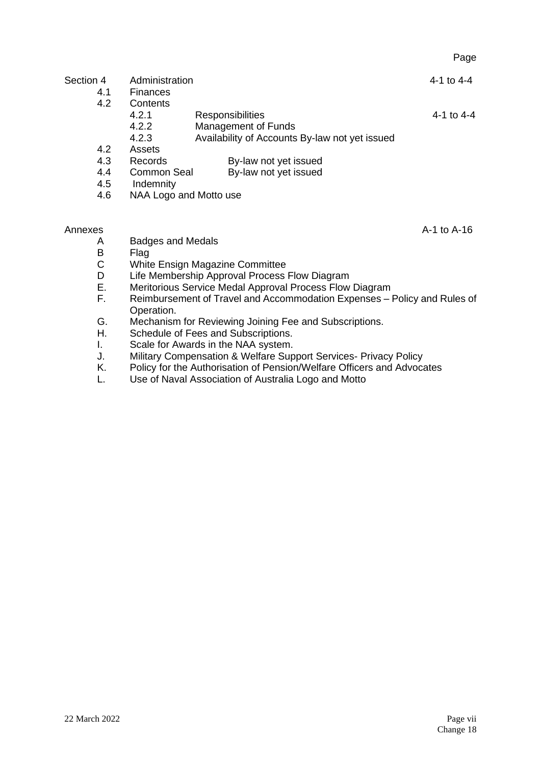| | | | Page |
|---|---|---|---|
| Section 4 | Administration | | 4-1 to 4-4 |
| 4.1 | Finances | | |
| 4.2 | Contents | | |
| | 4.2.1 | Responsibilities | 4-1 to 4-4 |
| | 4.2.2 | Management of Funds | |
| | 4.2.3 | Availability of Accounts By-law not yet issued | |
| 4.2 | Assets | | |
| 4.3 | Records | By-law not yet issued | |
| 4.4 | Common Seal | By-law not yet issued | |
| 4.5 | Indemnity | | |
| 4.6 | NAA Logo and Motto use | | |

| | | Page |
|---|---|---|
| Annexes | | A-1 to A-16 |
| A | Badges and Medals | |
| B | Flag | |
| C | White Ensign Magazine Committee | |
| D | Life Membership Approval Process Flow Diagram | |
| E. | Meritorious Service Medal Approval Process Flow Diagram | |
| F. | Reimbursement of Travel and Accommodation Expenses – Policy and Rules of Operation. | |
| G. | Mechanism for Reviewing Joining Fee and Subscriptions. | |
| H. | Schedule of Fees and Subscriptions. | |
| I. | Scale for Awards in the NAA system. | |
| J. | Military Compensation & Welfare Support Services- Privacy Policy | |
| K. | Policy for the Authorisation of Pension/Welfare Officers and Advocates | |
| L. | Use of Naval Association of Australia Logo and Motto | |

22 March 2022

Change 18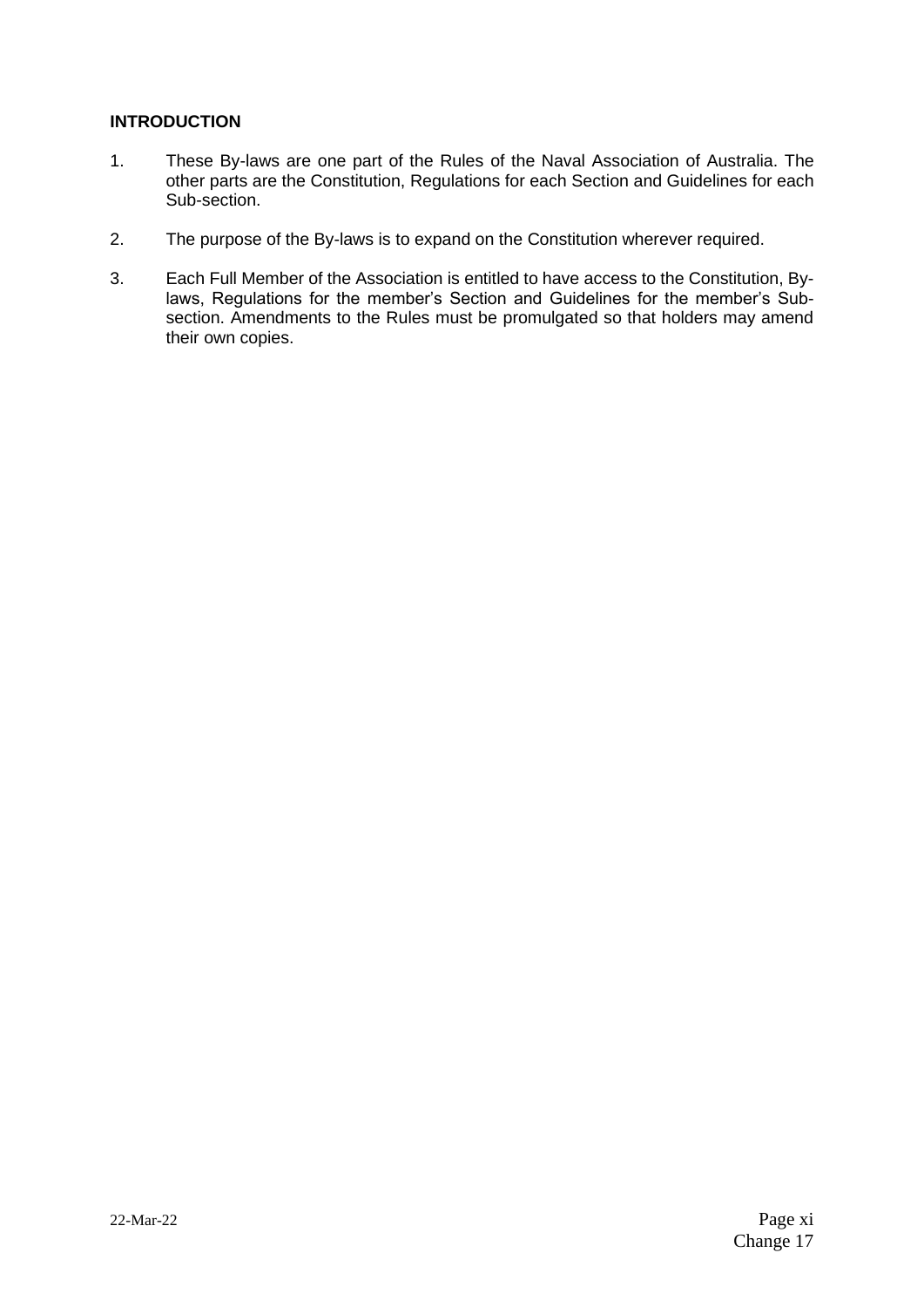## INTRODUCTION

1. These By-laws are one part of the Rules of the Naval Association of Australia. The other parts are the Constitution, Regulations for each Section and Guidelines for each Sub-section.

2. The purpose of the By-laws is to expand on the Constitution wherever required.

3. Each Full Member of the Association is entitled to have access to the Constitution, By-laws, Regulations for the member's Section and Guidelines for the member's Sub-section. Amendments to the Rules must be promulgated so that holders may amend their own copies.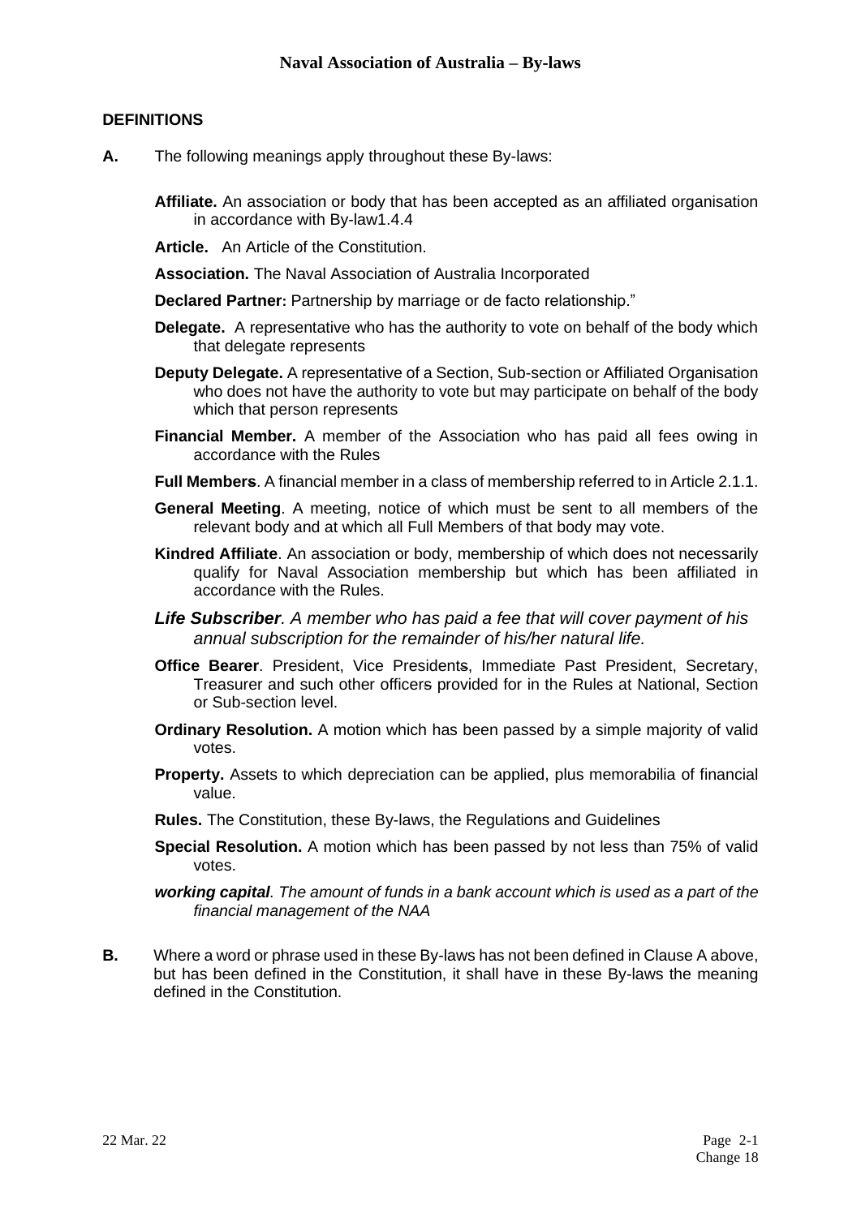### DEFINITIONS

**A.** The following meanings apply throughout these By-laws:

**Affiliate.** An association or body that has been accepted as an affiliated organisation in accordance with By-law1.4.4

**Article.** An Article of the Constitution.

**Association.** The Naval Association of Australia Incorporated

**Declared Partner:** Partnership by marriage or de facto relationship."

**Delegate.** A representative who has the authority to vote on behalf of the body which that delegate represents

**Deputy Delegate.** A representative of a Section, Sub-section or Affiliated Organisation who does not have the authority to vote but may participate on behalf of the body which that person represents

**Financial Member.** A member of the Association who has paid all fees owing in accordance with the Rules

**Full Members**. A financial member in a class of membership referred to in Article 2.1.1.

**General Meeting**. A meeting, notice of which must be sent to all members of the relevant body and at which all Full Members of that body may vote.

**Kindred Affiliate**. An association or body, membership of which does not necessarily qualify for Naval Association membership but which has been affiliated in accordance with the Rules.

***Life Subscriber****. A member who has paid a fee that will cover payment of his annual subscription for the remainder of his/her natural life.*

**Office Bearer**. President, Vice Presidents, Immediate Past President, Secretary, Treasurer and such other officers provided for in the Rules at National, Section or Sub-section level.

**Ordinary Resolution.** A motion which has been passed by a simple majority of valid votes.

**Property.** Assets to which depreciation can be applied, plus memorabilia of financial value.

**Rules.** The Constitution, these By-laws, the Regulations and Guidelines

**Special Resolution.** A motion which has been passed by not less than 75% of valid votes.

***working capital****. The amount of funds in a bank account which is used as a part of the financial management of the NAA*

**B.** Where a word or phrase used in these By-laws has not been defined in Clause A above, but has been defined in the Constitution, it shall have in these By-laws the meaning defined in the Constitution.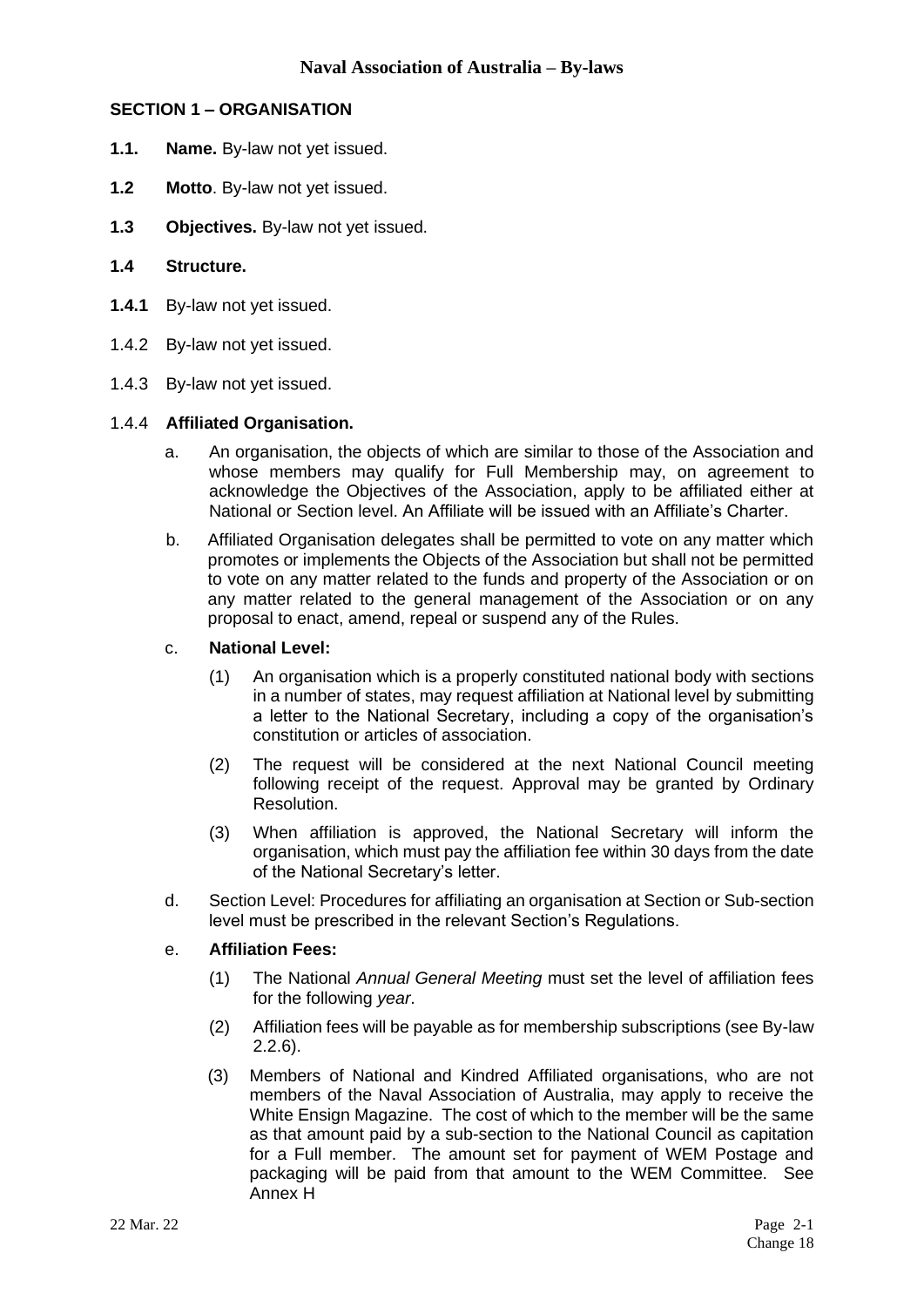## SECTION 1 – ORGANISATION

**1.1. Name.** By-law not yet issued.

**1.2 Motto**. By-law not yet issued.

**1.3 Objectives.** By-law not yet issued.

**1.4 Structure.**

**1.4.1** By-law not yet issued.

1.4.2 By-law not yet issued.

1.4.3 By-law not yet issued.

1.4.4 **Affiliated Organisation.**

a. An organisation, the objects of which are similar to those of the Association and whose members may qualify for Full Membership may, on agreement to acknowledge the Objectives of the Association, apply to be affiliated either at National or Section level. An Affiliate will be issued with an Affiliate's Charter.

b. Affiliated Organisation delegates shall be permitted to vote on any matter which promotes or implements the Objects of the Association but shall not be permitted to vote on any matter related to the funds and property of the Association or on any matter related to the general management of the Association or on any proposal to enact, amend, repeal or suspend any of the Rules.

c. **National Level:**

(1) An organisation which is a properly constituted national body with sections in a number of states, may request affiliation at National level by submitting a letter to the National Secretary, including a copy of the organisation's constitution or articles of association.

(2) The request will be considered at the next National Council meeting following receipt of the request. Approval may be granted by Ordinary Resolution.

(3) When affiliation is approved, the National Secretary will inform the organisation, which must pay the affiliation fee within 30 days from the date of the National Secretary's letter.

d. Section Level: Procedures for affiliating an organisation at Section or Sub-section level must be prescribed in the relevant Section's Regulations.

e. **Affiliation Fees:**

(1) The National *Annual General Meeting* must set the level of affiliation fees for the following *year*.

(2) Affiliation fees will be payable as for membership subscriptions (see By-law 2.2.6).

(3) Members of National and Kindred Affiliated organisations, who are not members of the Naval Association of Australia, may apply to receive the White Ensign Magazine. The cost of which to the member will be the same as that amount paid by a sub-section to the National Council as capitation for a Full member. The amount set for payment of WEM Postage and packaging will be paid from that amount to the WEM Committee. See Annex H

22 Mar. 22

Change 18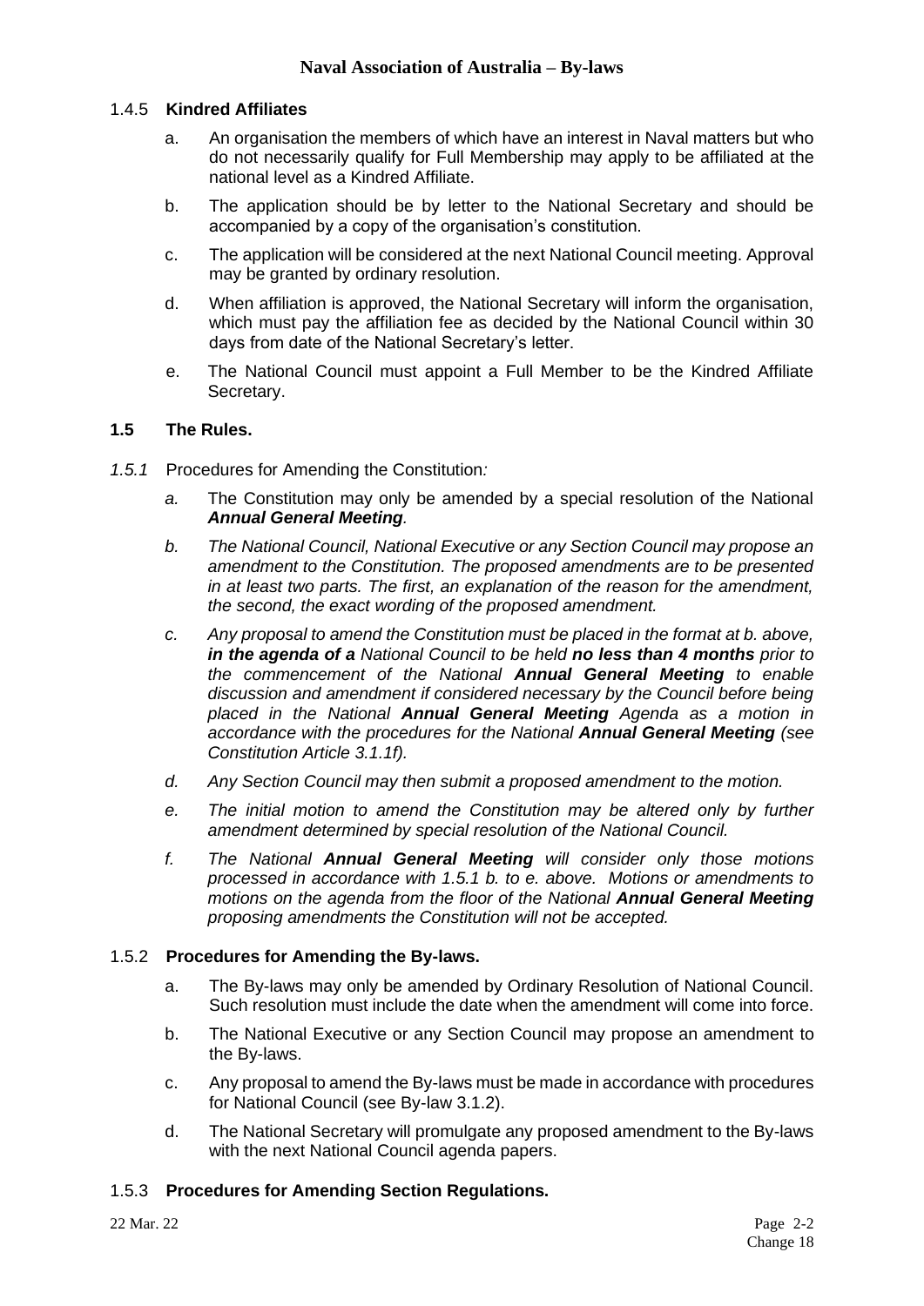#### 1.4.5 **Kindred Affiliates**

a. An organisation the members of which have an interest in Naval matters but who do not necessarily qualify for Full Membership may apply to be affiliated at the national level as a Kindred Affiliate.

b. The application should be by letter to the National Secretary and should be accompanied by a copy of the organisation's constitution.

c. The application will be considered at the next National Council meeting. Approval may be granted by ordinary resolution.

d. When affiliation is approved, the National Secretary will inform the organisation, which must pay the affiliation fee as decided by the National Council within 30 days from date of the National Secretary's letter.

e. The National Council must appoint a Full Member to be the Kindred Affiliate Secretary.

### **1.5 The Rules.**

*1.5.1* Procedures for Amending the Constitution*:*

*a.* The Constitution may only be amended by a special resolution of the National ***Annual General Meeting****.*

*b. The National Council, National Executive or any Section Council may propose an amendment to the Constitution. The proposed amendments are to be presented in at least two parts. The first, an explanation of the reason for the amendment, the second, the exact wording of the proposed amendment.*

*c. Any proposal to amend the Constitution must be placed in the format at b. above,* ***in the agenda of a*** *National Council to be held* ***no less than 4 months*** *prior to the commencement of the National* ***Annual General Meeting*** *to enable discussion and amendment if considered necessary by the Council before being placed in the National* ***Annual General Meeting*** *Agenda as a motion in accordance with the procedures for the National* ***Annual General Meeting*** *(see Constitution Article 3.1.1f).*

*d. Any Section Council may then submit a proposed amendment to the motion.*

*e. The initial motion to amend the Constitution may be altered only by further amendment determined by special resolution of the National Council.*

*f. The National* ***Annual General Meeting*** *will consider only those motions processed in accordance with 1.5.1 b. to e. above. Motions or amendments to motions on the agenda from the floor of the National* ***Annual General Meeting*** *proposing amendments the Constitution will not be accepted.*

#### 1.5.2 **Procedures for Amending the By-laws.**

a. The By-laws may only be amended by Ordinary Resolution of National Council. Such resolution must include the date when the amendment will come into force.

b. The National Executive or any Section Council may propose an amendment to the By-laws.

c. Any proposal to amend the By-laws must be made in accordance with procedures for National Council (see By-law 3.1.2).

d. The National Secretary will promulgate any proposed amendment to the By-laws with the next National Council agenda papers.

#### 1.5.3 **Procedures for Amending Section Regulations.**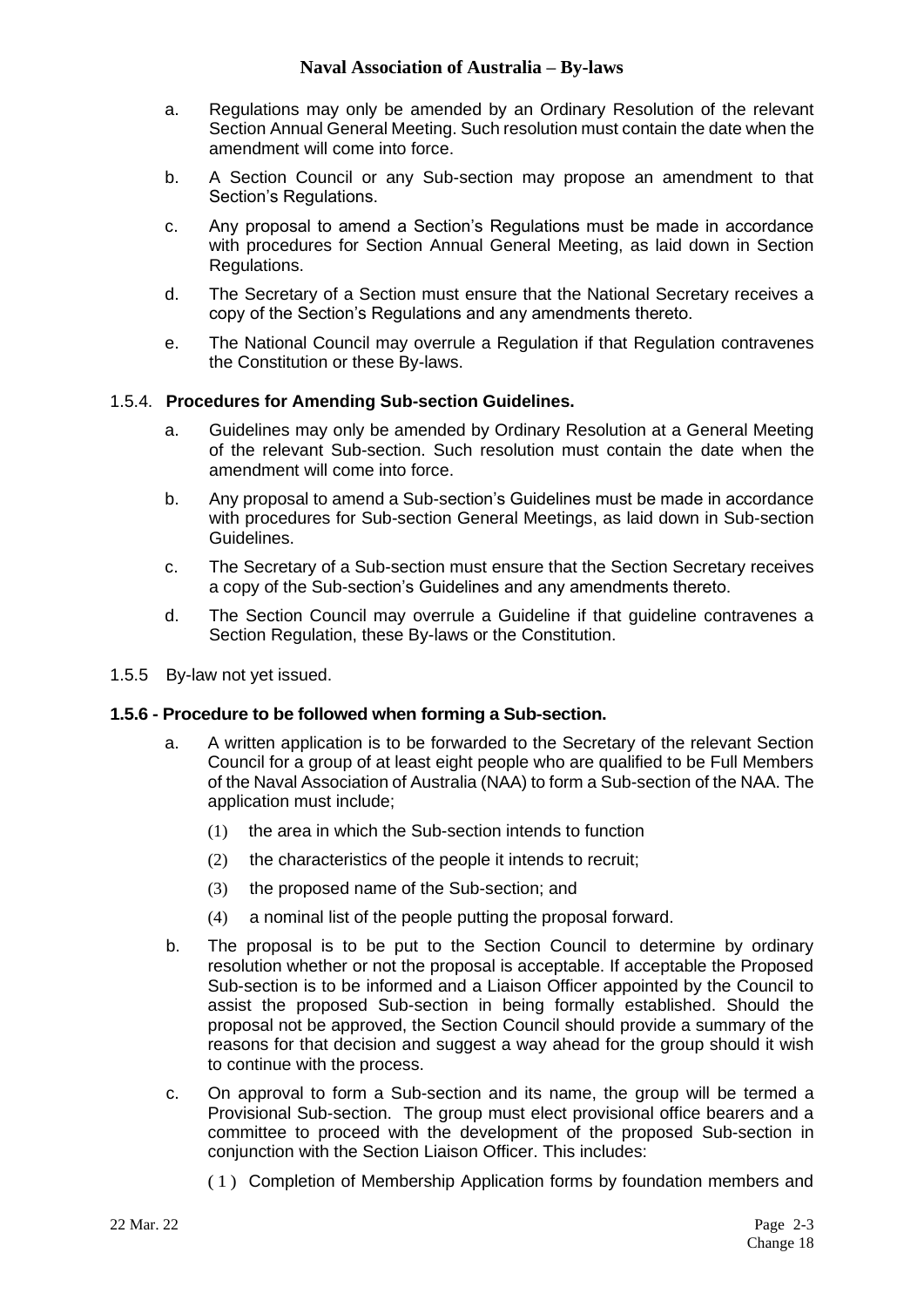a. Regulations may only be amended by an Ordinary Resolution of the relevant Section Annual General Meeting. Such resolution must contain the date when the amendment will come into force.

b. A Section Council or any Sub-section may propose an amendment to that Section's Regulations.

c. Any proposal to amend a Section's Regulations must be made in accordance with procedures for Section Annual General Meeting, as laid down in Section Regulations.

d. The Secretary of a Section must ensure that the National Secretary receives a copy of the Section's Regulations and any amendments thereto.

e. The National Council may overrule a Regulation if that Regulation contravenes the Constitution or these By-laws.

1.5.4. **Procedures for Amending Sub-section Guidelines.**

a. Guidelines may only be amended by Ordinary Resolution at a General Meeting of the relevant Sub-section. Such resolution must contain the date when the amendment will come into force.

b. Any proposal to amend a Sub-section's Guidelines must be made in accordance with procedures for Sub-section General Meetings, as laid down in Sub-section Guidelines.

c. The Secretary of a Sub-section must ensure that the Section Secretary receives a copy of the Sub-section's Guidelines and any amendments thereto.

d. The Section Council may overrule a Guideline if that guideline contravenes a Section Regulation, these By-laws or the Constitution.

1.5.5 By-law not yet issued.

**1.5.6 - Procedure to be followed when forming a Sub-section.**

a. A written application is to be forwarded to the Secretary of the relevant Section Council for a group of at least eight people who are qualified to be Full Members of the Naval Association of Australia (NAA) to form a Sub-section of the NAA. The application must include;

(1) the area in which the Sub-section intends to function

(2) the characteristics of the people it intends to recruit;

(3) the proposed name of the Sub-section; and

(4) a nominal list of the people putting the proposal forward.

b. The proposal is to be put to the Section Council to determine by ordinary resolution whether or not the proposal is acceptable. If acceptable the Proposed Sub-section is to be informed and a Liaison Officer appointed by the Council to assist the proposed Sub-section in being formally established. Should the proposal not be approved, the Section Council should provide a summary of the reasons for that decision and suggest a way ahead for the group should it wish to continue with the process.

c. On approval to form a Sub-section and its name, the group will be termed a Provisional Sub-section. The group must elect provisional office bearers and a committee to proceed with the development of the proposed Sub-section in conjunction with the Section Liaison Officer. This includes:

(1) Completion of Membership Application forms by foundation members and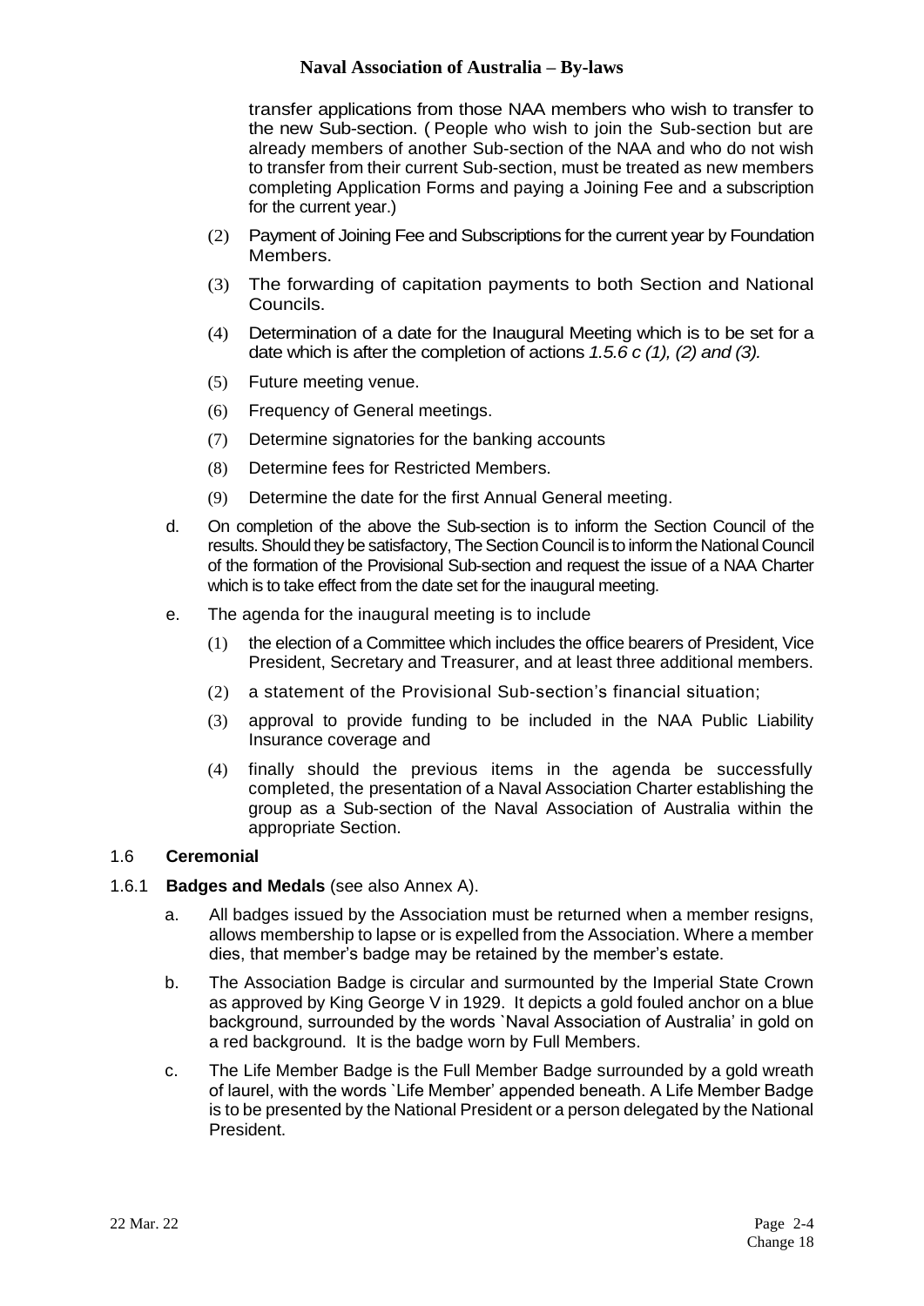transfer applications from those NAA members who wish to transfer to the new Sub-section. ( People who wish to join the Sub-section but are already members of another Sub-section of the NAA and who do not wish to transfer from their current Sub-section, must be treated as new members completing Application Forms and paying a Joining Fee and a subscription for the current year.)

(2) Payment of Joining Fee and Subscriptions for the current year by Foundation Members.

(3) The forwarding of capitation payments to both Section and National Councils.

(4) Determination of a date for the Inaugural Meeting which is to be set for a date which is after the completion of actions *1.5.6 c (1), (2) and (3).*

(5) Future meeting venue.

(6) Frequency of General meetings.

(7) Determine signatories for the banking accounts

(8) Determine fees for Restricted Members.

(9) Determine the date for the first Annual General meeting.

d. On completion of the above the Sub-section is to inform the Section Council of the results. Should they be satisfactory, The Section Council is to inform the National Council of the formation of the Provisional Sub-section and request the issue of a NAA Charter which is to take effect from the date set for the inaugural meeting.

e. The agenda for the inaugural meeting is to include

(1) the election of a Committee which includes the office bearers of President, Vice President, Secretary and Treasurer, and at least three additional members.

(2) a statement of the Provisional Sub-section's financial situation;

(3) approval to provide funding to be included in the NAA Public Liability Insurance coverage and

(4) finally should the previous items in the agenda be successfully completed, the presentation of a Naval Association Charter establishing the group as a Sub-section of the Naval Association of Australia within the appropriate Section.

## 1.6 **Ceremonial**

### 1.6.1 **Badges and Medals** (see also Annex A).

a. All badges issued by the Association must be returned when a member resigns, allows membership to lapse or is expelled from the Association. Where a member dies, that member's badge may be retained by the member's estate.

b. The Association Badge is circular and surmounted by the Imperial State Crown as approved by King George V in 1929. It depicts a gold fouled anchor on a blue background, surrounded by the words `Naval Association of Australia' in gold on a red background. It is the badge worn by Full Members.

c. The Life Member Badge is the Full Member Badge surrounded by a gold wreath of laurel, with the words `Life Member' appended beneath. A Life Member Badge is to be presented by the National President or a person delegated by the National President.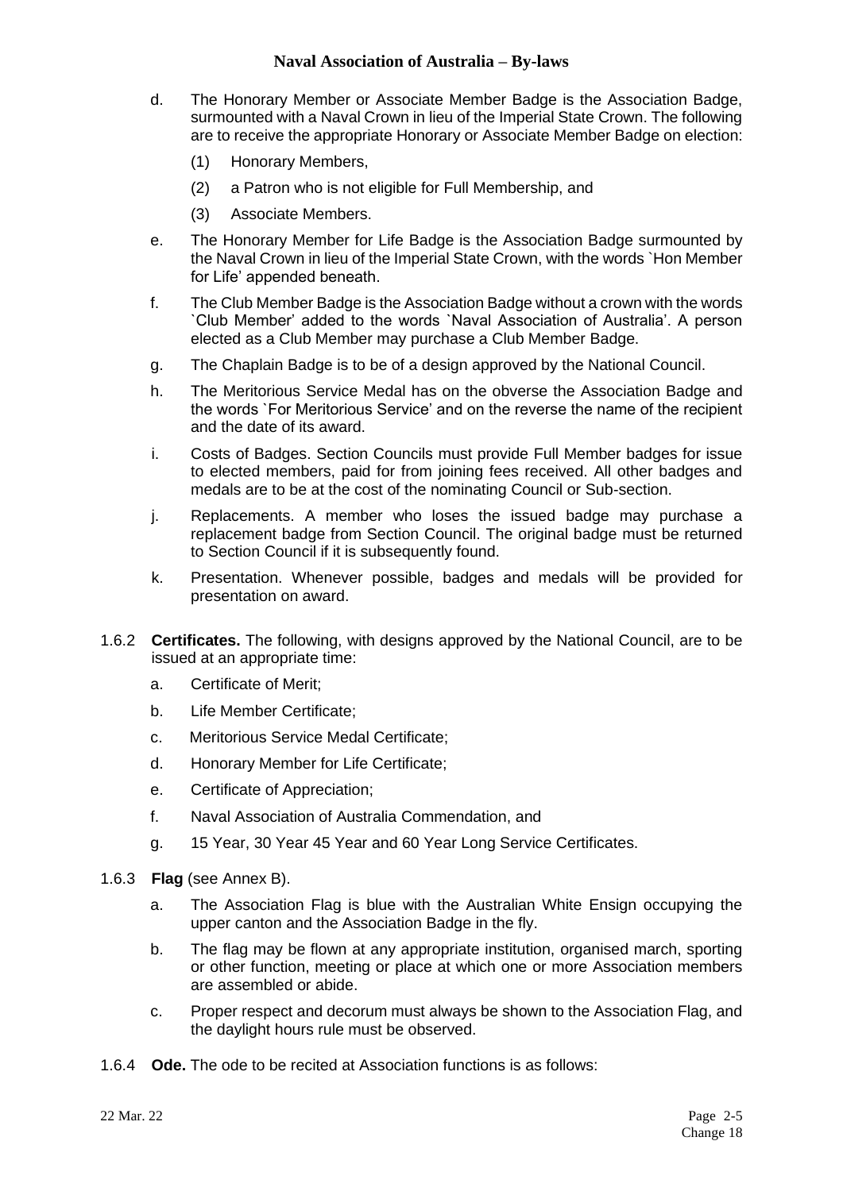d. The Honorary Member or Associate Member Badge is the Association Badge, surmounted with a Naval Crown in lieu of the Imperial State Crown. The following are to receive the appropriate Honorary or Associate Member Badge on election:

   (1) Honorary Members,

   (2) a Patron who is not eligible for Full Membership, and

   (3) Associate Members.

e. The Honorary Member for Life Badge is the Association Badge surmounted by the Naval Crown in lieu of the Imperial State Crown, with the words `Hon Member for Life' appended beneath.

f. The Club Member Badge is the Association Badge without a crown with the words `Club Member' added to the words `Naval Association of Australia'. A person elected as a Club Member may purchase a Club Member Badge.

g. The Chaplain Badge is to be of a design approved by the National Council.

h. The Meritorious Service Medal has on the obverse the Association Badge and the words `For Meritorious Service' and on the reverse the name of the recipient and the date of its award.

i. Costs of Badges. Section Councils must provide Full Member badges for issue to elected members, paid for from joining fees received. All other badges and medals are to be at the cost of the nominating Council or Sub-section.

j. Replacements. A member who loses the issued badge may purchase a replacement badge from Section Council. The original badge must be returned to Section Council if it is subsequently found.

k. Presentation. Whenever possible, badges and medals will be provided for presentation on award.

1.6.2 **Certificates.** The following, with designs approved by the National Council, are to be issued at an appropriate time:

a. Certificate of Merit;

b. Life Member Certificate;

c. Meritorious Service Medal Certificate;

d. Honorary Member for Life Certificate;

e. Certificate of Appreciation;

f. Naval Association of Australia Commendation, and

g. 15 Year, 30 Year 45 Year and 60 Year Long Service Certificates.

1.6.3 **Flag** (see Annex B).

a. The Association Flag is blue with the Australian White Ensign occupying the upper canton and the Association Badge in the fly.

b. The flag may be flown at any appropriate institution, organised march, sporting or other function, meeting or place at which one or more Association members are assembled or abide.

c. Proper respect and decorum must always be shown to the Association Flag, and the daylight hours rule must be observed.

1.6.4 **Ode.** The ode to be recited at Association functions is as follows: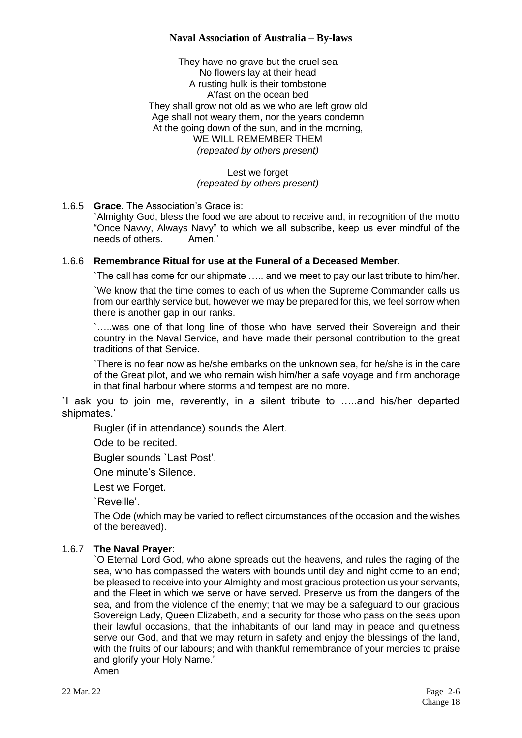They have no grave but the cruel sea
No flowers lay at their head
A rusting hulk is their tombstone
A'fast on the ocean bed
They shall grow not old as we who are left grow old
Age shall not weary them, nor the years condemn
At the going down of the sun, and in the morning,
WE WILL REMEMBER THEM
*(repeated by others present)*

Lest we forget
*(repeated by others present)*

1.6.5 **Grace.** The Association's Grace is:
`Almighty God, bless the food we are about to receive and, in recognition of the motto "Once Navvy, Always Navy" to which we all subscribe, keep us ever mindful of the needs of others. Amen.'

1.6.6 **Remembrance Ritual for use at the Funeral of a Deceased Member.**

`The call has come for our shipmate ….. and we meet to pay our last tribute to him/her.

`We know that the time comes to each of us when the Supreme Commander calls us from our earthly service but, however we may be prepared for this, we feel sorrow when there is another gap in our ranks.

`…..was one of that long line of those who have served their Sovereign and their country in the Naval Service, and have made their personal contribution to the great traditions of that Service.

`There is no fear now as he/she embarks on the unknown sea, for he/she is in the care of the Great pilot, and we who remain wish him/her a safe voyage and firm anchorage in that final harbour where storms and tempest are no more.

`I ask you to join me, reverently, in a silent tribute to …..and his/her departed shipmates.'

Bugler (if in attendance) sounds the Alert.

Ode to be recited.

Bugler sounds `Last Post'.

One minute's Silence.

Lest we Forget.

`Reveille'.

The Ode (which may be varied to reflect circumstances of the occasion and the wishes of the bereaved).

1.6.7 **The Naval Prayer**:
`O Eternal Lord God, who alone spreads out the heavens, and rules the raging of the sea, who has compassed the waters with bounds until day and night come to an end; be pleased to receive into your Almighty and most gracious protection us your servants, and the Fleet in which we serve or have served. Preserve us from the dangers of the sea, and from the violence of the enemy; that we may be a safeguard to our gracious Sovereign Lady, Queen Elizabeth, and a security for those who pass on the seas upon their lawful occasions, that the inhabitants of our land may in peace and quietness serve our God, and that we may return in safety and enjoy the blessings of the land, with the fruits of our labours; and with thankful remembrance of your mercies to praise and glorify your Holy Name.'
Amen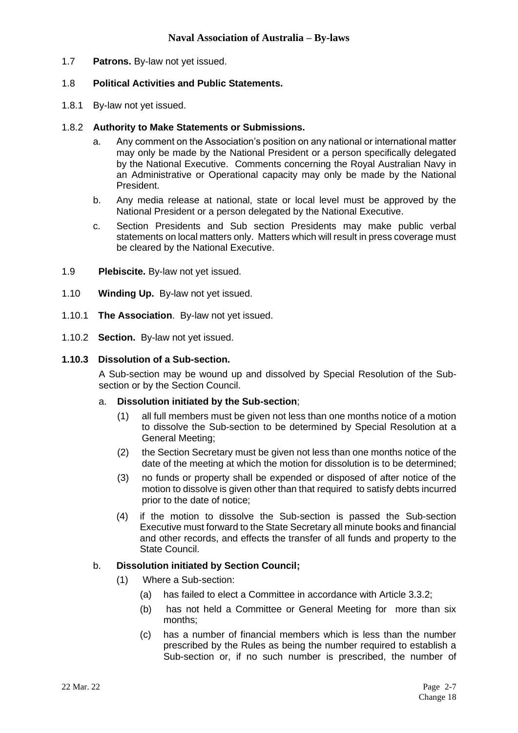1.7 **Patrons.** By-law not yet issued.

1.8 **Political Activities and Public Statements.**

1.8.1 By-law not yet issued.

1.8.2 **Authority to Make Statements or Submissions.**

a. Any comment on the Association's position on any national or international matter may only be made by the National President or a person specifically delegated by the National Executive. Comments concerning the Royal Australian Navy in an Administrative or Operational capacity may only be made by the National President.

b. Any media release at national, state or local level must be approved by the National President or a person delegated by the National Executive.

c. Section Presidents and Sub section Presidents may make public verbal statements on local matters only. Matters which will result in press coverage must be cleared by the National Executive.

1.9 **Plebiscite.** By-law not yet issued.

1.10 **Winding Up.** By-law not yet issued.

1.10.1 **The Association**. By-law not yet issued.

1.10.2 **Section.** By-law not yet issued.

**1.10.3 Dissolution of a Sub-section.**

A Sub-section may be wound up and dissolved by Special Resolution of the Sub-section or by the Section Council.

a. **Dissolution initiated by the Sub-section**;

(1) all full members must be given not less than one months notice of a motion to dissolve the Sub-section to be determined by Special Resolution at a General Meeting;

(2) the Section Secretary must be given not less than one months notice of the date of the meeting at which the motion for dissolution is to be determined;

(3) no funds or property shall be expended or disposed of after notice of the motion to dissolve is given other than that required to satisfy debts incurred prior to the date of notice;

(4) if the motion to dissolve the Sub-section is passed the Sub-section Executive must forward to the State Secretary all minute books and financial and other records, and effects the transfer of all funds and property to the State Council.

b. **Dissolution initiated by Section Council;**

(1) Where a Sub-section:

(a) has failed to elect a Committee in accordance with Article 3.3.2;

(b) has not held a Committee or General Meeting for more than six months;

(c) has a number of financial members which is less than the number prescribed by the Rules as being the number required to establish a Sub-section or, if no such number is prescribed, the number of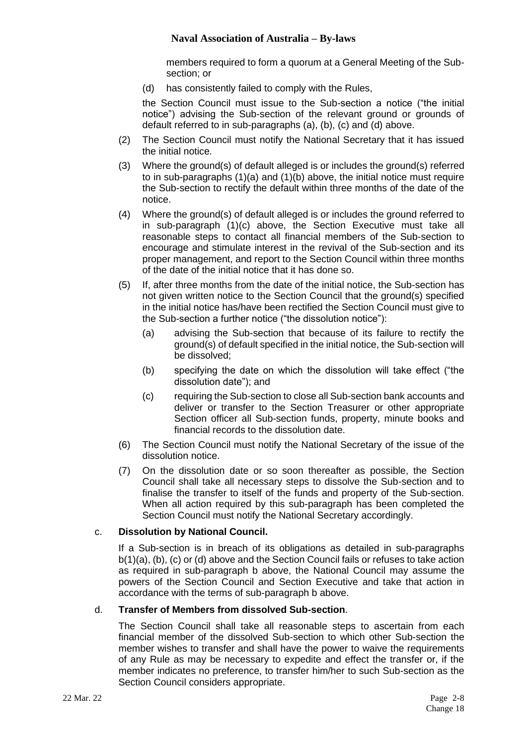members required to form a quorum at a General Meeting of the Sub-section; or

(d) has consistently failed to comply with the Rules,

the Section Council must issue to the Sub-section a notice ("the initial notice") advising the Sub-section of the relevant ground or grounds of default referred to in sub-paragraphs (a), (b), (c) and (d) above.

(2) The Section Council must notify the National Secretary that it has issued the initial notice.

(3) Where the ground(s) of default alleged is or includes the ground(s) referred to in sub-paragraphs (1)(a) and (1)(b) above, the initial notice must require the Sub-section to rectify the default within three months of the date of the notice.

(4) Where the ground(s) of default alleged is or includes the ground referred to in sub-paragraph (1)(c) above, the Section Executive must take all reasonable steps to contact all financial members of the Sub-section to encourage and stimulate interest in the revival of the Sub-section and its proper management, and report to the Section Council within three months of the date of the initial notice that it has done so.

(5) If, after three months from the date of the initial notice, the Sub-section has not given written notice to the Section Council that the ground(s) specified in the initial notice has/have been rectified the Section Council must give to the Sub-section a further notice ("the dissolution notice"):

(a) advising the Sub-section that because of its failure to rectify the ground(s) of default specified in the initial notice, the Sub-section will be dissolved;

(b) specifying the date on which the dissolution will take effect ("the dissolution date"); and

(c) requiring the Sub-section to close all Sub-section bank accounts and deliver or transfer to the Section Treasurer or other appropriate Section officer all Sub-section funds, property, minute books and financial records to the dissolution date.

(6) The Section Council must notify the National Secretary of the issue of the dissolution notice.

(7) On the dissolution date or so soon thereafter as possible, the Section Council shall take all necessary steps to dissolve the Sub-section and to finalise the transfer to itself of the funds and property of the Sub-section. When all action required by this sub-paragraph has been completed the Section Council must notify the National Secretary accordingly.

c. **Dissolution by National Council.**

If a Sub-section is in breach of its obligations as detailed in sub-paragraphs b(1)(a), (b), (c) or (d) above and the Section Council fails or refuses to take action as required in sub-paragraph b above, the National Council may assume the powers of the Section Council and Section Executive and take that action in accordance with the terms of sub-paragraph b above.

d. **Transfer of Members from dissolved Sub-section**.

The Section Council shall take all reasonable steps to ascertain from each financial member of the dissolved Sub-section to which other Sub-section the member wishes to transfer and shall have the power to waive the requirements of any Rule as may be necessary to expedite and effect the transfer or, if the member indicates no preference, to transfer him/her to such Sub-section as the Section Council considers appropriate.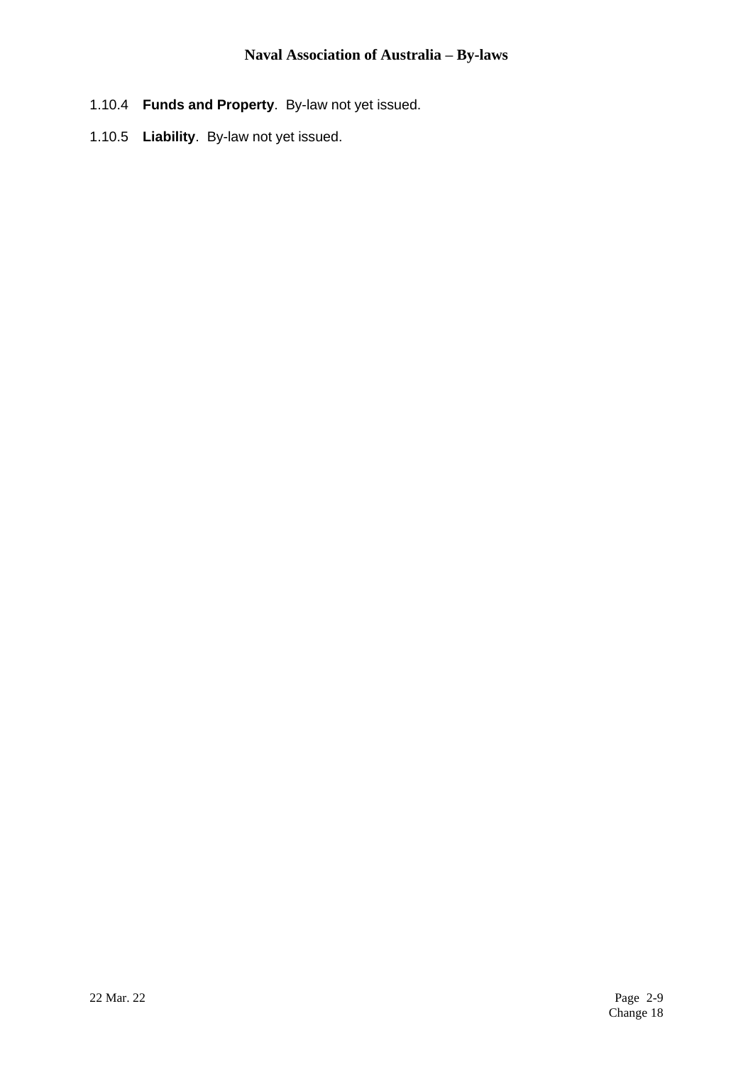1.10.4 **Funds and Property**. By-law not yet issued.

1.10.5 **Liability**. By-law not yet issued.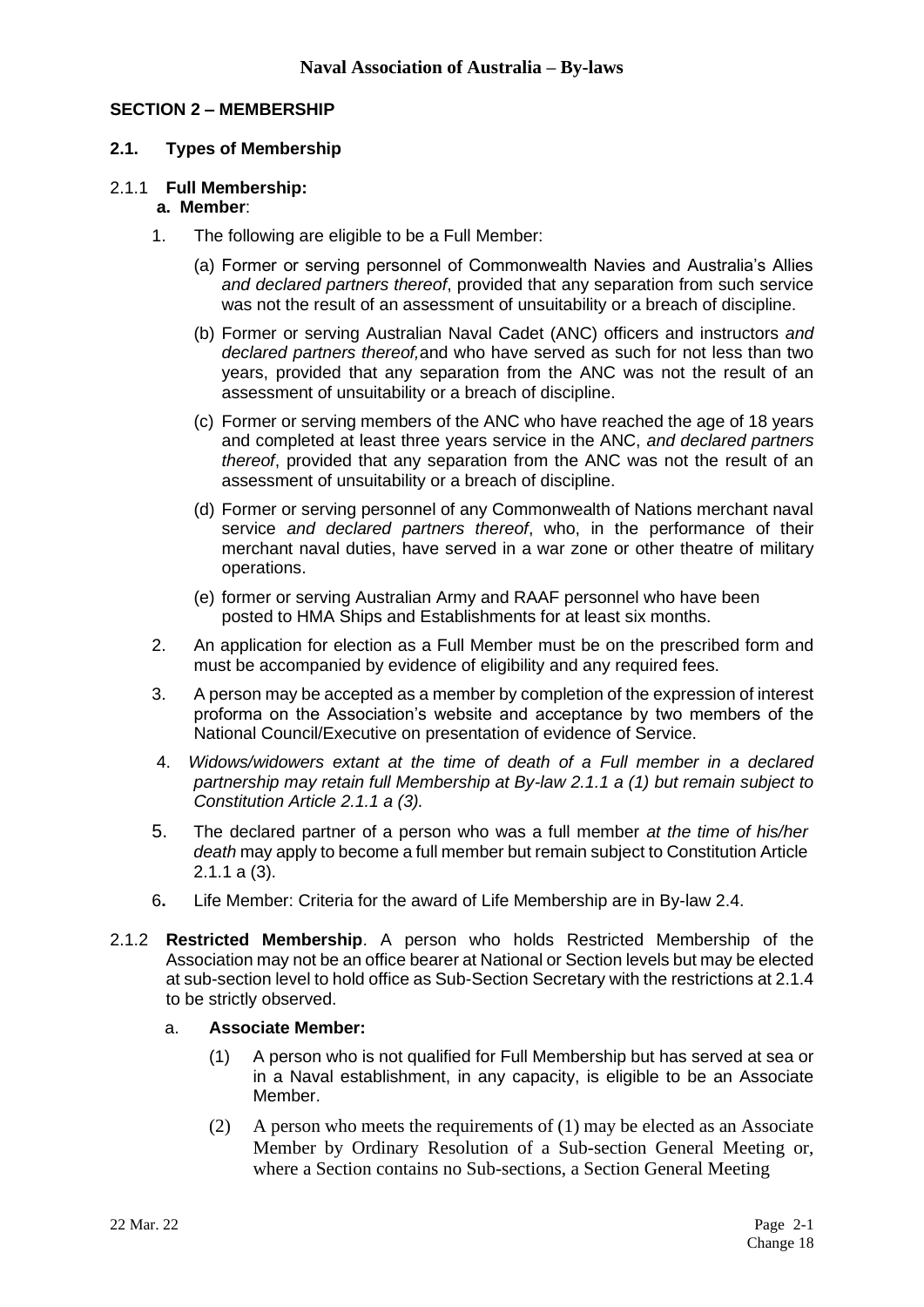## SECTION 2 – MEMBERSHIP

### 2.1. Types of Membership

#### 2.1.1 Full Membership:

**a. Member**:

1. The following are eligible to be a Full Member:

   (a) Former or serving personnel of Commonwealth Navies and Australia's Allies *and declared partners thereof*, provided that any separation from such service was not the result of an assessment of unsuitability or a breach of discipline.

   (b) Former or serving Australian Naval Cadet (ANC) officers and instructors *and declared partners thereof,* and who have served as such for not less than two years, provided that any separation from the ANC was not the result of an assessment of unsuitability or a breach of discipline.

   (c) Former or serving members of the ANC who have reached the age of 18 years and completed at least three years service in the ANC, *and declared partners thereof*, provided that any separation from the ANC was not the result of an assessment of unsuitability or a breach of discipline.

   (d) Former or serving personnel of any Commonwealth of Nations merchant naval service *and declared partners thereof*, who, in the performance of their merchant naval duties, have served in a war zone or other theatre of military operations.

   (e) former or serving Australian Army and RAAF personnel who have been posted to HMA Ships and Establishments for at least six months.

2. An application for election as a Full Member must be on the prescribed form and must be accompanied by evidence of eligibility and any required fees.

3. A person may be accepted as a member by completion of the expression of interest proforma on the Association's website and acceptance by two members of the National Council/Executive on presentation of evidence of Service.

4. *Widows/widowers extant at the time of death of a Full member in a declared partnership may retain full Membership at By-law 2.1.1 a (1) but remain subject to Constitution Article 2.1.1 a (3).*

5. The declared partner of a person who was a full member *at the time of his/her death* may apply to become a full member but remain subject to Constitution Article 2.1.1 a (3).

6. Life Member: Criteria for the award of Life Membership are in By-law 2.4.

#### 2.1.2 Restricted Membership

**Restricted Membership**. A person who holds Restricted Membership of the Association may not be an office bearer at National or Section levels but may be elected at sub-section level to hold office as Sub-Section Secretary with the restrictions at 2.1.4 to be strictly observed.

a. **Associate Member:**

   (1) A person who is not qualified for Full Membership but has served at sea or in a Naval establishment, in any capacity, is eligible to be an Associate Member.

   (2) A person who meets the requirements of (1) may be elected as an Associate Member by Ordinary Resolution of a Sub-section General Meeting or, where a Section contains no Sub-sections, a Section General Meeting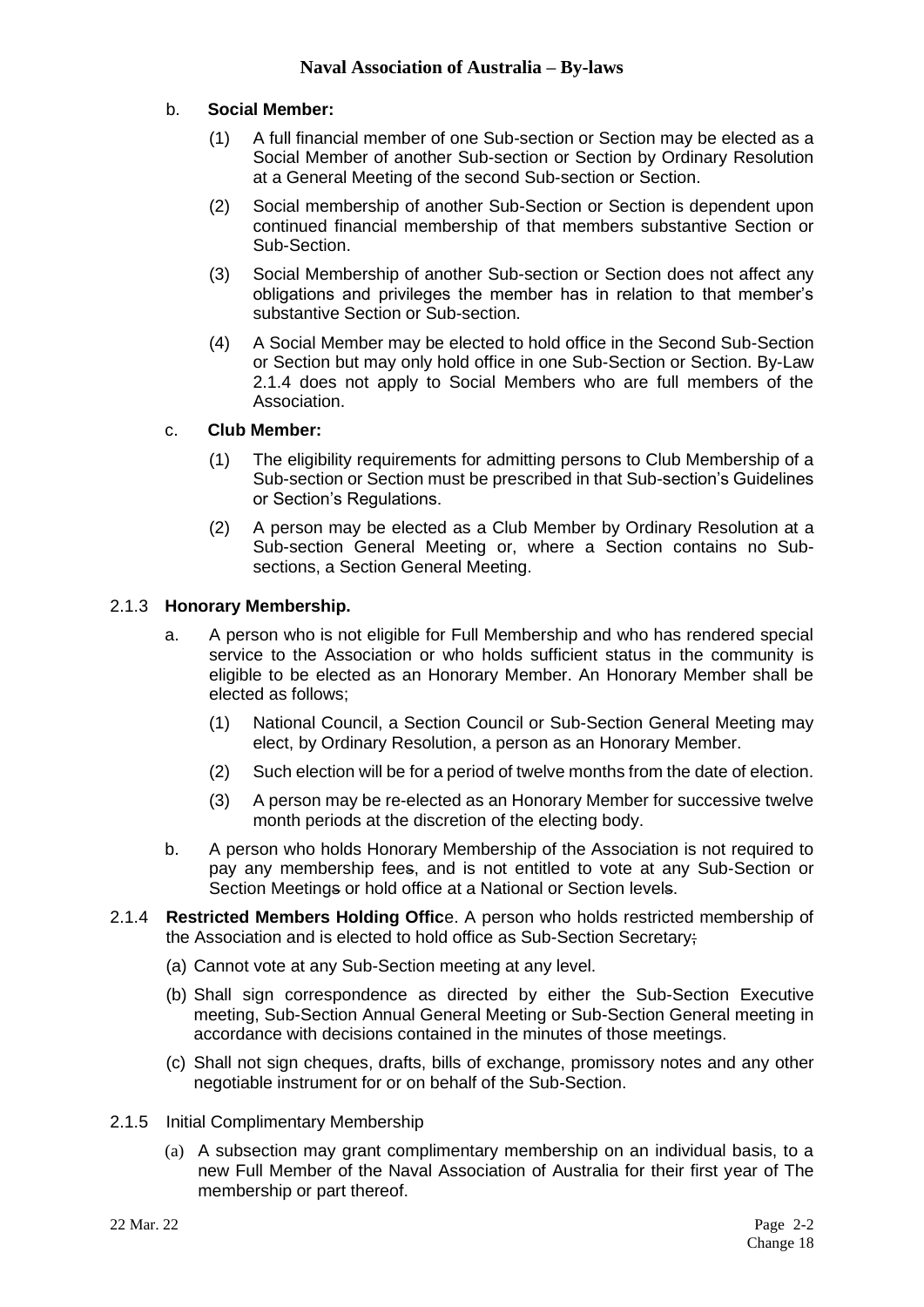b. **Social Member:**

(1) A full financial member of one Sub-section or Section may be elected as a Social Member of another Sub-section or Section by Ordinary Resolution at a General Meeting of the second Sub-section or Section.

(2) Social membership of another Sub-Section or Section is dependent upon continued financial membership of that members substantive Section or Sub-Section.

(3) Social Membership of another Sub-section or Section does not affect any obligations and privileges the member has in relation to that member's substantive Section or Sub-section.

(4) A Social Member may be elected to hold office in the Second Sub-Section or Section but may only hold office in one Sub-Section or Section. By-Law 2.1.4 does not apply to Social Members who are full members of the Association.

c. **Club Member:**

(1) The eligibility requirements for admitting persons to Club Membership of a Sub-section or Section must be prescribed in that Sub-section's Guidelines or Section's Regulations.

(2) A person may be elected as a Club Member by Ordinary Resolution at a Sub-section General Meeting or, where a Section contains no Sub-sections, a Section General Meeting.

2.1.3 **Honorary Membership.**

a. A person who is not eligible for Full Membership and who has rendered special service to the Association or who holds sufficient status in the community is eligible to be elected as an Honorary Member. An Honorary Member shall be elected as follows;

(1) National Council, a Section Council or Sub-Section General Meeting may elect, by Ordinary Resolution, a person as an Honorary Member.

(2) Such election will be for a period of twelve months from the date of election.

(3) A person may be re-elected as an Honorary Member for successive twelve month periods at the discretion of the electing body.

b. A person who holds Honorary Membership of the Association is not required to pay any membership fee~~s~~, and is not entitled to vote at any Sub-Section or Section Meeting~~s~~ or hold office at a National or Section level~~s~~.

2.1.4 **Restricted Members Holding Office**. A person who holds restricted membership of the Association and is elected to hold office as Sub-Section Secretary~~;~~

(a) Cannot vote at any Sub-Section meeting at any level.

(b) Shall sign correspondence as directed by either the Sub-Section Executive meeting, Sub-Section Annual General Meeting or Sub-Section General meeting in accordance with decisions contained in the minutes of those meetings.

(c) Shall not sign cheques, drafts, bills of exchange, promissory notes and any other negotiable instrument for or on behalf of the Sub-Section.

2.1.5 Initial Complimentary Membership

(a) A subsection may grant complimentary membership on an individual basis, to a new Full Member of the Naval Association of Australia for their first year of The membership or part thereof.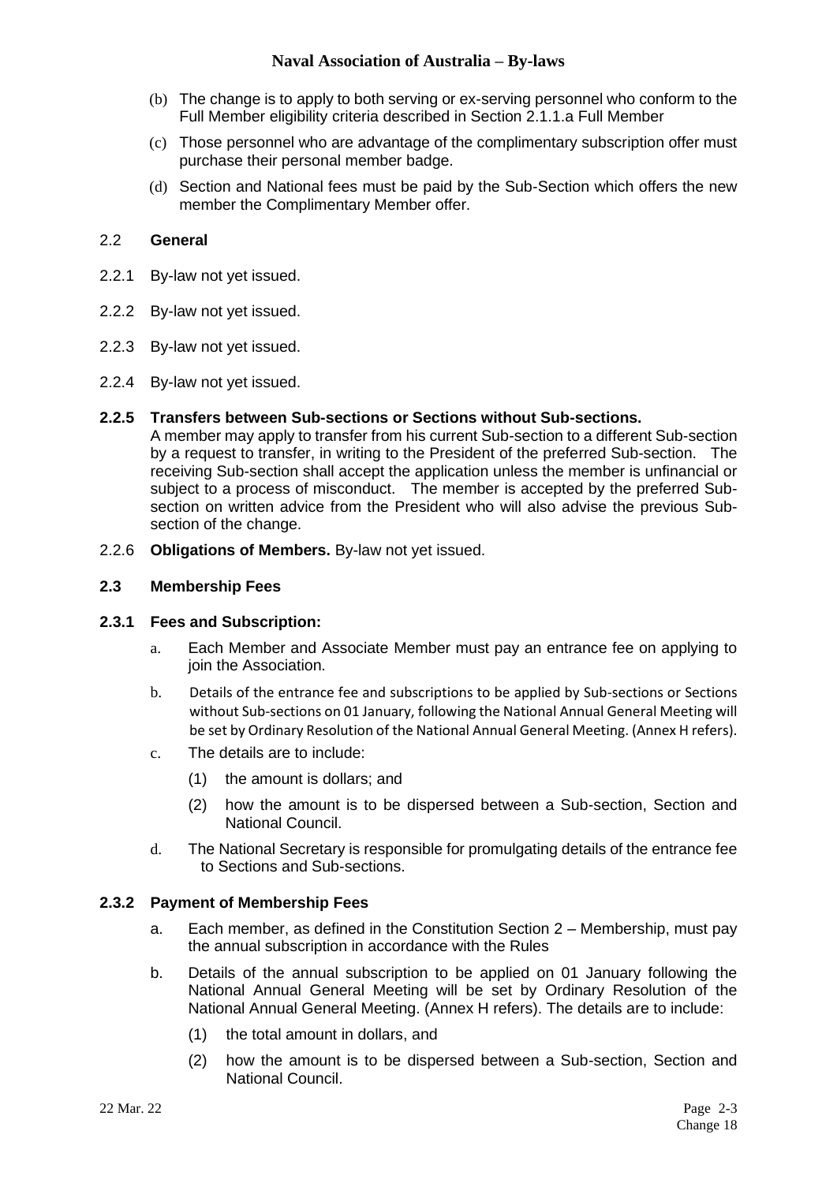(b) The change is to apply to both serving or ex-serving personnel who conform to the Full Member eligibility criteria described in Section 2.1.1.a Full Member

(c) Those personnel who are advantage of the complimentary subscription offer must purchase their personal member badge.

(d) Section and National fees must be paid by the Sub-Section which offers the new member the Complimentary Member offer.

## 2.2 **General**

2.2.1 By-law not yet issued.

2.2.2 By-law not yet issued.

2.2.3 By-law not yet issued.

2.2.4 By-law not yet issued.

### 2.2.5 Transfers between Sub-sections or Sections without Sub-sections.

A member may apply to transfer from his current Sub-section to a different Sub-section by a request to transfer, in writing to the President of the preferred Sub-section. The receiving Sub-section shall accept the application unless the member is unfinancial or subject to a process of misconduct. The member is accepted by the preferred Sub-section on written advice from the President who will also advise the previous Sub-section of the change.

2.2.6 **Obligations of Members.** By-law not yet issued.

## 2.3 Membership Fees

### 2.3.1 Fees and Subscription:

a. Each Member and Associate Member must pay an entrance fee on applying to join the Association.

b. Details of the entrance fee and subscriptions to be applied by Sub-sections or Sections without Sub-sections on 01 January, following the National Annual General Meeting will be set by Ordinary Resolution of the National Annual General Meeting. (Annex H refers).

c. The details are to include:

   (1) the amount is dollars; and

   (2) how the amount is to be dispersed between a Sub-section, Section and National Council.

d. The National Secretary is responsible for promulgating details of the entrance fee to Sections and Sub-sections.

### 2.3.2 Payment of Membership Fees

a. Each member, as defined in the Constitution Section 2 – Membership, must pay the annual subscription in accordance with the Rules

b. Details of the annual subscription to be applied on 01 January following the National Annual General Meeting will be set by Ordinary Resolution of the National Annual General Meeting. (Annex H refers). The details are to include:

   (1) the total amount in dollars, and

   (2) how the amount is to be dispersed between a Sub-section, Section and National Council.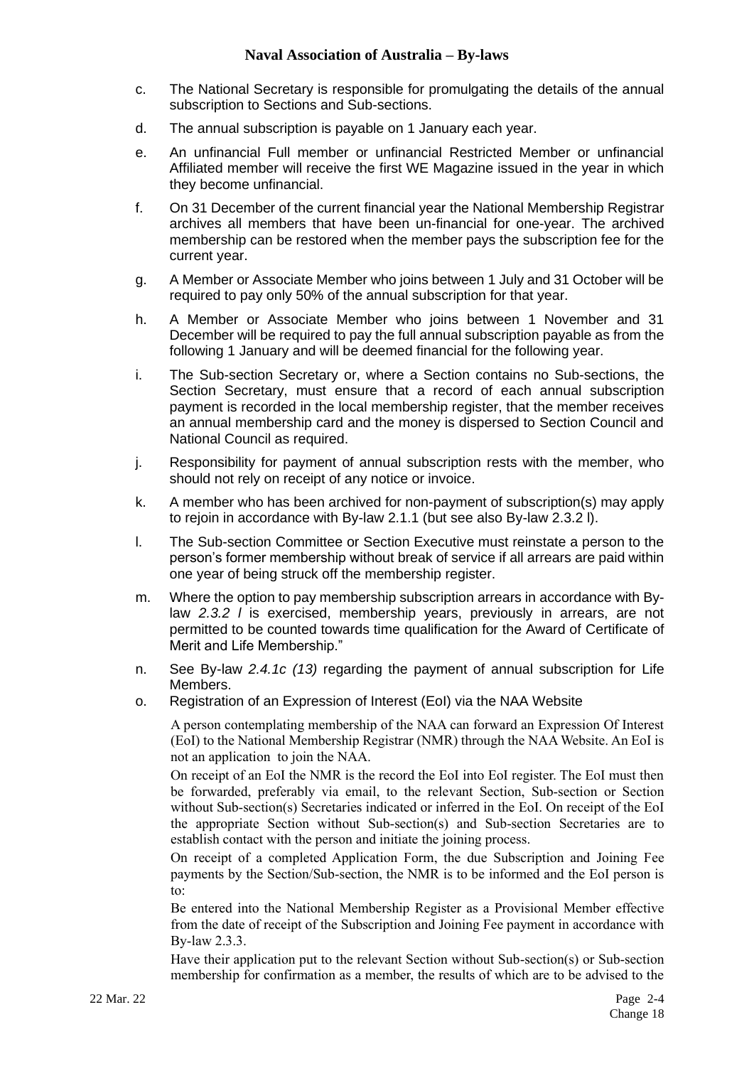c. The National Secretary is responsible for promulgating the details of the annual subscription to Sections and Sub-sections.

d. The annual subscription is payable on 1 January each year.

e. An unfinancial Full member or unfinancial Restricted Member or unfinancial Affiliated member will receive the first WE Magazine issued in the year in which they become unfinancial.

f. On 31 December of the current financial year the National Membership Registrar archives all members that have been un-financial for one-year. The archived membership can be restored when the member pays the subscription fee for the current year.

g. A Member or Associate Member who joins between 1 July and 31 October will be required to pay only 50% of the annual subscription for that year.

h. A Member or Associate Member who joins between 1 November and 31 December will be required to pay the full annual subscription payable as from the following 1 January and will be deemed financial for the following year.

i. The Sub-section Secretary or, where a Section contains no Sub-sections, the Section Secretary, must ensure that a record of each annual subscription payment is recorded in the local membership register, that the member receives an annual membership card and the money is dispersed to Section Council and National Council as required.

j. Responsibility for payment of annual subscription rests with the member, who should not rely on receipt of any notice or invoice.

k. A member who has been archived for non-payment of subscription(s) may apply to rejoin in accordance with By-law 2.1.1 (but see also By-law 2.3.2 l).

l. The Sub-section Committee or Section Executive must reinstate a person to the person's former membership without break of service if all arrears are paid within one year of being struck off the membership register.

m. Where the option to pay membership subscription arrears in accordance with By-law *2.3.2 l* is exercised, membership years, previously in arrears, are not permitted to be counted towards time qualification for the Award of Certificate of Merit and Life Membership."

n. See By-law *2.4.1c (13)* regarding the payment of annual subscription for Life Members.

o. Registration of an Expression of Interest (EoI) via the NAA Website

A person contemplating membership of the NAA can forward an Expression Of Interest (EoI) to the National Membership Registrar (NMR) through the NAA Website. An EoI is not an application to join the NAA.

On receipt of an EoI the NMR is the record the EoI into EoI register. The EoI must then be forwarded, preferably via email, to the relevant Section, Sub-section or Section without Sub-section(s) Secretaries indicated or inferred in the EoI. On receipt of the EoI the appropriate Section without Sub-section(s) and Sub-section Secretaries are to establish contact with the person and initiate the joining process.

On receipt of a completed Application Form, the due Subscription and Joining Fee payments by the Section/Sub-section, the NMR is to be informed and the EoI person is to:

Be entered into the National Membership Register as a Provisional Member effective from the date of receipt of the Subscription and Joining Fee payment in accordance with By-law 2.3.3.

Have their application put to the relevant Section without Sub-section(s) or Sub-section membership for confirmation as a member, the results of which are to be advised to the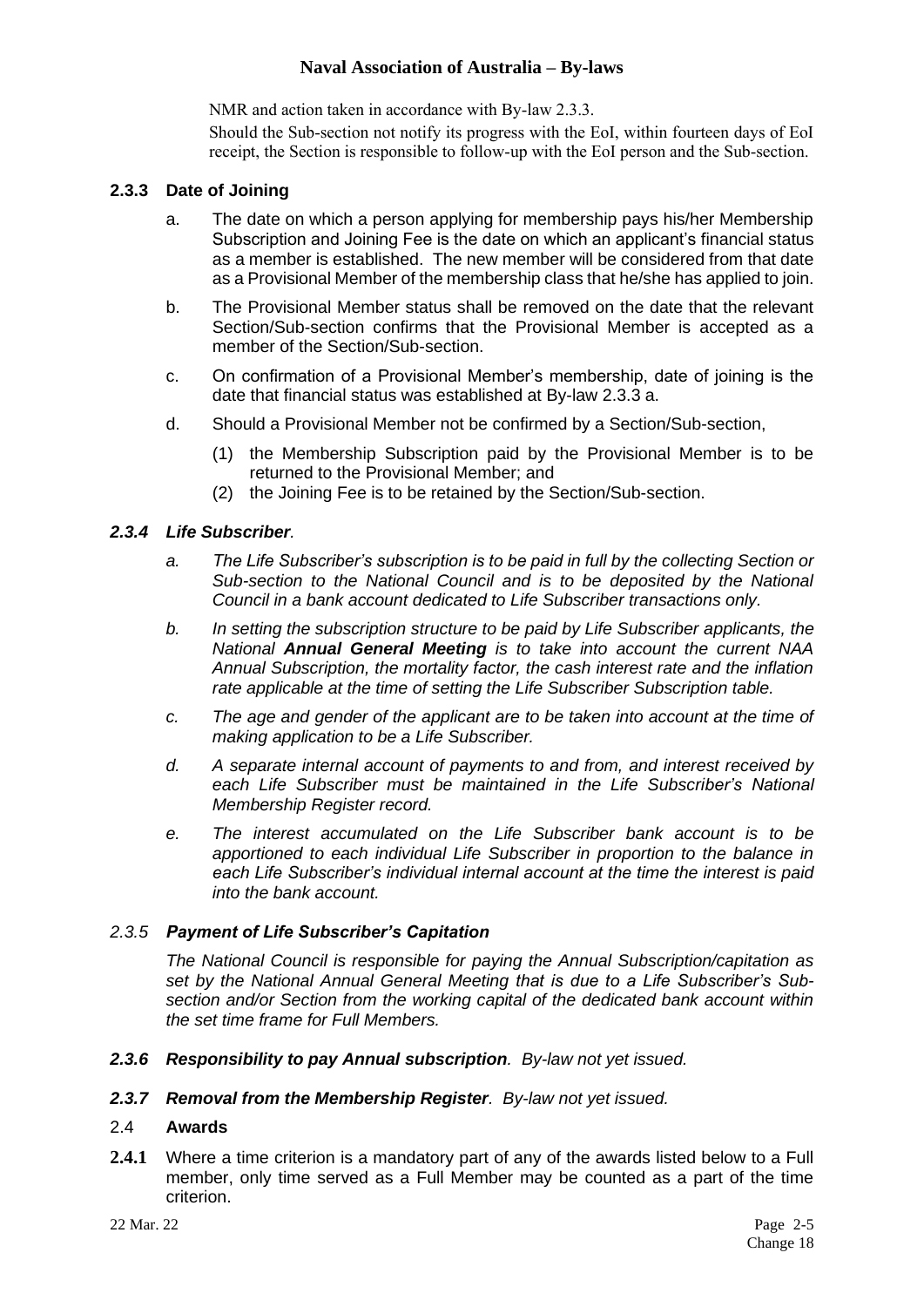NMR and action taken in accordance with By-law 2.3.3.

Should the Sub-section not notify its progress with the EoI, within fourteen days of EoI receipt, the Section is responsible to follow-up with the EoI person and the Sub-section.

### 2.3.3 Date of Joining

a. The date on which a person applying for membership pays his/her Membership Subscription and Joining Fee is the date on which an applicant's financial status as a member is established. The new member will be considered from that date as a Provisional Member of the membership class that he/she has applied to join.

b. The Provisional Member status shall be removed on the date that the relevant Section/Sub-section confirms that the Provisional Member is accepted as a member of the Section/Sub-section.

c. On confirmation of a Provisional Member's membership, date of joining is the date that financial status was established at By-law 2.3.3 a.

d. Should a Provisional Member not be confirmed by a Section/Sub-section,

   (1) the Membership Subscription paid by the Provisional Member is to be returned to the Provisional Member; and

   (2) the Joining Fee is to be retained by the Section/Sub-section.

### *2.3.4 Life Subscriber.*

*a. The Life Subscriber's subscription is to be paid in full by the collecting Section or Sub-section to the National Council and is to be deposited by the National Council in a bank account dedicated to Life Subscriber transactions only.*

*b. In setting the subscription structure to be paid by Life Subscriber applicants, the National* ***Annual General Meeting*** *is to take into account the current NAA Annual Subscription, the mortality factor, the cash interest rate and the inflation rate applicable at the time of setting the Life Subscriber Subscription table.*

*c. The age and gender of the applicant are to be taken into account at the time of making application to be a Life Subscriber.*

*d. A separate internal account of payments to and from, and interest received by each Life Subscriber must be maintained in the Life Subscriber's National Membership Register record.*

*e. The interest accumulated on the Life Subscriber bank account is to be apportioned to each individual Life Subscriber in proportion to the balance in each Life Subscriber's individual internal account at the time the interest is paid into the bank account.*

### *2.3.5 Payment of Life Subscriber's Capitation*

*The National Council is responsible for paying the Annual Subscription/capitation as set by the National Annual General Meeting that is due to a Life Subscriber's Sub-section and/or Section from the working capital of the dedicated bank account within the set time frame for Full Members.*

### *2.3.6 Responsibility to pay Annual subscription. By-law not yet issued.*

### *2.3.7 Removal from the Membership Register. By-law not yet issued.*

## 2.4 Awards

**2.4.1** Where a time criterion is a mandatory part of any of the awards listed below to a Full member, only time served as a Full Member may be counted as a part of the time criterion.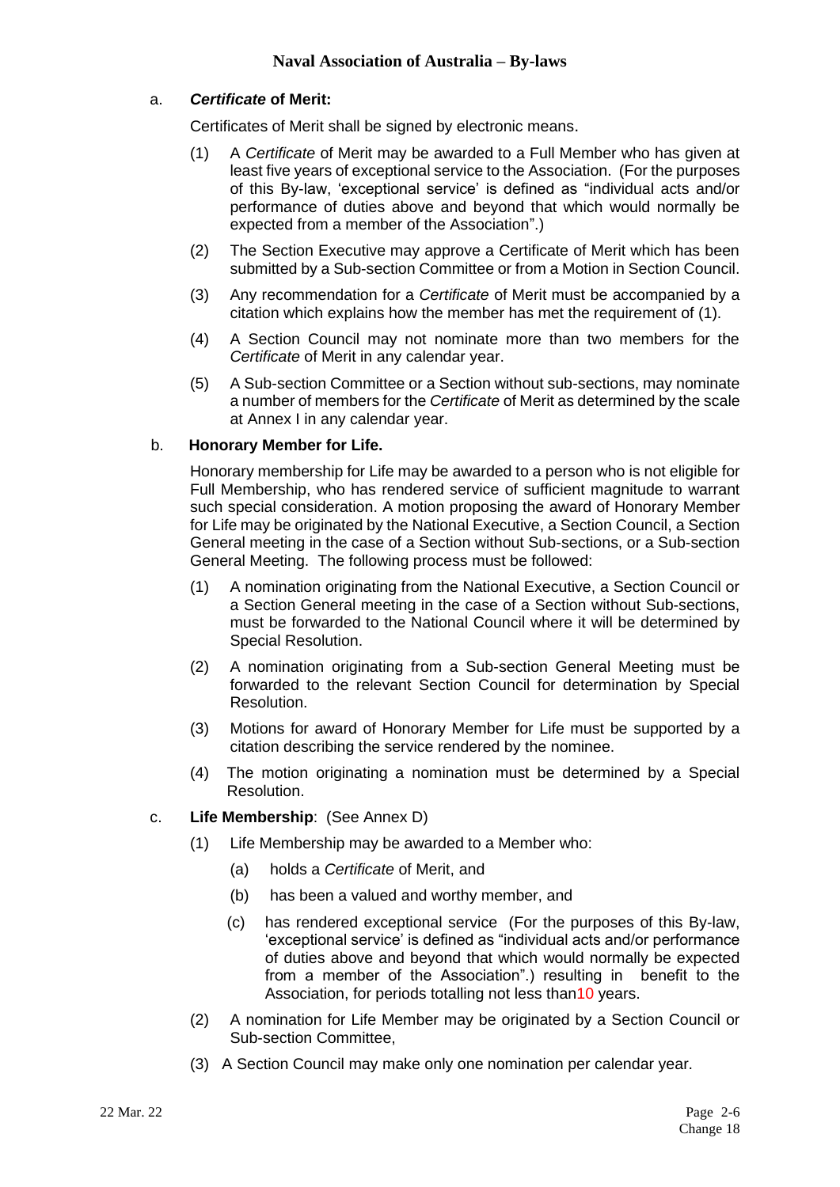a. ***Certificate* of Merit:**

Certificates of Merit shall be signed by electronic means.

(1) A *Certificate* of Merit may be awarded to a Full Member who has given at least five years of exceptional service to the Association. (For the purposes of this By-law, 'exceptional service' is defined as "individual acts and/or performance of duties above and beyond that which would normally be expected from a member of the Association".)

(2) The Section Executive may approve a Certificate of Merit which has been submitted by a Sub-section Committee or from a Motion in Section Council.

(3) Any recommendation for a *Certificate* of Merit must be accompanied by a citation which explains how the member has met the requirement of (1).

(4) A Section Council may not nominate more than two members for the *Certificate* of Merit in any calendar year.

(5) A Sub-section Committee or a Section without sub-sections, may nominate a number of members for the *Certificate* of Merit as determined by the scale at Annex I in any calendar year.

b. **Honorary Member for Life.**

Honorary membership for Life may be awarded to a person who is not eligible for Full Membership, who has rendered service of sufficient magnitude to warrant such special consideration. A motion proposing the award of Honorary Member for Life may be originated by the National Executive, a Section Council, a Section General meeting in the case of a Section without Sub-sections, or a Sub-section General Meeting. The following process must be followed:

(1) A nomination originating from the National Executive, a Section Council or a Section General meeting in the case of a Section without Sub-sections, must be forwarded to the National Council where it will be determined by Special Resolution.

(2) A nomination originating from a Sub-section General Meeting must be forwarded to the relevant Section Council for determination by Special Resolution.

(3) Motions for award of Honorary Member for Life must be supported by a citation describing the service rendered by the nominee.

(4) The motion originating a nomination must be determined by a Special Resolution.

c. **Life Membership**: (See Annex D)

(1) Life Membership may be awarded to a Member who:

(a) holds a *Certificate* of Merit, and

(b) has been a valued and worthy member, and

(c) has rendered exceptional service (For the purposes of this By-law, 'exceptional service' is defined as "individual acts and/or performance of duties above and beyond that which would normally be expected from a member of the Association".) resulting in benefit to the Association, for periods totalling not less than10 years.

(2) A nomination for Life Member may be originated by a Section Council or Sub-section Committee,

(3) A Section Council may make only one nomination per calendar year.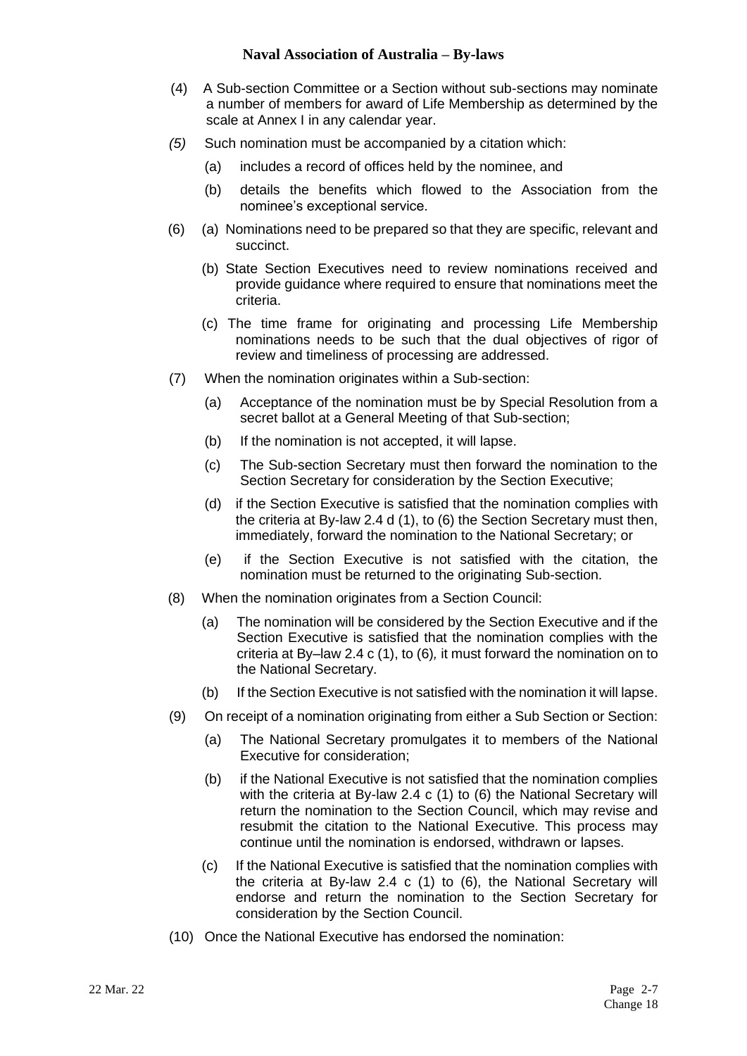(4) A Sub-section Committee or a Section without sub-sections may nominate a number of members for award of Life Membership as determined by the scale at Annex I in any calendar year.

*(5)* Such nomination must be accompanied by a citation which:

- (a) includes a record of offices held by the nominee, and
- (b) details the benefits which flowed to the Association from the nominee's exceptional service.

(6) (a) Nominations need to be prepared so that they are specific, relevant and succinct.

- (b) State Section Executives need to review nominations received and provide guidance where required to ensure that nominations meet the criteria.
- (c) The time frame for originating and processing Life Membership nominations needs to be such that the dual objectives of rigor of review and timeliness of processing are addressed.

(7) When the nomination originates within a Sub-section:

- (a) Acceptance of the nomination must be by Special Resolution from a secret ballot at a General Meeting of that Sub-section;
- (b) If the nomination is not accepted, it will lapse.
- (c) The Sub-section Secretary must then forward the nomination to the Section Secretary for consideration by the Section Executive;
- (d) if the Section Executive is satisfied that the nomination complies with the criteria at By-law 2.4 d (1), to (6) the Section Secretary must then, immediately, forward the nomination to the National Secretary; or
- (e) if the Section Executive is not satisfied with the citation, the nomination must be returned to the originating Sub-section.

(8) When the nomination originates from a Section Council:

- (a) The nomination will be considered by the Section Executive and if the Section Executive is satisfied that the nomination complies with the criteria at By–law 2.4 c (1), to (6)*,* it must forward the nomination on to the National Secretary.
- (b) If the Section Executive is not satisfied with the nomination it will lapse.

(9) On receipt of a nomination originating from either a Sub Section or Section:

- (a) The National Secretary promulgates it to members of the National Executive for consideration;
- (b) if the National Executive is not satisfied that the nomination complies with the criteria at By-law 2.4 c (1) to (6) the National Secretary will return the nomination to the Section Council, which may revise and resubmit the citation to the National Executive. This process may continue until the nomination is endorsed, withdrawn or lapses.
- (c) If the National Executive is satisfied that the nomination complies with the criteria at By-law 2.4 c (1) to (6), the National Secretary will endorse and return the nomination to the Section Secretary for consideration by the Section Council.

(10) Once the National Executive has endorsed the nomination: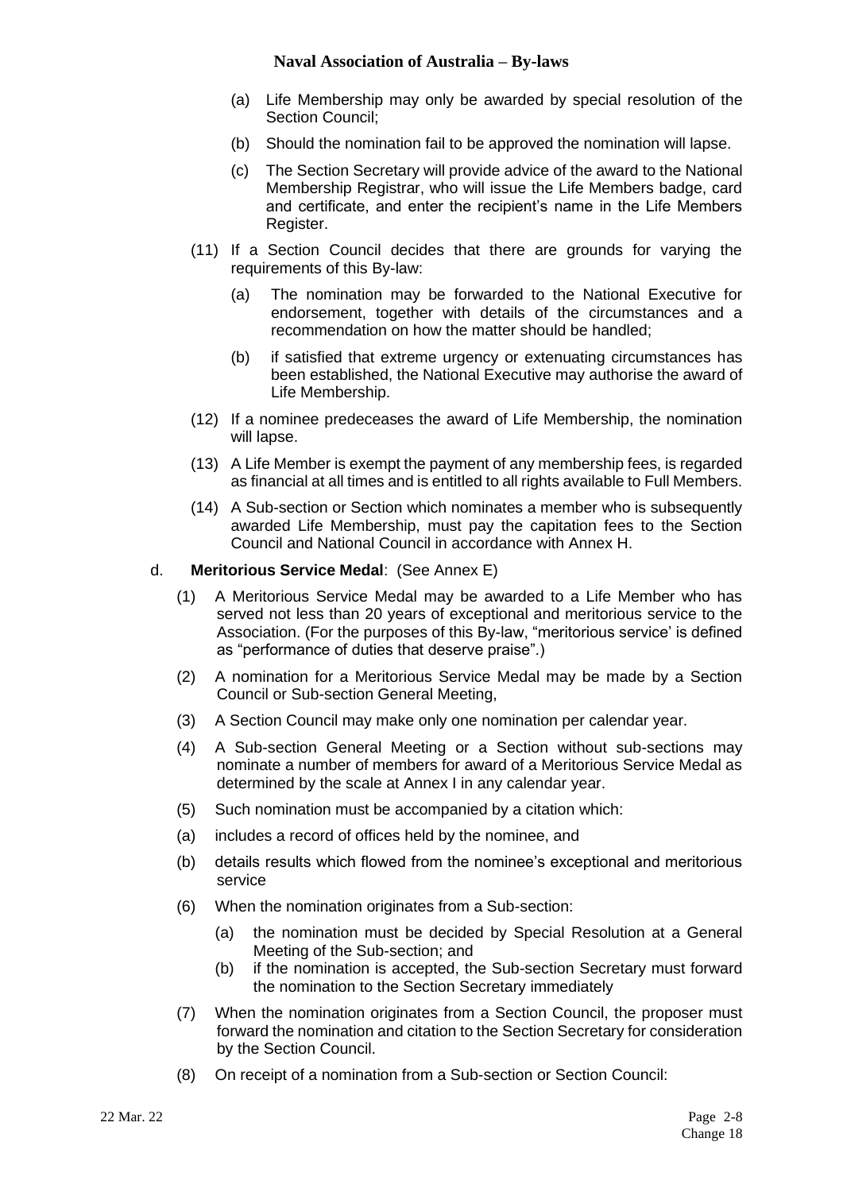(a) Life Membership may only be awarded by special resolution of the Section Council;

(b) Should the nomination fail to be approved the nomination will lapse.

(c) The Section Secretary will provide advice of the award to the National Membership Registrar, who will issue the Life Members badge, card and certificate, and enter the recipient's name in the Life Members Register.

(11) If a Section Council decides that there are grounds for varying the requirements of this By-law:

(a) The nomination may be forwarded to the National Executive for endorsement, together with details of the circumstances and a recommendation on how the matter should be handled;

(b) if satisfied that extreme urgency or extenuating circumstances has been established, the National Executive may authorise the award of Life Membership.

(12) If a nominee predeceases the award of Life Membership, the nomination will lapse.

(13) A Life Member is exempt the payment of any membership fees, is regarded as financial at all times and is entitled to all rights available to Full Members.

(14) A Sub-section or Section which nominates a member who is subsequently awarded Life Membership, must pay the capitation fees to the Section Council and National Council in accordance with Annex H.

d. **Meritorious Service Medal**: (See Annex E)

(1) A Meritorious Service Medal may be awarded to a Life Member who has served not less than 20 years of exceptional and meritorious service to the Association. (For the purposes of this By-law, "meritorious service' is defined as "performance of duties that deserve praise".)

(2) A nomination for a Meritorious Service Medal may be made by a Section Council or Sub-section General Meeting,

(3) A Section Council may make only one nomination per calendar year.

(4) A Sub-section General Meeting or a Section without sub-sections may nominate a number of members for award of a Meritorious Service Medal as determined by the scale at Annex I in any calendar year.

(5) Such nomination must be accompanied by a citation which:

(a) includes a record of offices held by the nominee, and

(b) details results which flowed from the nominee's exceptional and meritorious service

(6) When the nomination originates from a Sub-section:

(a) the nomination must be decided by Special Resolution at a General Meeting of the Sub-section; and

(b) if the nomination is accepted, the Sub-section Secretary must forward the nomination to the Section Secretary immediately

(7) When the nomination originates from a Section Council, the proposer must forward the nomination and citation to the Section Secretary for consideration by the Section Council.

(8) On receipt of a nomination from a Sub-section or Section Council: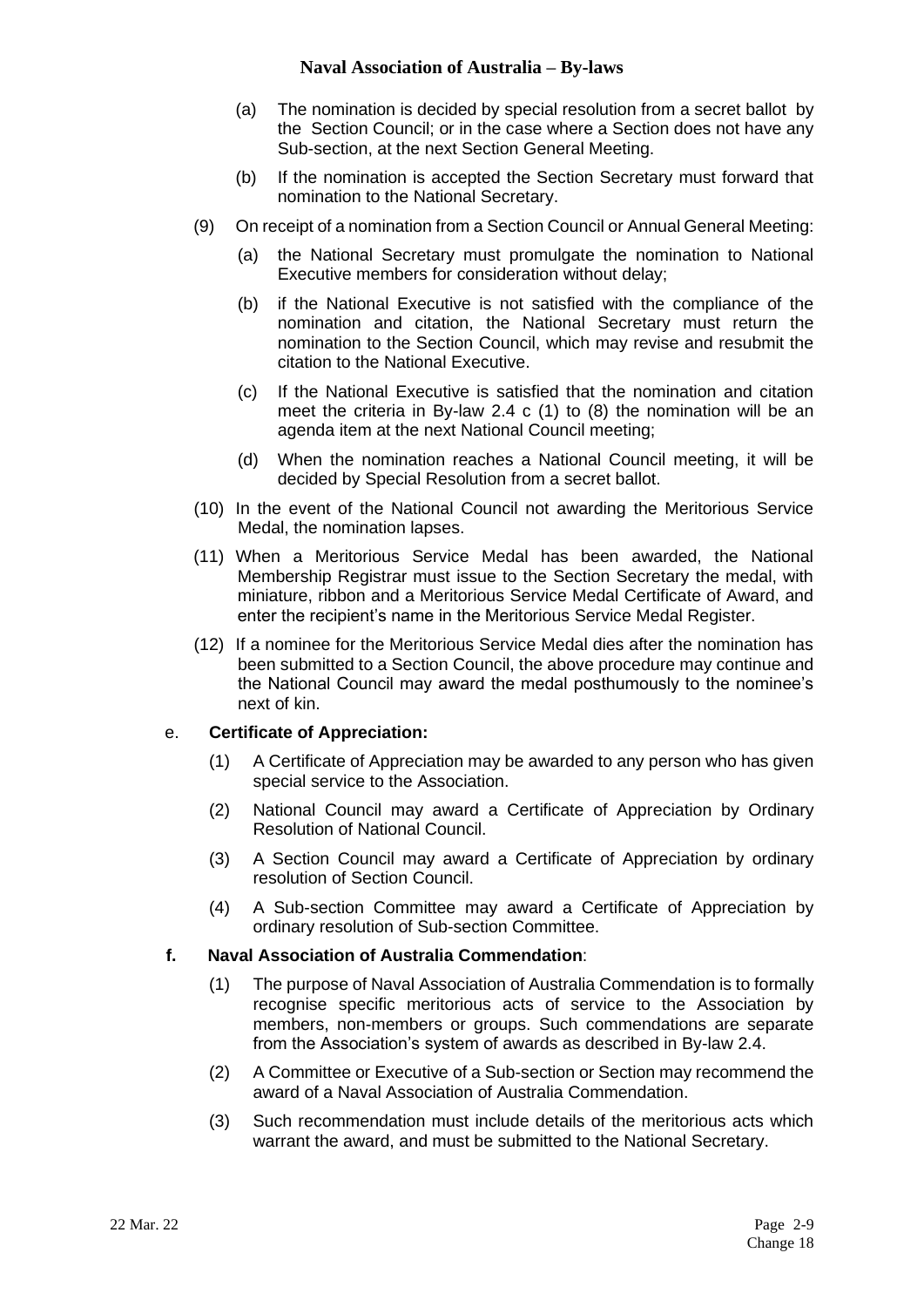(a) The nomination is decided by special resolution from a secret ballot by the Section Council; or in the case where a Section does not have any Sub-section, at the next Section General Meeting.

(b) If the nomination is accepted the Section Secretary must forward that nomination to the National Secretary.

(9) On receipt of a nomination from a Section Council or Annual General Meeting:

(a) the National Secretary must promulgate the nomination to National Executive members for consideration without delay;

(b) if the National Executive is not satisfied with the compliance of the nomination and citation, the National Secretary must return the nomination to the Section Council, which may revise and resubmit the citation to the National Executive.

(c) If the National Executive is satisfied that the nomination and citation meet the criteria in By-law 2.4 c (1) to (8) the nomination will be an agenda item at the next National Council meeting;

(d) When the nomination reaches a National Council meeting, it will be decided by Special Resolution from a secret ballot.

(10) In the event of the National Council not awarding the Meritorious Service Medal, the nomination lapses.

(11) When a Meritorious Service Medal has been awarded, the National Membership Registrar must issue to the Section Secretary the medal, with miniature, ribbon and a Meritorious Service Medal Certificate of Award, and enter the recipient's name in the Meritorious Service Medal Register.

(12) If a nominee for the Meritorious Service Medal dies after the nomination has been submitted to a Section Council, the above procedure may continue and the National Council may award the medal posthumously to the nominee's next of kin.

e. **Certificate of Appreciation:**

(1) A Certificate of Appreciation may be awarded to any person who has given special service to the Association.

(2) National Council may award a Certificate of Appreciation by Ordinary Resolution of National Council.

(3) A Section Council may award a Certificate of Appreciation by ordinary resolution of Section Council.

(4) A Sub-section Committee may award a Certificate of Appreciation by ordinary resolution of Sub-section Committee.

**f. Naval Association of Australia Commendation**:

(1) The purpose of Naval Association of Australia Commendation is to formally recognise specific meritorious acts of service to the Association by members, non-members or groups. Such commendations are separate from the Association's system of awards as described in By-law 2.4.

(2) A Committee or Executive of a Sub-section or Section may recommend the award of a Naval Association of Australia Commendation.

(3) Such recommendation must include details of the meritorious acts which warrant the award, and must be submitted to the National Secretary.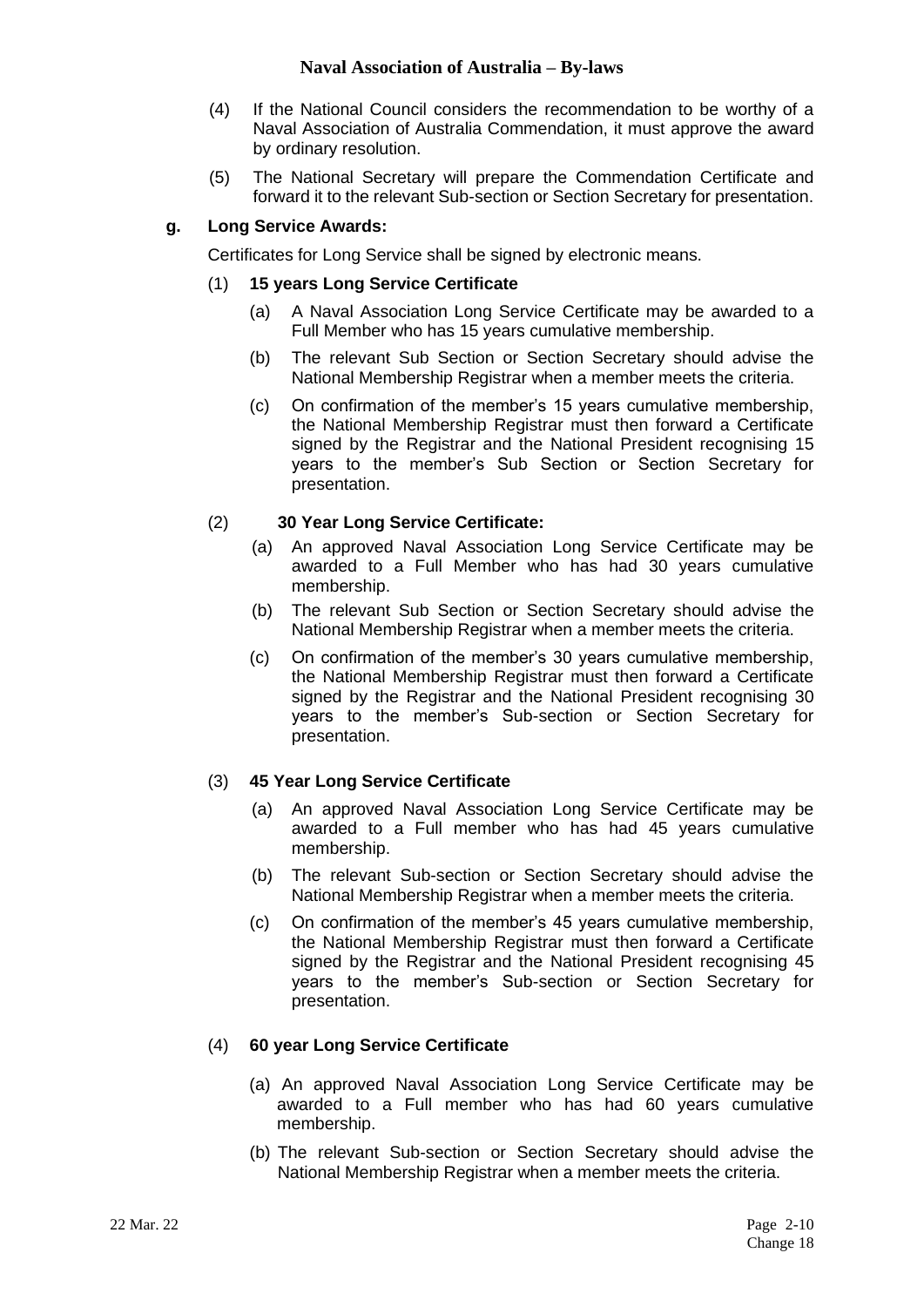(4) If the National Council considers the recommendation to be worthy of a Naval Association of Australia Commendation, it must approve the award by ordinary resolution.

(5) The National Secretary will prepare the Commendation Certificate and forward it to the relevant Sub-section or Section Secretary for presentation.

**g. Long Service Awards:**

Certificates for Long Service shall be signed by electronic means.

(1) **15 years Long Service Certificate**

(a) A Naval Association Long Service Certificate may be awarded to a Full Member who has 15 years cumulative membership.

(b) The relevant Sub Section or Section Secretary should advise the National Membership Registrar when a member meets the criteria.

(c) On confirmation of the member's 15 years cumulative membership, the National Membership Registrar must then forward a Certificate signed by the Registrar and the National President recognising 15 years to the member's Sub Section or Section Secretary for presentation.

(2) **30 Year Long Service Certificate:**

(a) An approved Naval Association Long Service Certificate may be awarded to a Full Member who has had 30 years cumulative membership.

(b) The relevant Sub Section or Section Secretary should advise the National Membership Registrar when a member meets the criteria.

(c) On confirmation of the member's 30 years cumulative membership, the National Membership Registrar must then forward a Certificate signed by the Registrar and the National President recognising 30 years to the member's Sub-section or Section Secretary for presentation.

(3) **45 Year Long Service Certificate**

(a) An approved Naval Association Long Service Certificate may be awarded to a Full member who has had 45 years cumulative membership.

(b) The relevant Sub-section or Section Secretary should advise the National Membership Registrar when a member meets the criteria.

(c) On confirmation of the member's 45 years cumulative membership, the National Membership Registrar must then forward a Certificate signed by the Registrar and the National President recognising 45 years to the member's Sub-section or Section Secretary for presentation.

(4) **60 year Long Service Certificate**

(a) An approved Naval Association Long Service Certificate may be awarded to a Full member who has had 60 years cumulative membership.

(b) The relevant Sub-section or Section Secretary should advise the National Membership Registrar when a member meets the criteria.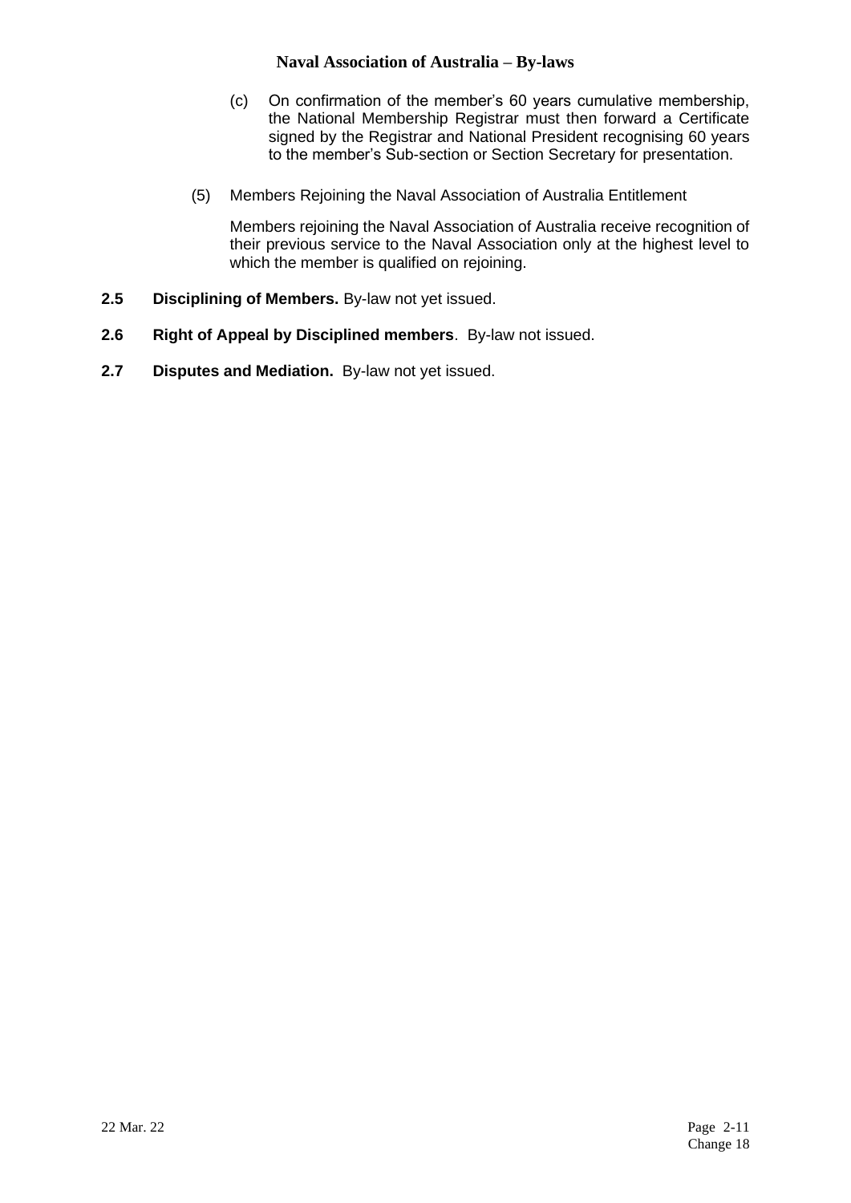(c) On confirmation of the member's 60 years cumulative membership, the National Membership Registrar must then forward a Certificate signed by the Registrar and National President recognising 60 years to the member's Sub-section or Section Secretary for presentation.

(5) Members Rejoining the Naval Association of Australia Entitlement

Members rejoining the Naval Association of Australia receive recognition of their previous service to the Naval Association only at the highest level to which the member is qualified on rejoining.

**2.5 Disciplining of Members.** By-law not yet issued.

**2.6 Right of Appeal by Disciplined members**. By-law not issued.

**2.7 Disputes and Mediation.** By-law not yet issued.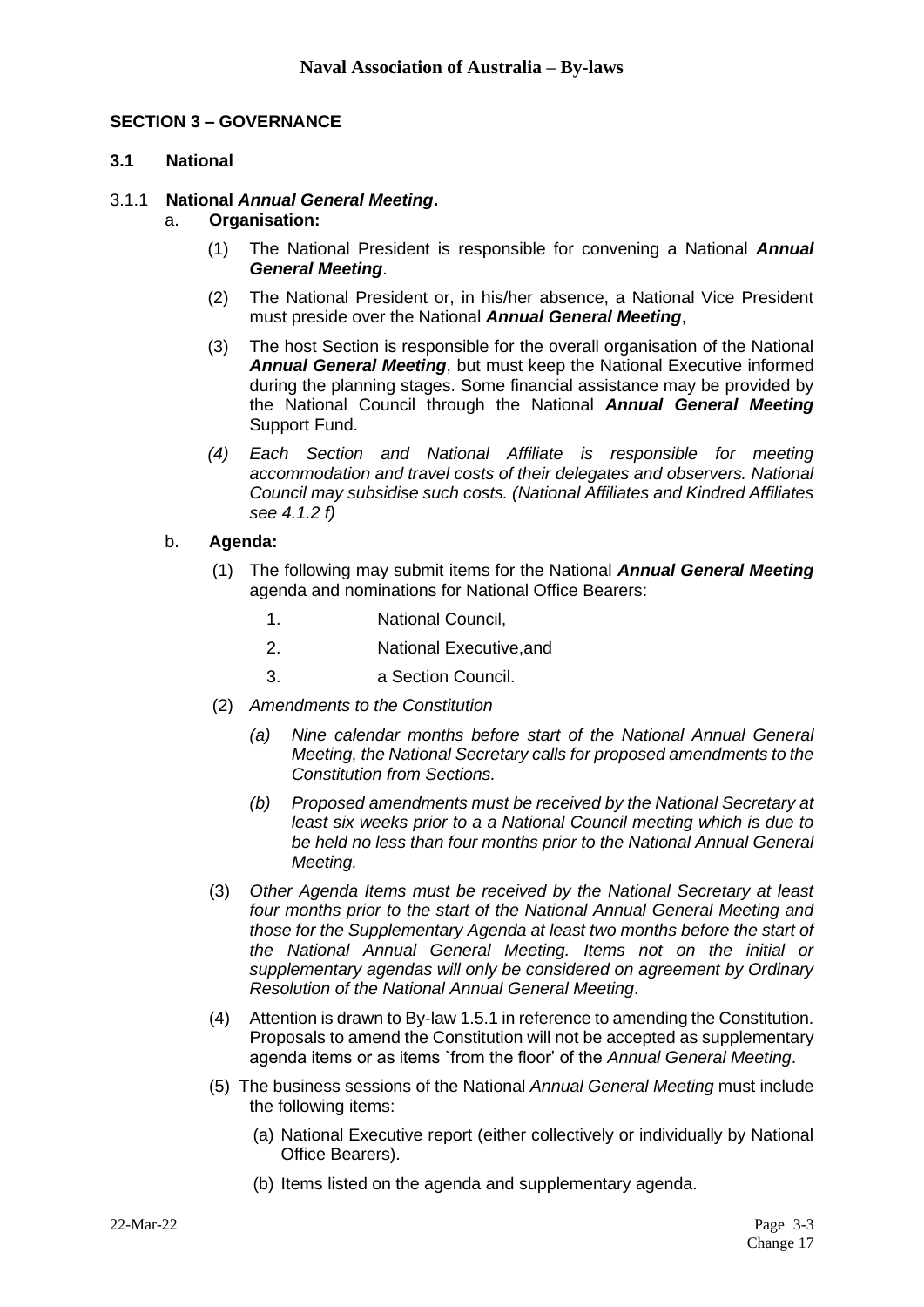## SECTION 3 – GOVERNANCE

### 3.1 National

#### 3.1.1 National *Annual General Meeting*.

a. **Organisation:**

(1) The National President is responsible for convening a National ***Annual General Meeting***.

(2) The National President or, in his/her absence, a National Vice President must preside over the National ***Annual General Meeting***,

(3) The host Section is responsible for the overall organisation of the National ***Annual General Meeting***, but must keep the National Executive informed during the planning stages. Some financial assistance may be provided by the National Council through the National ***Annual General Meeting*** Support Fund.

*(4) Each Section and National Affiliate is responsible for meeting accommodation and travel costs of their delegates and observers. National Council may subsidise such costs. (National Affiliates and Kindred Affiliates see 4.1.2 f)*

b. **Agenda:**

(1) The following may submit items for the National ***Annual General Meeting*** agenda and nominations for National Office Bearers:

1. National Council,
2. National Executive,and
3. a Section Council.

(2) *Amendments to the Constitution*

*(a) Nine calendar months before start of the National Annual General Meeting, the National Secretary calls for proposed amendments to the Constitution from Sections.*

*(b) Proposed amendments must be received by the National Secretary at least six weeks prior to a a National Council meeting which is due to be held no less than four months prior to the National Annual General Meeting.*

(3) *Other Agenda Items must be received by the National Secretary at least four months prior to the start of the National Annual General Meeting and those for the Supplementary Agenda at least two months before the start of the National Annual General Meeting. Items not on the initial or supplementary agendas will only be considered on agreement by Ordinary Resolution of the National Annual General Meeting*.

(4) Attention is drawn to By-law 1.5.1 in reference to amending the Constitution. Proposals to amend the Constitution will not be accepted as supplementary agenda items or as items `from the floor' of the *Annual General Meeting*.

(5) The business sessions of the National *Annual General Meeting* must include the following items:

(a) National Executive report (either collectively or individually by National Office Bearers).

(b) Items listed on the agenda and supplementary agenda.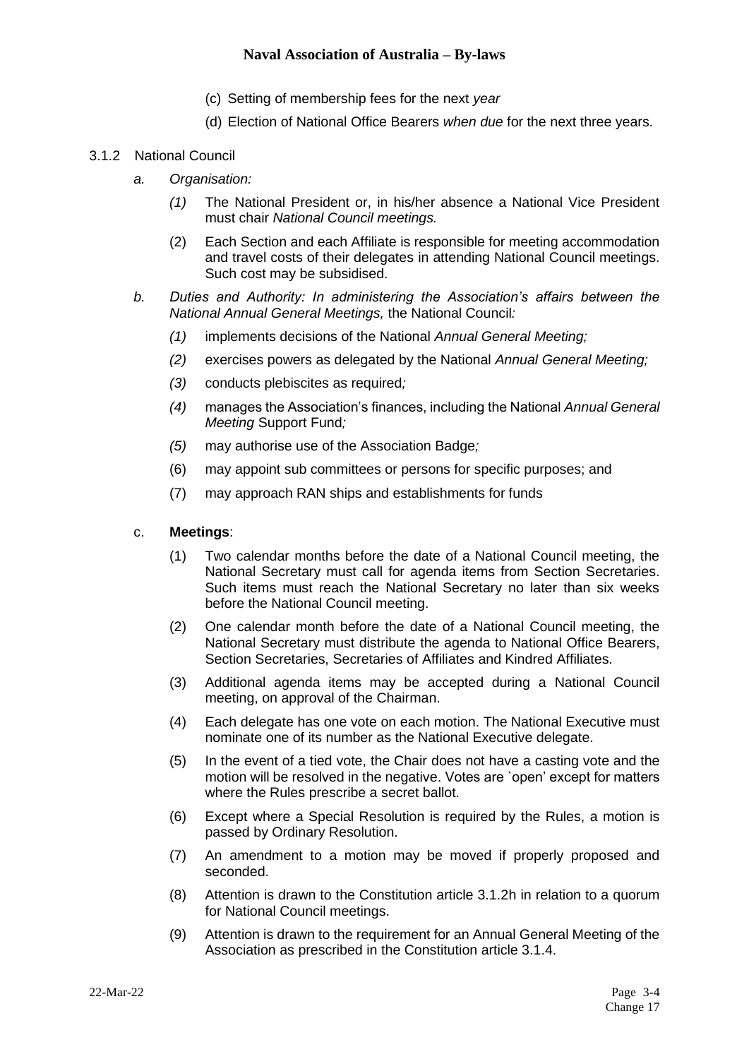(c) Setting of membership fees for the next *year*

(d) Election of National Office Bearers *when due* for the next three years.

3.1.2 National Council

*a. Organisation:*

*(1)* The National President or, in his/her absence a National Vice President must chair *National Council meetings.*

(2) Each Section and each Affiliate is responsible for meeting accommodation and travel costs of their delegates in attending National Council meetings. Such cost may be subsidised.

*b. Duties and Authority: In administering the Association's affairs between the National Annual General Meetings,* the National Council*:*

*(1)* implements decisions of the National *Annual General Meeting;*

*(2)* exercises powers as delegated by the National *Annual General Meeting;*

*(3)* conducts plebiscites as required*;*

*(4)* manages the Association's finances, including the National *Annual General Meeting* Support Fund*;*

*(5)* may authorise use of the Association Badge*;*

(6) may appoint sub committees or persons for specific purposes; and

(7) may approach RAN ships and establishments for funds

c. **Meetings**:

(1) Two calendar months before the date of a National Council meeting, the National Secretary must call for agenda items from Section Secretaries. Such items must reach the National Secretary no later than six weeks before the National Council meeting.

(2) One calendar month before the date of a National Council meeting, the National Secretary must distribute the agenda to National Office Bearers, Section Secretaries, Secretaries of Affiliates and Kindred Affiliates.

(3) Additional agenda items may be accepted during a National Council meeting, on approval of the Chairman.

(4) Each delegate has one vote on each motion. The National Executive must nominate one of its number as the National Executive delegate.

(5) In the event of a tied vote, the Chair does not have a casting vote and the motion will be resolved in the negative. Votes are `open' except for matters where the Rules prescribe a secret ballot.

(6) Except where a Special Resolution is required by the Rules, a motion is passed by Ordinary Resolution.

(7) An amendment to a motion may be moved if properly proposed and seconded.

(8) Attention is drawn to the Constitution article 3.1.2h in relation to a quorum for National Council meetings.

(9) Attention is drawn to the requirement for an Annual General Meeting of the Association as prescribed in the Constitution article 3.1.4.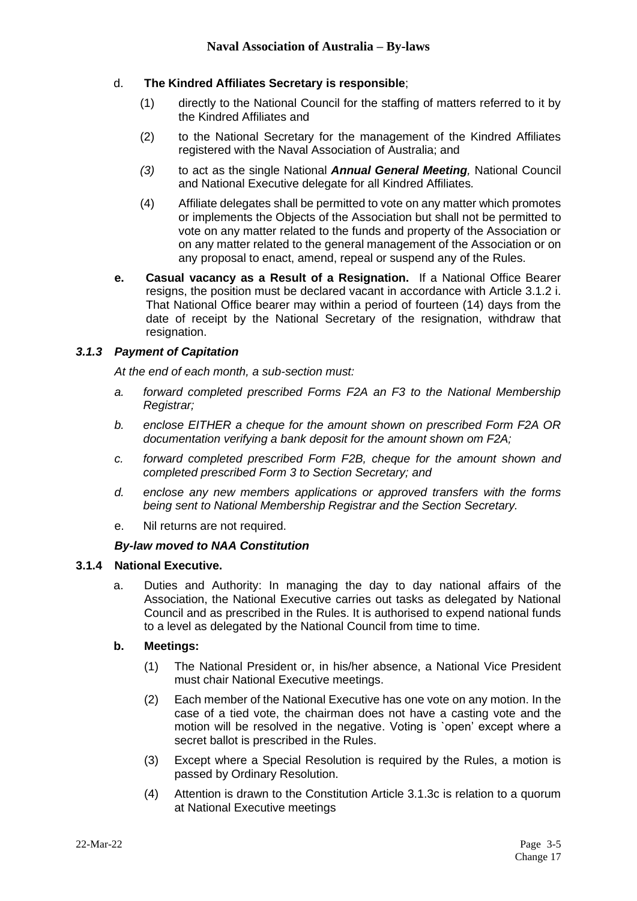d. **The Kindred Affiliates Secretary is responsible**;

(1) directly to the National Council for the staffing of matters referred to it by the Kindred Affiliates and

(2) to the National Secretary for the management of the Kindred Affiliates registered with the Naval Association of Australia; and

*(3)* to act as the single National ***Annual General Meeting****,* National Council and National Executive delegate for all Kindred Affiliates*.*

(4) Affiliate delegates shall be permitted to vote on any matter which promotes or implements the Objects of the Association but shall not be permitted to vote on any matter related to the funds and property of the Association or on any matter related to the general management of the Association or on any proposal to enact, amend, repeal or suspend any of the Rules.

**e. Casual vacancy as a Result of a Resignation.** If a National Office Bearer resigns, the position must be declared vacant in accordance with Article 3.1.2 i. That National Office bearer may within a period of fourteen (14) days from the date of receipt by the National Secretary of the resignation, withdraw that resignation.

### *3.1.3 Payment of Capitation*

*At the end of each month, a sub-section must:*

*a. forward completed prescribed Forms F2A an F3 to the National Membership Registrar;*

*b. enclose EITHER a cheque for the amount shown on prescribed Form F2A OR documentation verifying a bank deposit for the amount shown om F2A;*

*c. forward completed prescribed Form F2B, cheque for the amount shown and completed prescribed Form 3 to Section Secretary; and*

*d. enclose any new members applications or approved transfers with the forms being sent to National Membership Registrar and the Section Secretary.*

e. Nil returns are not required.

***By-law moved to NAA Constitution***

### 3.1.4 National Executive.

a. Duties and Authority: In managing the day to day national affairs of the Association, the National Executive carries out tasks as delegated by National Council and as prescribed in the Rules. It is authorised to expend national funds to a level as delegated by the National Council from time to time.

**b. Meetings:**

(1) The National President or, in his/her absence, a National Vice President must chair National Executive meetings.

(2) Each member of the National Executive has one vote on any motion. In the case of a tied vote, the chairman does not have a casting vote and the motion will be resolved in the negative. Voting is `open' except where a secret ballot is prescribed in the Rules.

(3) Except where a Special Resolution is required by the Rules, a motion is passed by Ordinary Resolution.

(4) Attention is drawn to the Constitution Article 3.1.3c is relation to a quorum at National Executive meetings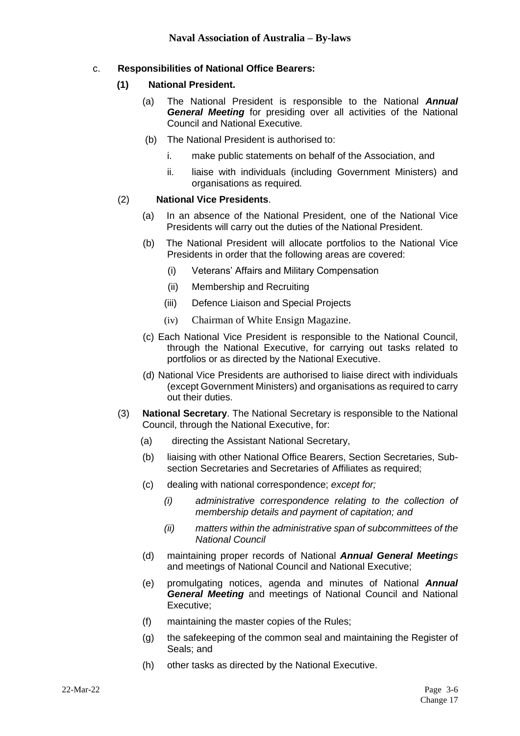c. **Responsibilities of National Office Bearers:**

**(1) National President.**

(a) The National President is responsible to the National ***Annual General Meeting*** for presiding over all activities of the National Council and National Executive*.*

(b) The National President is authorised to:

i. make public statements on behalf of the Association, and

ii. liaise with individuals (including Government Ministers) and organisations as required*.*

(2) **National Vice Presidents**.

(a) In an absence of the National President, one of the National Vice Presidents will carry out the duties of the National President.

(b) The National President will allocate portfolios to the National Vice Presidents in order that the following areas are covered:

(i) Veterans' Affairs and Military Compensation

(ii) Membership and Recruiting

(iii) Defence Liaison and Special Projects

(iv) Chairman of White Ensign Magazine.

(c) Each National Vice President is responsible to the National Council, through the National Executive, for carrying out tasks related to portfolios or as directed by the National Executive.

(d) National Vice Presidents are authorised to liaise direct with individuals (except Government Ministers) and organisations as required to carry out their duties.

(3) **National Secretary**. The National Secretary is responsible to the National Council, through the National Executive, for:

(a) directing the Assistant National Secretary,

(b) liaising with other National Office Bearers, Section Secretaries, Sub-section Secretaries and Secretaries of Affiliates as required;

(c) dealing with national correspondence; *except for;*

*(i) administrative correspondence relating to the collection of membership details and payment of capitation; and*

*(ii) matters within the administrative span of subcommittees of the National Council*

(d) maintaining proper records of National ***Annual General Meeting****s* and meetings of National Council and National Executive;

(e) promulgating notices, agenda and minutes of National ***Annual General Meeting*** and meetings of National Council and National Executive;

(f) maintaining the master copies of the Rules;

(g) the safekeeping of the common seal and maintaining the Register of Seals; and

(h) other tasks as directed by the National Executive.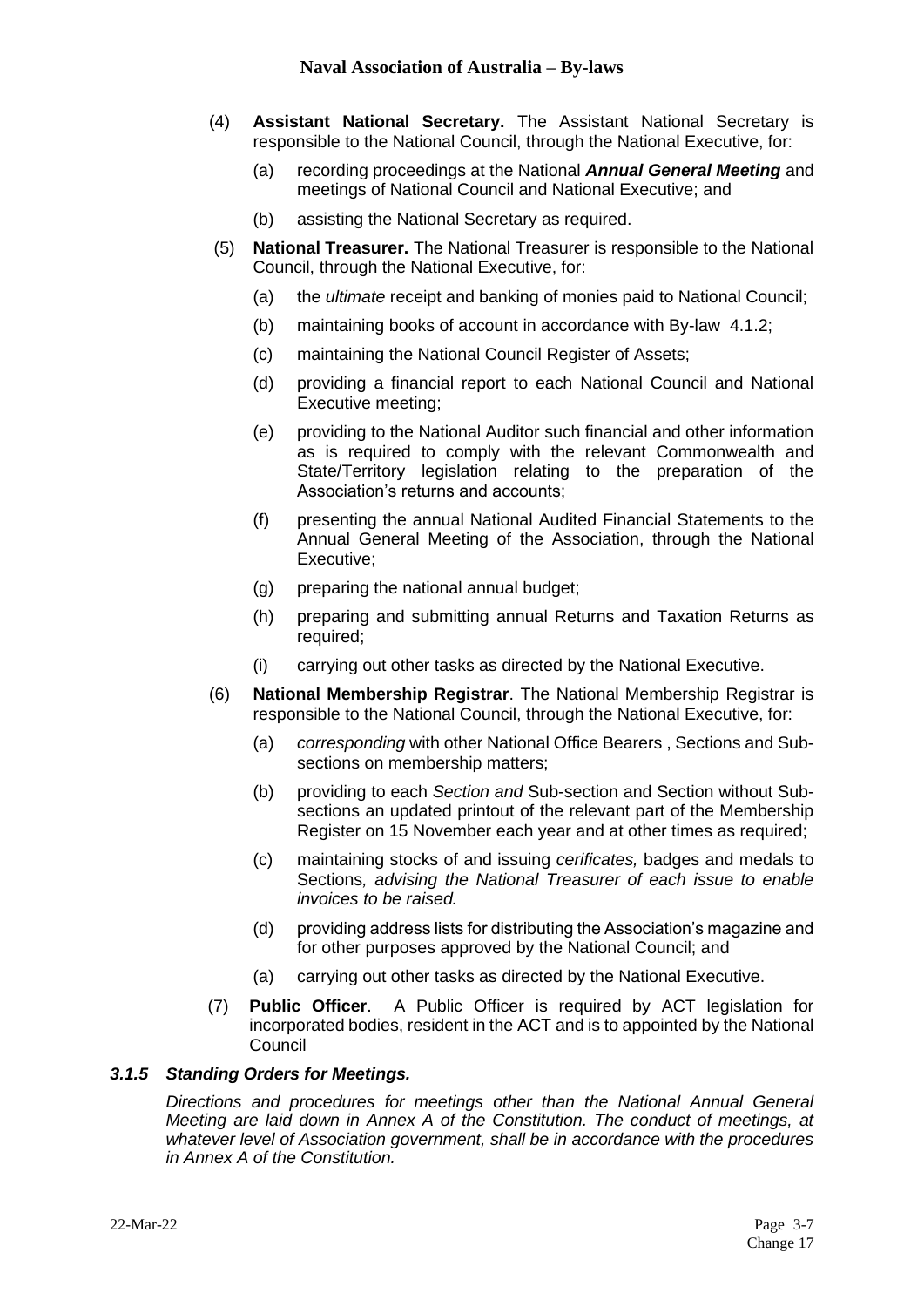(4) **Assistant National Secretary.** The Assistant National Secretary is responsible to the National Council, through the National Executive, for:

(a) recording proceedings at the National ***Annual General Meeting*** and meetings of National Council and National Executive; and

(b) assisting the National Secretary as required.

(5) **National Treasurer.** The National Treasurer is responsible to the National Council, through the National Executive, for:

(a) the *ultimate* receipt and banking of monies paid to National Council;

(b) maintaining books of account in accordance with By-law 4.1.2;

(c) maintaining the National Council Register of Assets;

(d) providing a financial report to each National Council and National Executive meeting;

(e) providing to the National Auditor such financial and other information as is required to comply with the relevant Commonwealth and State/Territory legislation relating to the preparation of the Association's returns and accounts;

(f) presenting the annual National Audited Financial Statements to the Annual General Meeting of the Association, through the National Executive;

(g) preparing the national annual budget;

(h) preparing and submitting annual Returns and Taxation Returns as required;

(i) carrying out other tasks as directed by the National Executive.

(6) **National Membership Registrar**. The National Membership Registrar is responsible to the National Council, through the National Executive, for:

(a) *corresponding* with other National Office Bearers , Sections and Sub-sections on membership matters;

(b) providing to each *Section and* Sub-section and Section without Sub-sections an updated printout of the relevant part of the Membership Register on 15 November each year and at other times as required;

(c) maintaining stocks of and issuing *cerificates,* badges and medals to Sections*, advising the National Treasurer of each issue to enable invoices to be raised.*

(d) providing address lists for distributing the Association's magazine and for other purposes approved by the National Council; and

(a) carrying out other tasks as directed by the National Executive.

(7) **Public Officer**. A Public Officer is required by ACT legislation for incorporated bodies, resident in the ACT and is to appointed by the National Council

### *3.1.5 Standing Orders for Meetings.*

*Directions and procedures for meetings other than the National Annual General Meeting are laid down in Annex A of the Constitution. The conduct of meetings, at whatever level of Association government, shall be in accordance with the procedures in Annex A of the Constitution.*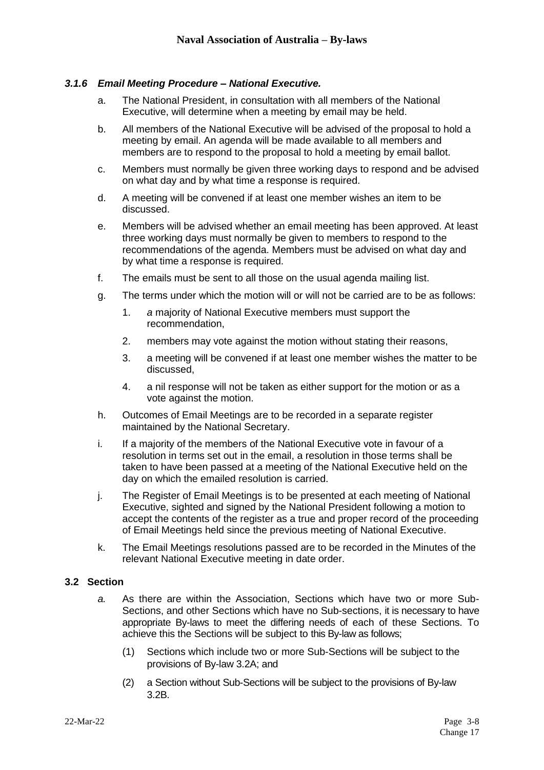### *3.1.6 Email Meeting Procedure – National Executive.*

a. The National President, in consultation with all members of the National Executive, will determine when a meeting by email may be held.

b. All members of the National Executive will be advised of the proposal to hold a meeting by email. An agenda will be made available to all members and members are to respond to the proposal to hold a meeting by email ballot.

c. Members must normally be given three working days to respond and be advised on what day and by what time a response is required.

d. A meeting will be convened if at least one member wishes an item to be discussed.

e. Members will be advised whether an email meeting has been approved. At least three working days must normally be given to members to respond to the recommendations of the agenda. Members must be advised on what day and by what time a response is required.

f. The emails must be sent to all those on the usual agenda mailing list.

g. The terms under which the motion will or will not be carried are to be as follows:

   1. *a* majority of National Executive members must support the recommendation,

   2. members may vote against the motion without stating their reasons,

   3. a meeting will be convened if at least one member wishes the matter to be discussed,

   4. a nil response will not be taken as either support for the motion or as a vote against the motion.

h. Outcomes of Email Meetings are to be recorded in a separate register maintained by the National Secretary.

i. If a majority of the members of the National Executive vote in favour of a resolution in terms set out in the email, a resolution in those terms shall be taken to have been passed at a meeting of the National Executive held on the day on which the emailed resolution is carried.

j. The Register of Email Meetings is to be presented at each meeting of National Executive, sighted and signed by the National President following a motion to accept the contents of the register as a true and proper record of the proceeding of Email Meetings held since the previous meeting of National Executive.

k. The Email Meetings resolutions passed are to be recorded in the Minutes of the relevant National Executive meeting in date order.

### 3.2 Section

*a.* As there are within the Association, Sections which have two or more Sub-Sections, and other Sections which have no Sub-sections, it is necessary to have appropriate By-laws to meet the differing needs of each of these Sections. To achieve this the Sections will be subject to this By-law as follows;

   (1) Sections which include two or more Sub-Sections will be subject to the provisions of By-law 3.2A; and

   (2) a Section without Sub-Sections will be subject to the provisions of By-law 3.2B.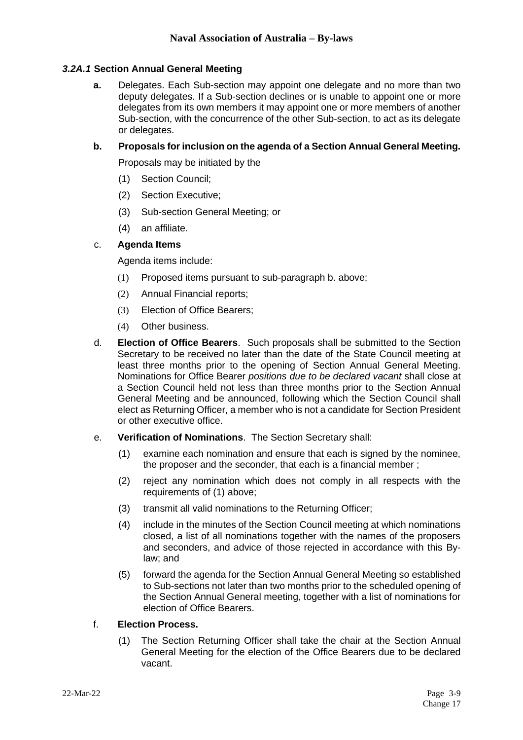### *3.2A.1* Section Annual General Meeting

**a.** Delegates. Each Sub-section may appoint one delegate and no more than two deputy delegates. If a Sub-section declines or is unable to appoint one or more delegates from its own members it may appoint one or more members of another Sub-section, with the concurrence of the other Sub-section, to act as its delegate or delegates.

**b. Proposals for inclusion on the agenda of a Section Annual General Meeting.**

Proposals may be initiated by the

(1) Section Council;

(2) Section Executive;

(3) Sub-section General Meeting; or

(4) an affiliate.

c. **Agenda Items**

Agenda items include:

(1) Proposed items pursuant to sub-paragraph b. above;

(2) Annual Financial reports;

(3) Election of Office Bearers;

(4) Other business.

d. **Election of Office Bearers**. Such proposals shall be submitted to the Section Secretary to be received no later than the date of the State Council meeting at least three months prior to the opening of Section Annual General Meeting. Nominations for Office Bearer *positions due to be declared vacant* shall close at a Section Council held not less than three months prior to the Section Annual General Meeting and be announced, following which the Section Council shall elect as Returning Officer, a member who is not a candidate for Section President or other executive office.

e. **Verification of Nominations**. The Section Secretary shall:

(1) examine each nomination and ensure that each is signed by the nominee, the proposer and the seconder, that each is a financial member ;

(2) reject any nomination which does not comply in all respects with the requirements of (1) above;

(3) transmit all valid nominations to the Returning Officer;

(4) include in the minutes of the Section Council meeting at which nominations closed, a list of all nominations together with the names of the proposers and seconders, and advice of those rejected in accordance with this By-law; and

(5) forward the agenda for the Section Annual General Meeting so established to Sub-sections not later than two months prior to the scheduled opening of the Section Annual General meeting, together with a list of nominations for election of Office Bearers.

f. **Election Process.**

(1) The Section Returning Officer shall take the chair at the Section Annual General Meeting for the election of the Office Bearers due to be declared vacant.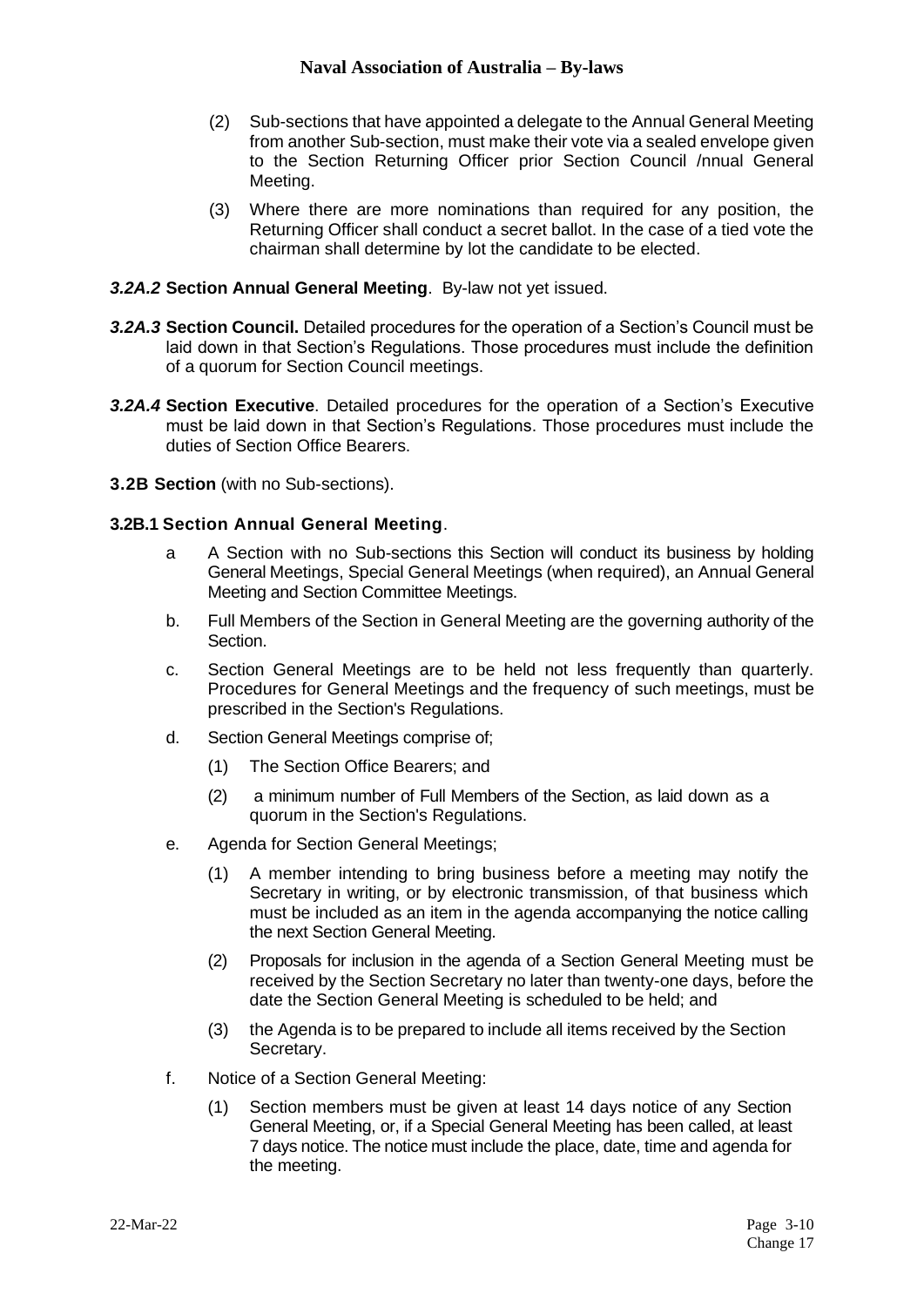(2) Sub-sections that have appointed a delegate to the Annual General Meeting from another Sub-section, must make their vote via a sealed envelope given to the Section Returning Officer prior Section Council /nnual General Meeting.

(3) Where there are more nominations than required for any position, the Returning Officer shall conduct a secret ballot. In the case of a tied vote the chairman shall determine by lot the candidate to be elected.

***3.2A.2* Section Annual General Meeting**. By-law not yet issued.

***3.2A.3* Section Council.** Detailed procedures for the operation of a Section's Council must be laid down in that Section's Regulations. Those procedures must include the definition of a quorum for Section Council meetings.

***3.2A.4* Section Executive**. Detailed procedures for the operation of a Section's Executive must be laid down in that Section's Regulations. Those procedures must include the duties of Section Office Bearers.

**3.2B Section** (with no Sub-sections).

**3.2B.1 Section Annual General Meeting**.

a A Section with no Sub-sections this Section will conduct its business by holding General Meetings, Special General Meetings (when required), an Annual General Meeting and Section Committee Meetings.

b. Full Members of the Section in General Meeting are the governing authority of the Section.

c. Section General Meetings are to be held not less frequently than quarterly. Procedures for General Meetings and the frequency of such meetings, must be prescribed in the Section's Regulations.

d. Section General Meetings comprise of;

(1) The Section Office Bearers; and

(2) a minimum number of Full Members of the Section, as laid down as a quorum in the Section's Regulations.

e. Agenda for Section General Meetings;

(1) A member intending to bring business before a meeting may notify the Secretary in writing, or by electronic transmission, of that business which must be included as an item in the agenda accompanying the notice calling the next Section General Meeting.

(2) Proposals for inclusion in the agenda of a Section General Meeting must be received by the Section Secretary no later than twenty-one days, before the date the Section General Meeting is scheduled to be held; and

(3) the Agenda is to be prepared to include all items received by the Section Secretary.

f. Notice of a Section General Meeting:

(1) Section members must be given at least 14 days notice of any Section General Meeting, or, if a Special General Meeting has been called, at least 7 days notice. The notice must include the place, date, time and agenda for the meeting.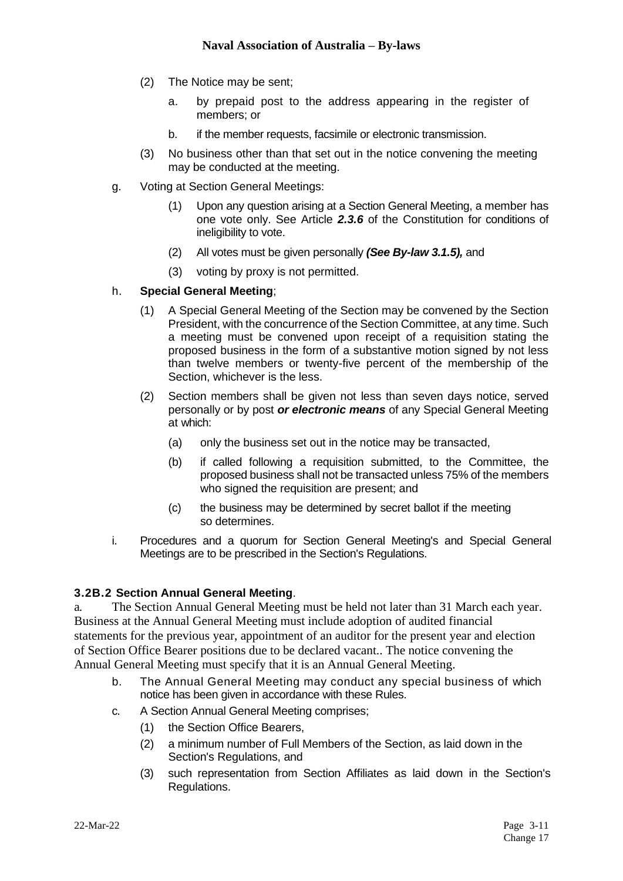(2) The Notice may be sent;

a. by prepaid post to the address appearing in the register of members; or

b. if the member requests, facsimile or electronic transmission.

(3) No business other than that set out in the notice convening the meeting may be conducted at the meeting.

g. Voting at Section General Meetings:

(1) Upon any question arising at a Section General Meeting, a member has one vote only. See Article ***2.3.6*** of the Constitution for conditions of ineligibility to vote.

(2) All votes must be given personally ***(See By-law 3.1.5),*** and

(3) voting by proxy is not permitted.

h. **Special General Meeting**;

(1) A Special General Meeting of the Section may be convened by the Section President, with the concurrence of the Section Committee, at any time. Such a meeting must be convened upon receipt of a requisition stating the proposed business in the form of a substantive motion signed by not less than twelve members or twenty-five percent of the membership of the Section, whichever is the less.

(2) Section members shall be given not less than seven days notice, served personally or by post ***or electronic means*** of any Special General Meeting at which:

(a) only the business set out in the notice may be transacted,

(b) if called following a requisition submitted, to the Committee, the proposed business shall not be transacted unless 75% of the members who signed the requisition are present; and

(c) the business may be determined by secret ballot if the meeting so determines.

i. Procedures and a quorum for Section General Meeting's and Special General Meetings are to be prescribed in the Section's Regulations.

### 3.2B.2 Section Annual General Meeting.

a. The Section Annual General Meeting must be held not later than 31 March each year. Business at the Annual General Meeting must include adoption of audited financial statements for the previous year, appointment of an auditor for the present year and election of Section Office Bearer positions due to be declared vacant.. The notice convening the Annual General Meeting must specify that it is an Annual General Meeting.

b. The Annual General Meeting may conduct any special business of which notice has been given in accordance with these Rules.

c. A Section Annual General Meeting comprises;

(1) the Section Office Bearers,

(2) a minimum number of Full Members of the Section, as laid down in the Section's Regulations, and

(3) such representation from Section Affiliates as laid down in the Section's Regulations.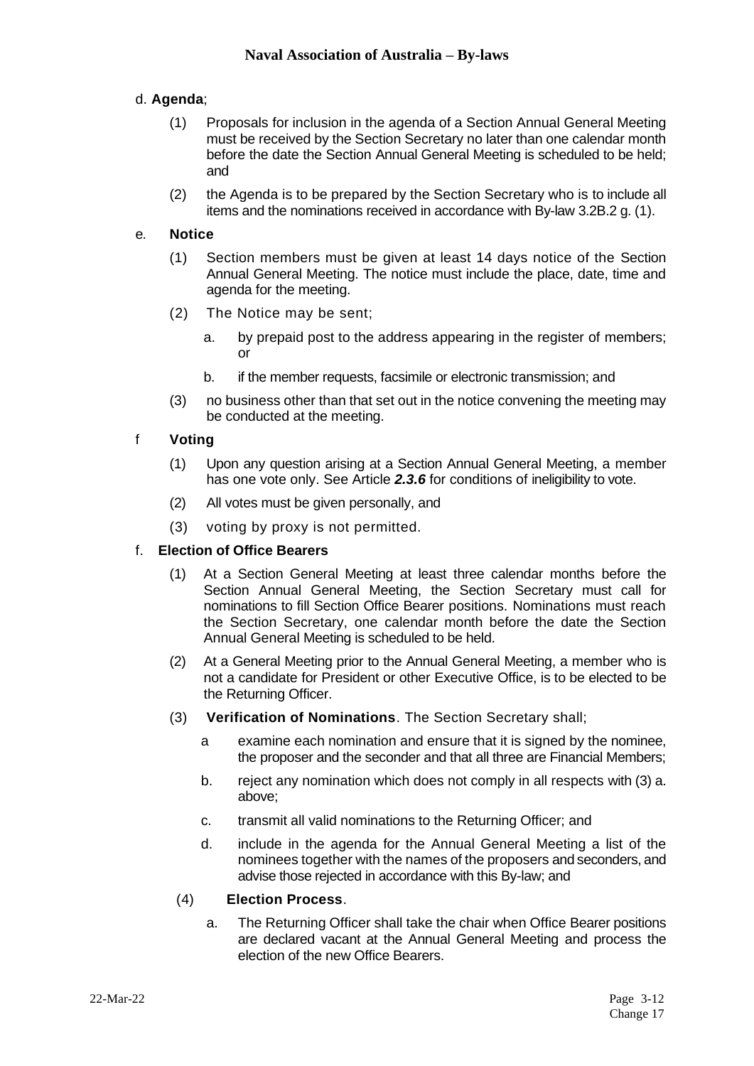d. **Agenda**;

(1) Proposals for inclusion in the agenda of a Section Annual General Meeting must be received by the Section Secretary no later than one calendar month before the date the Section Annual General Meeting is scheduled to be held; and

(2) the Agenda is to be prepared by the Section Secretary who is to include all items and the nominations received in accordance with By-law 3.2B.2 g. (1).

e. **Notice**

(1) Section members must be given at least 14 days notice of the Section Annual General Meeting. The notice must include the place, date, time and agenda for the meeting.

(2) The Notice may be sent;

a. by prepaid post to the address appearing in the register of members; or

b. if the member requests, facsimile or electronic transmission; and

(3) no business other than that set out in the notice convening the meeting may be conducted at the meeting.

f **Voting**

(1) Upon any question arising at a Section Annual General Meeting, a member has one vote only. See Article ***2.3.6*** for conditions of ineligibility to vote.

(2) All votes must be given personally, and

(3) voting by proxy is not permitted.

f. **Election of Office Bearers**

(1) At a Section General Meeting at least three calendar months before the Section Annual General Meeting, the Section Secretary must call for nominations to fill Section Office Bearer positions. Nominations must reach the Section Secretary, one calendar month before the date the Section Annual General Meeting is scheduled to be held.

(2) At a General Meeting prior to the Annual General Meeting, a member who is not a candidate for President or other Executive Office, is to be elected to be the Returning Officer.

(3) **Verification of Nominations**. The Section Secretary shall;

a examine each nomination and ensure that it is signed by the nominee, the proposer and the seconder and that all three are Financial Members;

b. reject any nomination which does not comply in all respects with (3) a. above;

c. transmit all valid nominations to the Returning Officer; and

d. include in the agenda for the Annual General Meeting a list of the nominees together with the names of the proposers and seconders, and advise those rejected in accordance with this By-law; and

(4) **Election Process**.

a. The Returning Officer shall take the chair when Office Bearer positions are declared vacant at the Annual General Meeting and process the election of the new Office Bearers.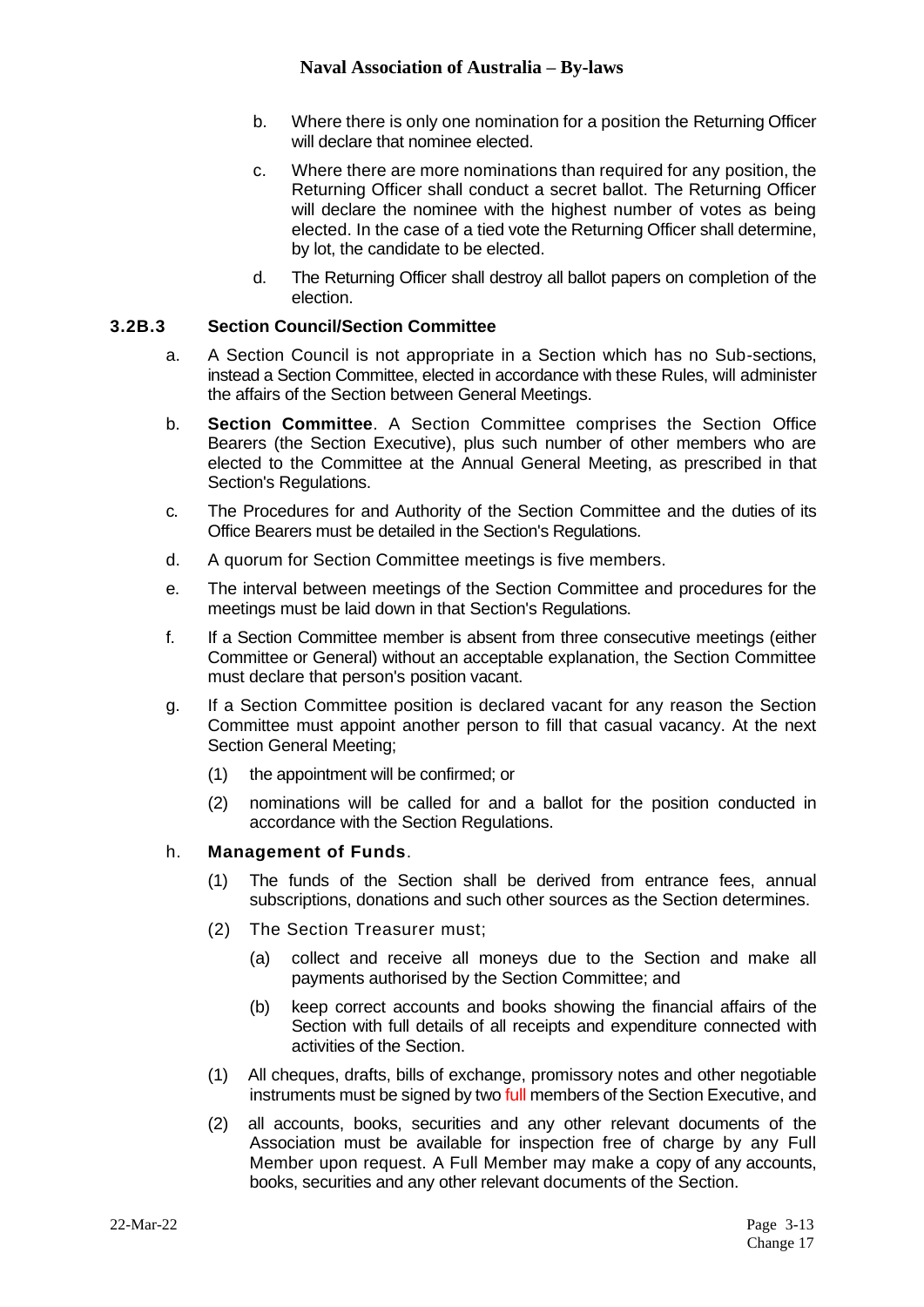b. Where there is only one nomination for a position the Returning Officer will declare that nominee elected.

c. Where there are more nominations than required for any position, the Returning Officer shall conduct a secret ballot. The Returning Officer will declare the nominee with the highest number of votes as being elected. In the case of a tied vote the Returning Officer shall determine, by lot, the candidate to be elected.

d. The Returning Officer shall destroy all ballot papers on completion of the election.

### 3.2B.3 Section Council/Section Committee

a. A Section Council is not appropriate in a Section which has no Sub-sections, instead a Section Committee, elected in accordance with these Rules, will administer the affairs of the Section between General Meetings.

b. **Section Committee**. A Section Committee comprises the Section Office Bearers (the Section Executive), plus such number of other members who are elected to the Committee at the Annual General Meeting, as prescribed in that Section's Regulations.

c. The Procedures for and Authority of the Section Committee and the duties of its Office Bearers must be detailed in the Section's Regulations.

d. A quorum for Section Committee meetings is five members.

e. The interval between meetings of the Section Committee and procedures for the meetings must be laid down in that Section's Regulations.

f. If a Section Committee member is absent from three consecutive meetings (either Committee or General) without an acceptable explanation, the Section Committee must declare that person's position vacant.

g. If a Section Committee position is declared vacant for any reason the Section Committee must appoint another person to fill that casual vacancy. At the next Section General Meeting;

  (1) the appointment will be confirmed; or

  (2) nominations will be called for and a ballot for the position conducted in accordance with the Section Regulations.

h. **Management of Funds**.

  (1) The funds of the Section shall be derived from entrance fees, annual subscriptions, donations and such other sources as the Section determines.

  (2) The Section Treasurer must;

    (a) collect and receive all moneys due to the Section and make all payments authorised by the Section Committee; and

    (b) keep correct accounts and books showing the financial affairs of the Section with full details of all receipts and expenditure connected with activities of the Section.

  (1) All cheques, drafts, bills of exchange, promissory notes and other negotiable instruments must be signed by two full members of the Section Executive, and

  (2) all accounts, books, securities and any other relevant documents of the Association must be available for inspection free of charge by any Full Member upon request. A Full Member may make a copy of any accounts, books, securities and any other relevant documents of the Section.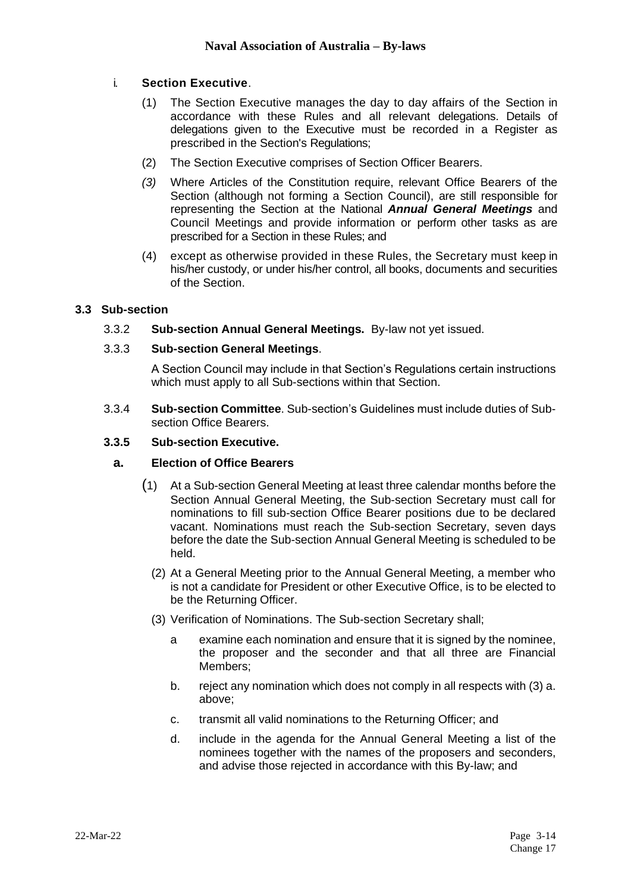i. **Section Executive**.

(1) The Section Executive manages the day to day affairs of the Section in accordance with these Rules and all relevant delegations. Details of delegations given to the Executive must be recorded in a Register as prescribed in the Section's Regulations;

(2) The Section Executive comprises of Section Officer Bearers.

*(3)* Where Articles of the Constitution require, relevant Office Bearers of the Section (although not forming a Section Council), are still responsible for representing the Section at the National ***Annual General Meetings*** and Council Meetings and provide information or perform other tasks as are prescribed for a Section in these Rules; and

(4) except as otherwise provided in these Rules, the Secretary must keep in his/her custody, or under his/her control, all books, documents and securities of the Section.

### 3.3 Sub-section

3.3.2 **Sub-section Annual General Meetings.** By-law not yet issued.

3.3.3 **Sub-section General Meetings**.

A Section Council may include in that Section's Regulations certain instructions which must apply to all Sub-sections within that Section.

3.3.4 **Sub-section Committee**. Sub-section's Guidelines must include duties of Sub-section Office Bearers.

#### 3.3.5 Sub-section Executive.

**a. Election of Office Bearers**

(1) At a Sub-section General Meeting at least three calendar months before the Section Annual General Meeting, the Sub-section Secretary must call for nominations to fill sub-section Office Bearer positions due to be declared vacant. Nominations must reach the Sub-section Secretary, seven days before the date the Sub-section Annual General Meeting is scheduled to be held.

(2) At a General Meeting prior to the Annual General Meeting, a member who is not a candidate for President or other Executive Office, is to be elected to be the Returning Officer.

(3) Verification of Nominations. The Sub-section Secretary shall;

a examine each nomination and ensure that it is signed by the nominee, the proposer and the seconder and that all three are Financial Members;

b. reject any nomination which does not comply in all respects with (3) a. above;

c. transmit all valid nominations to the Returning Officer; and

d. include in the agenda for the Annual General Meeting a list of the nominees together with the names of the proposers and seconders, and advise those rejected in accordance with this By-law; and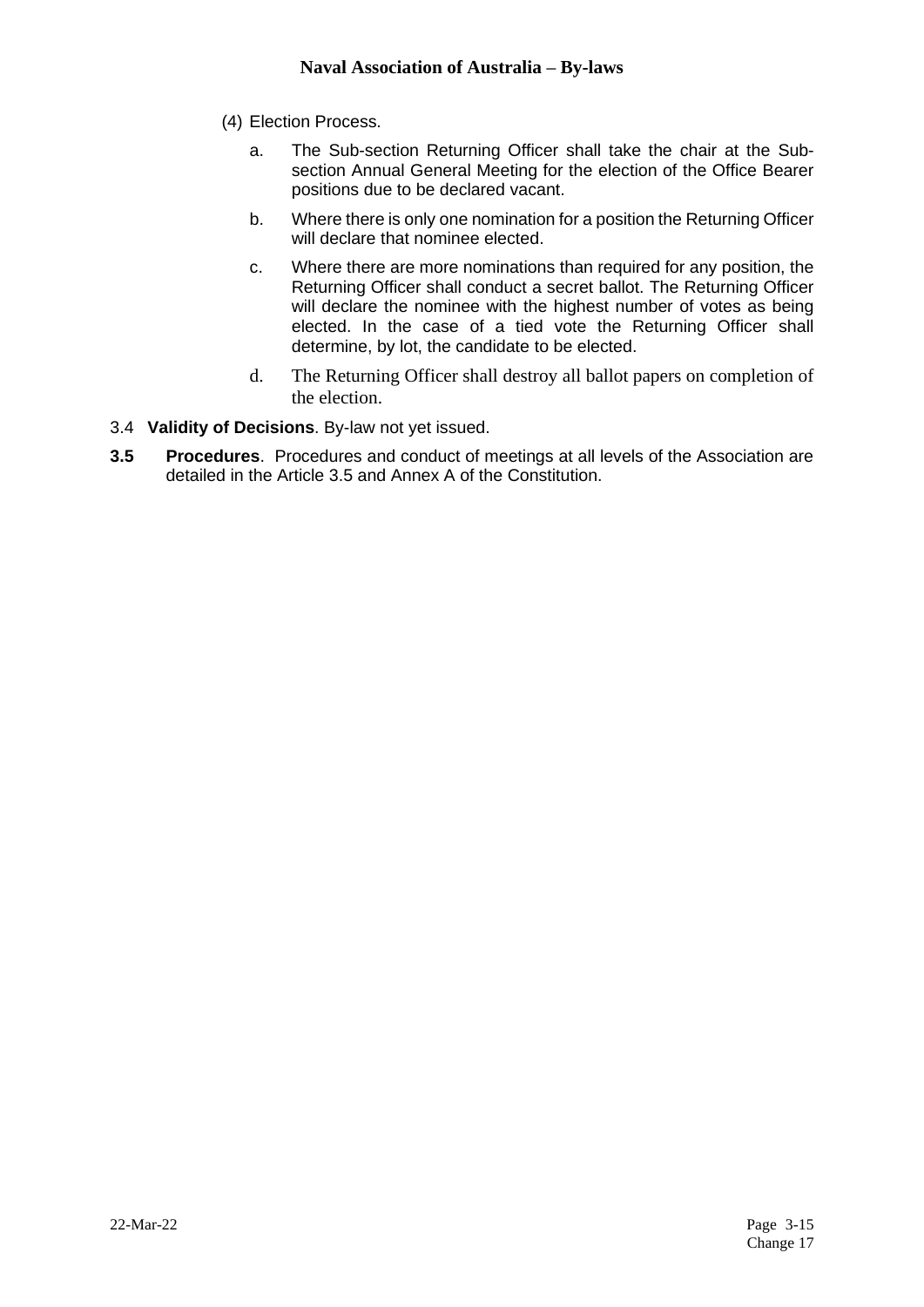(4) Election Process.

a. The Sub-section Returning Officer shall take the chair at the Sub-section Annual General Meeting for the election of the Office Bearer positions due to be declared vacant.

b. Where there is only one nomination for a position the Returning Officer will declare that nominee elected.

c. Where there are more nominations than required for any position, the Returning Officer shall conduct a secret ballot. The Returning Officer will declare the nominee with the highest number of votes as being elected. In the case of a tied vote the Returning Officer shall determine, by lot, the candidate to be elected.

d. The Returning Officer shall destroy all ballot papers on completion of the election.

3.4 **Validity of Decisions**. By-law not yet issued.

**3.5 Procedures**. Procedures and conduct of meetings at all levels of the Association are detailed in the Article 3.5 and Annex A of the Constitution.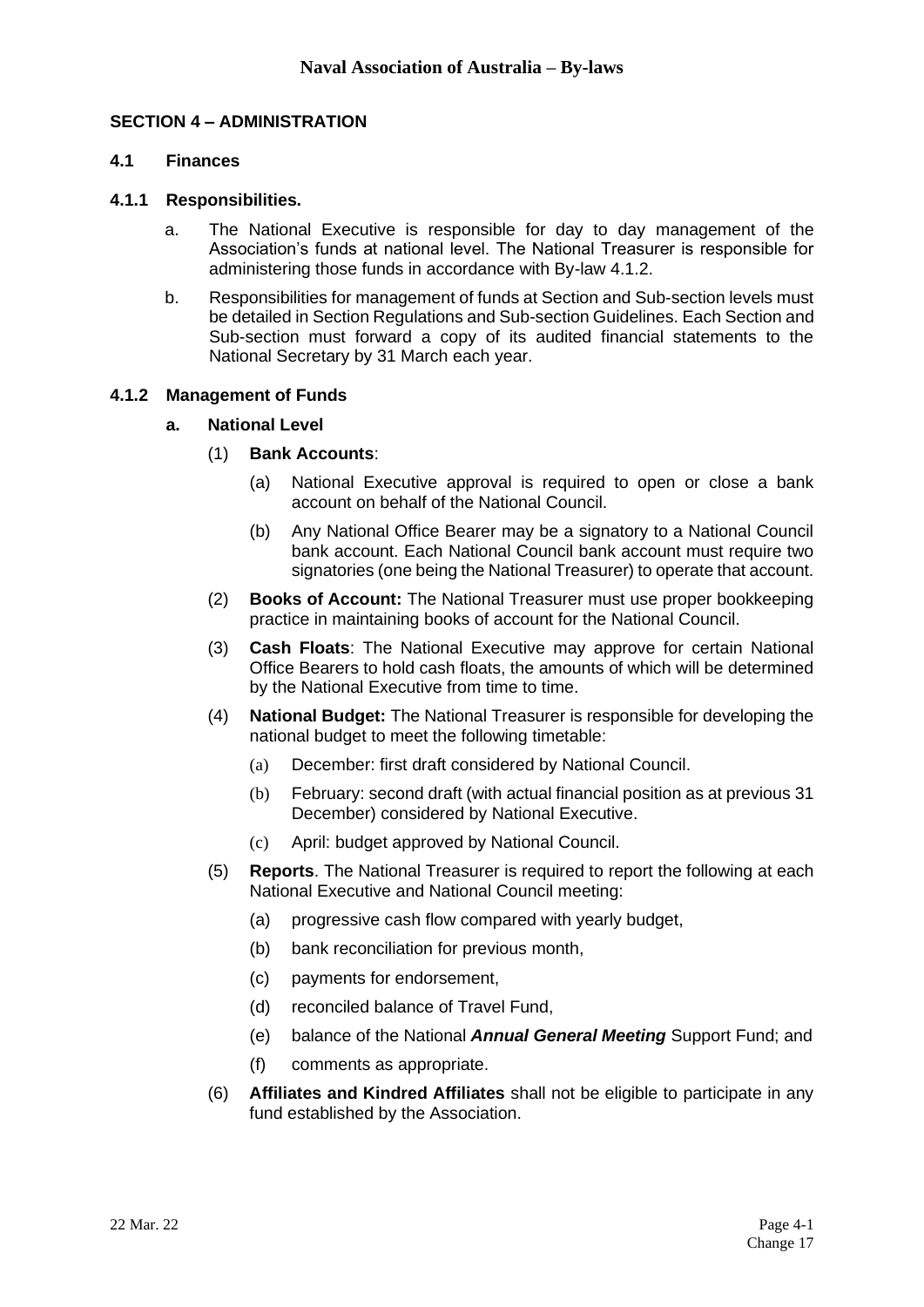## SECTION 4 – ADMINISTRATION

### 4.1 Finances

#### 4.1.1 Responsibilities.

a. The National Executive is responsible for day to day management of the Association's funds at national level. The National Treasurer is responsible for administering those funds in accordance with By-law 4.1.2.

b. Responsibilities for management of funds at Section and Sub-section levels must be detailed in Section Regulations and Sub-section Guidelines. Each Section and Sub-section must forward a copy of its audited financial statements to the National Secretary by 31 March each year.

#### 4.1.2 Management of Funds

**a. National Level**

(1) **Bank Accounts**:

(a) National Executive approval is required to open or close a bank account on behalf of the National Council.

(b) Any National Office Bearer may be a signatory to a National Council bank account. Each National Council bank account must require two signatories (one being the National Treasurer) to operate that account.

(2) **Books of Account:** The National Treasurer must use proper bookkeeping practice in maintaining books of account for the National Council.

(3) **Cash Floats**: The National Executive may approve for certain National Office Bearers to hold cash floats, the amounts of which will be determined by the National Executive from time to time.

(4) **National Budget:** The National Treasurer is responsible for developing the national budget to meet the following timetable:

(a) December: first draft considered by National Council.

(b) February: second draft (with actual financial position as at previous 31 December) considered by National Executive.

(c) April: budget approved by National Council.

(5) **Reports**. The National Treasurer is required to report the following at each National Executive and National Council meeting:

(a) progressive cash flow compared with yearly budget,

(b) bank reconciliation for previous month,

(c) payments for endorsement,

(d) reconciled balance of Travel Fund,

(e) balance of the National ***Annual General Meeting*** Support Fund; and

(f) comments as appropriate.

(6) **Affiliates and Kindred Affiliates** shall not be eligible to participate in any fund established by the Association.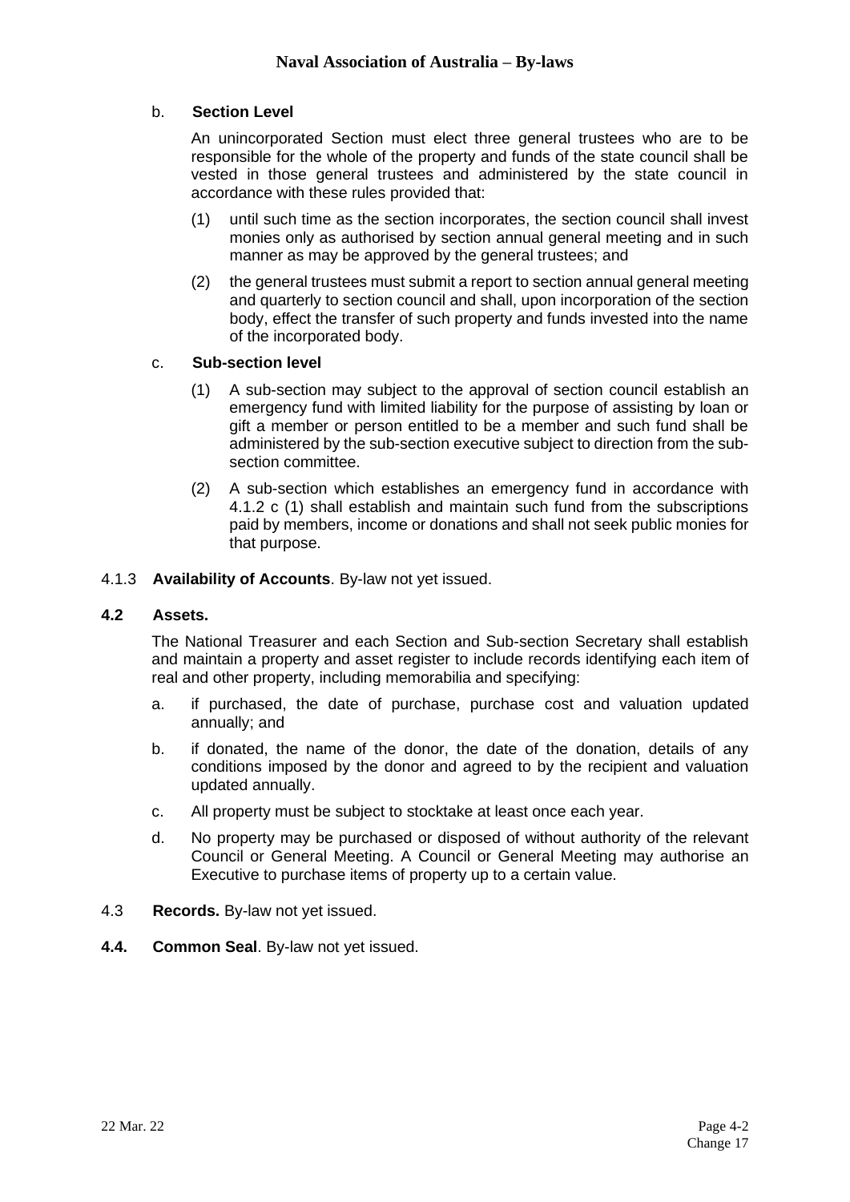b. **Section Level**

An unincorporated Section must elect three general trustees who are to be responsible for the whole of the property and funds of the state council shall be vested in those general trustees and administered by the state council in accordance with these rules provided that:

(1) until such time as the section incorporates, the section council shall invest monies only as authorised by section annual general meeting and in such manner as may be approved by the general trustees; and

(2) the general trustees must submit a report to section annual general meeting and quarterly to section council and shall, upon incorporation of the section body, effect the transfer of such property and funds invested into the name of the incorporated body.

c. **Sub-section level**

(1) A sub-section may subject to the approval of section council establish an emergency fund with limited liability for the purpose of assisting by loan or gift a member or person entitled to be a member and such fund shall be administered by the sub-section executive subject to direction from the sub-section committee.

(2) A sub-section which establishes an emergency fund in accordance with 4.1.2 c (1) shall establish and maintain such fund from the subscriptions paid by members, income or donations and shall not seek public monies for that purpose.

4.1.3 **Availability of Accounts**. By-law not yet issued.

**4.2 Assets.**

The National Treasurer and each Section and Sub-section Secretary shall establish and maintain a property and asset register to include records identifying each item of real and other property, including memorabilia and specifying:

a. if purchased, the date of purchase, purchase cost and valuation updated annually; and

b. if donated, the name of the donor, the date of the donation, details of any conditions imposed by the donor and agreed to by the recipient and valuation updated annually.

c. All property must be subject to stocktake at least once each year.

d. No property may be purchased or disposed of without authority of the relevant Council or General Meeting. A Council or General Meeting may authorise an Executive to purchase items of property up to a certain value.

4.3 **Records.** By-law not yet issued.

**4.4. Common Seal**. By-law not yet issued.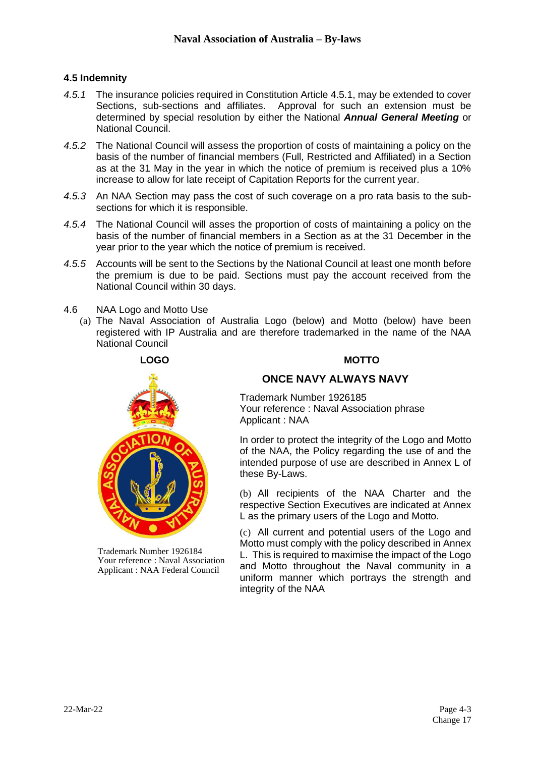### 4.5 Indemnity

*4.5.1* The insurance policies required in Constitution Article 4.5.1, may be extended to cover Sections, sub-sections and affiliates. Approval for such an extension must be determined by special resolution by either the National ***Annual General Meeting*** or National Council.

*4.5.2* The National Council will assess the proportion of costs of maintaining a policy on the basis of the number of financial members (Full, Restricted and Affiliated) in a Section as at the 31 May in the year in which the notice of premium is received plus a 10% increase to allow for late receipt of Capitation Reports for the current year.

*4.5.3* An NAA Section may pass the cost of such coverage on a pro rata basis to the sub-sections for which it is responsible.

*4.5.4* The National Council will asses the proportion of costs of maintaining a policy on the basis of the number of financial members in a Section as at the 31 December in the year prior to the year which the notice of premium is received.

*4.5.5* Accounts will be sent to the Sections by the National Council at least one month before the premium is due to be paid. Sections must pay the account received from the National Council within 30 days.

4.6 NAA Logo and Motto Use

(a) The Naval Association of Australia Logo (below) and Motto (below) have been registered with IP Australia and are therefore trademarked in the name of the NAA National Council

**LOGO**

Trademark Number 1926184
Your reference : Naval Association
Applicant : NAA Federal Council

**MOTTO**

**ONCE NAVY ALWAYS NAVY**

Trademark Number 1926185
Your reference : Naval Association phrase
Applicant : NAA

In order to protect the integrity of the Logo and Motto of the NAA, the Policy regarding the use of and the intended purpose of use are described in Annex L of these By-Laws.

(b) All recipients of the NAA Charter and the respective Section Executives are indicated at Annex L as the primary users of the Logo and Motto.

(c) All current and potential users of the Logo and Motto must comply with the policy described in Annex L. This is required to maximise the impact of the Logo and Motto throughout the Naval community in a uniform manner which portrays the strength and integrity of the NAA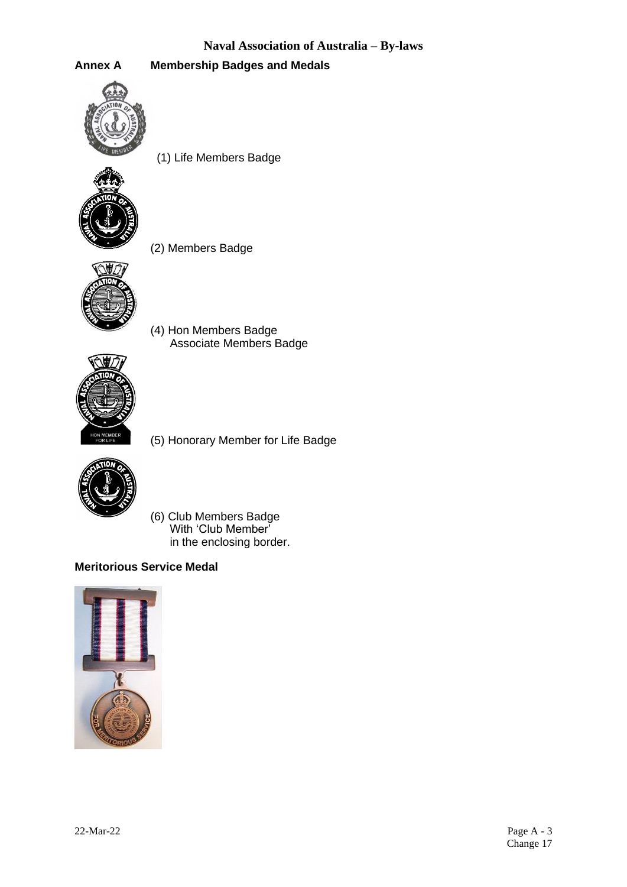## Annex A Membership Badges and Medals

(1) Life Members Badge

(2) Members Badge

(4) Hon Members Badge
Associate Members Badge

(5) Honorary Member for Life Badge

(6) Club Members Badge
With 'Club Member'
in the enclosing border.

### Meritorious Service Medal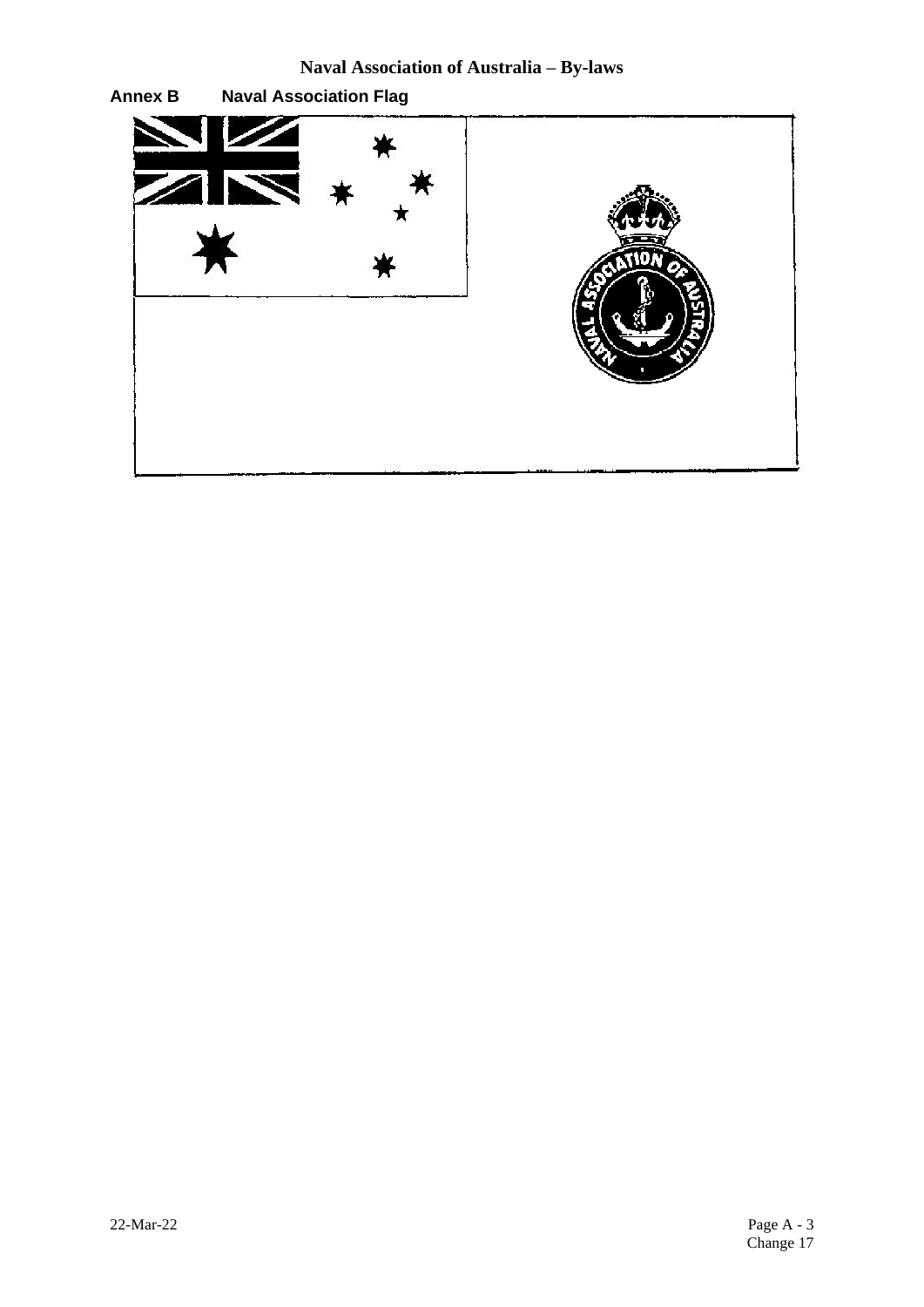## Annex B Naval Association Flag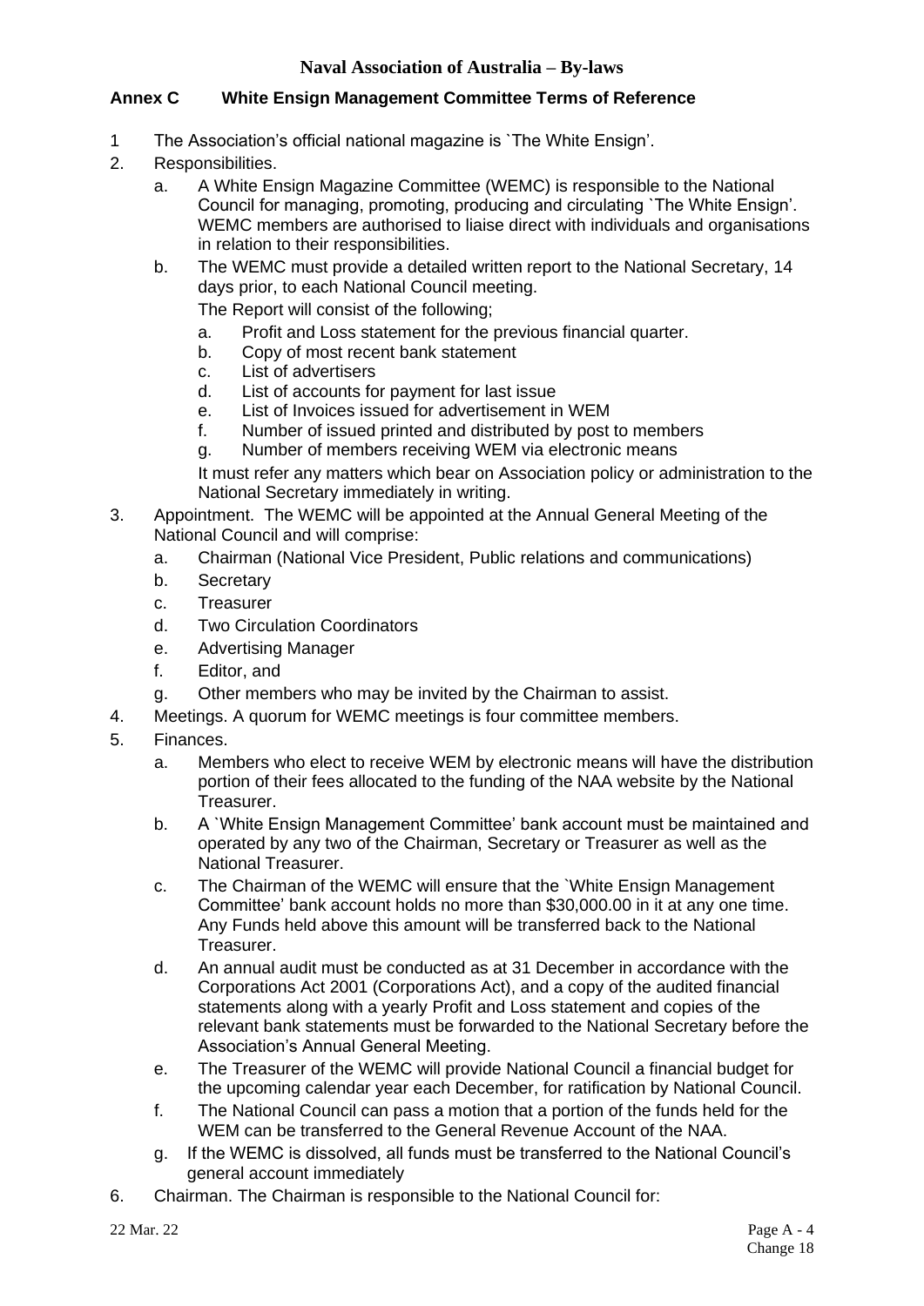## Annex C White Ensign Management Committee Terms of Reference

1 The Association's official national magazine is `The White Ensign'.

2. Responsibilities.

   a. A White Ensign Magazine Committee (WEMC) is responsible to the National Council for managing, promoting, producing and circulating `The White Ensign'. WEMC members are authorised to liaise direct with individuals and organisations in relation to their responsibilities.

   b. The WEMC must provide a detailed written report to the National Secretary, 14 days prior, to each National Council meeting.

      The Report will consist of the following;

      a. Profit and Loss statement for the previous financial quarter.
      b. Copy of most recent bank statement
      c. List of advertisers
      d. List of accounts for payment for last issue
      e. List of Invoices issued for advertisement in WEM
      f. Number of issued printed and distributed by post to members
      g. Number of members receiving WEM via electronic means

      It must refer any matters which bear on Association policy or administration to the National Secretary immediately in writing.

3. Appointment. The WEMC will be appointed at the Annual General Meeting of the National Council and will comprise:

   a. Chairman (National Vice President, Public relations and communications)
   b. Secretary
   c. Treasurer
   d. Two Circulation Coordinators
   e. Advertising Manager
   f. Editor, and
   g. Other members who may be invited by the Chairman to assist.

4. Meetings. A quorum for WEMC meetings is four committee members.

5. Finances.

   a. Members who elect to receive WEM by electronic means will have the distribution portion of their fees allocated to the funding of the NAA website by the National Treasurer.

   b. A `White Ensign Management Committee' bank account must be maintained and operated by any two of the Chairman, Secretary or Treasurer as well as the National Treasurer.

   c. The Chairman of the WEMC will ensure that the `White Ensign Management Committee' bank account holds no more than $30,000.00 in it at any one time. Any Funds held above this amount will be transferred back to the National Treasurer.

   d. An annual audit must be conducted as at 31 December in accordance with the Corporations Act 2001 (Corporations Act), and a copy of the audited financial statements along with a yearly Profit and Loss statement and copies of the relevant bank statements must be forwarded to the National Secretary before the Association's Annual General Meeting.

   e. The Treasurer of the WEMC will provide National Council a financial budget for the upcoming calendar year each December, for ratification by National Council.

   f. The National Council can pass a motion that a portion of the funds held for the WEM can be transferred to the General Revenue Account of the NAA.

   g. If the WEMC is dissolved, all funds must be transferred to the National Council's general account immediately

6. Chairman. The Chairman is responsible to the National Council for: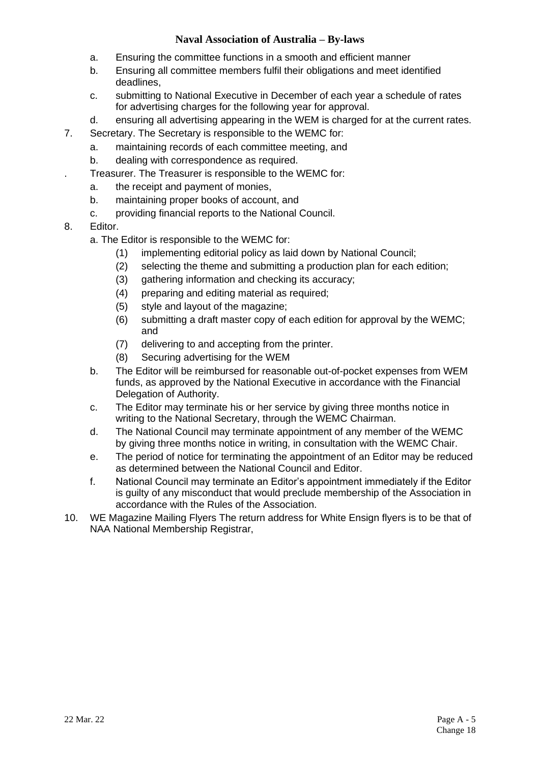a. Ensuring the committee functions in a smooth and efficient manner
b. Ensuring all committee members fulfil their obligations and meet identified deadlines,
c. submitting to National Executive in December of each year a schedule of rates for advertising charges for the following year for approval.
d. ensuring all advertising appearing in the WEM is charged for at the current rates.

7. Secretary. The Secretary is responsible to the WEMC for:
   a. maintaining records of each committee meeting, and
   b. dealing with correspondence as required.

. Treasurer. The Treasurer is responsible to the WEMC for:
   a. the receipt and payment of monies,
   b. maintaining proper books of account, and
   c. providing financial reports to the National Council.

8. Editor.
   a. The Editor is responsible to the WEMC for:
      (1) implementing editorial policy as laid down by National Council;
      (2) selecting the theme and submitting a production plan for each edition;
      (3) gathering information and checking its accuracy;
      (4) preparing and editing material as required;
      (5) style and layout of the magazine;
      (6) submitting a draft master copy of each edition for approval by the WEMC; and
      (7) delivering to and accepting from the printer.
      (8) Securing advertising for the WEM
   b. The Editor will be reimbursed for reasonable out-of-pocket expenses from WEM funds, as approved by the National Executive in accordance with the Financial Delegation of Authority.
   c. The Editor may terminate his or her service by giving three months notice in writing to the National Secretary, through the WEMC Chairman.
   d. The National Council may terminate appointment of any member of the WEMC by giving three months notice in writing, in consultation with the WEMC Chair.
   e. The period of notice for terminating the appointment of an Editor may be reduced as determined between the National Council and Editor.
   f. National Council may terminate an Editor's appointment immediately if the Editor is guilty of any misconduct that would preclude membership of the Association in accordance with the Rules of the Association.

10. WE Magazine Mailing Flyers The return address for White Ensign flyers is to be that of NAA National Membership Registrar,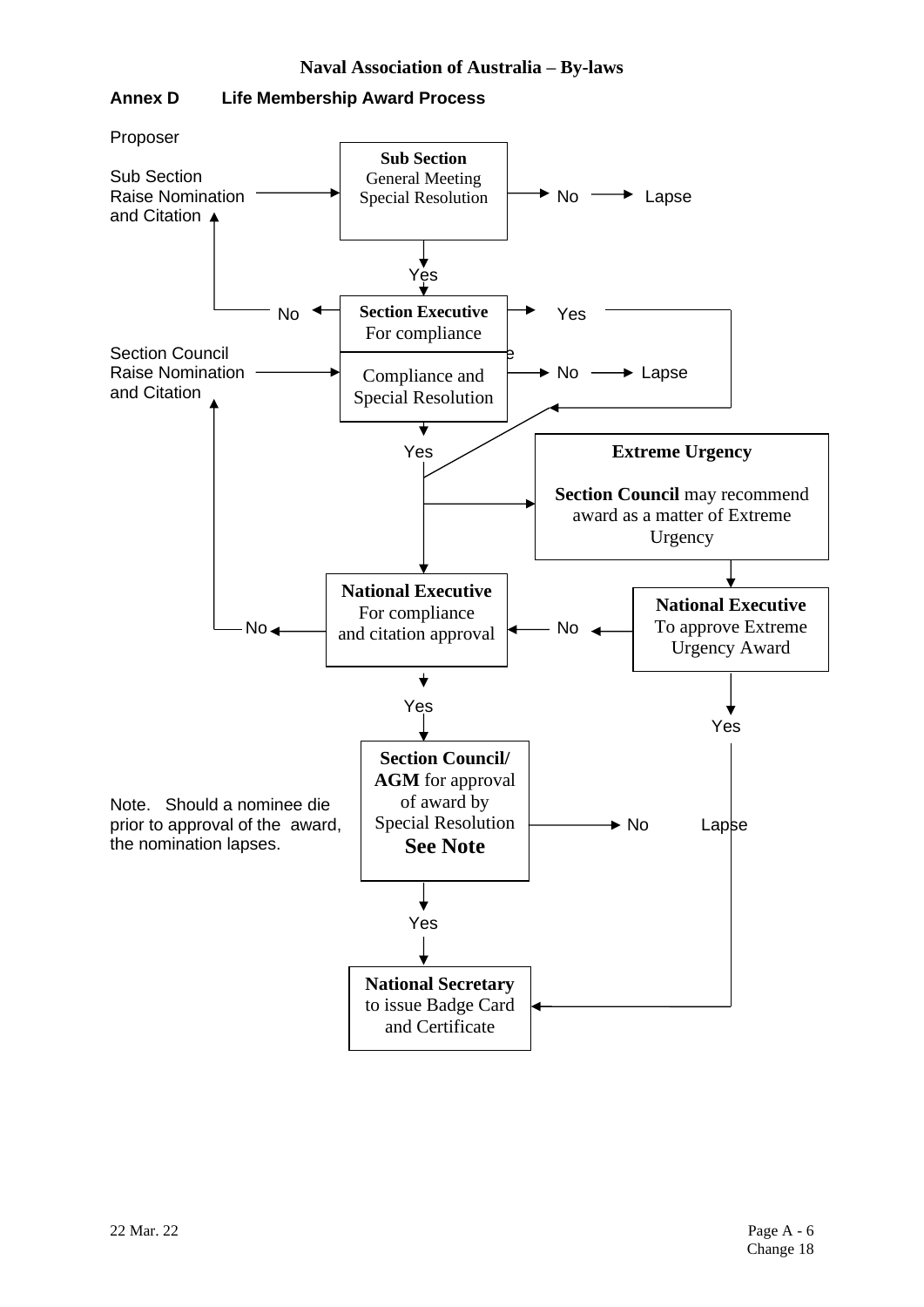## Annex D Life Membership Award Process

Proposer

Sub Section Raise Nomination and Citation → **Sub Section** General Meeting Special Resolution → No → Lapse

↓ Yes

**Section Executive** For compliance → No → (back to Sub Section Raise Nomination and Citation)

**Section Executive** For compliance → Yes → (to Yes path below Compliance and Special Resolution)

Section Council Raise Nomination and Citation → Compliance and Special Resolution → No → Lapse

↓ Yes

**Extreme Urgency**

**Section Council** may recommend award as a matter of Extreme Urgency

↓

**National Executive** To approve Extreme Urgency Award → No → **National Executive** For compliance and citation approval

**National Executive** To approve Extreme Urgency Award → Yes → **National Secretary** to issue Badge Card and Certificate

**National Executive** For compliance and citation approval → No → (back to Section Council Raise Nomination and Citation)

↓ Yes

**Section Council/ AGM** for approval of award by Special Resolution **See Note** → No → Lapse

Note. Should a nominee die prior to approval of the award, the nomination lapses.

↓ Yes

**National Secretary** to issue Badge Card and Certificate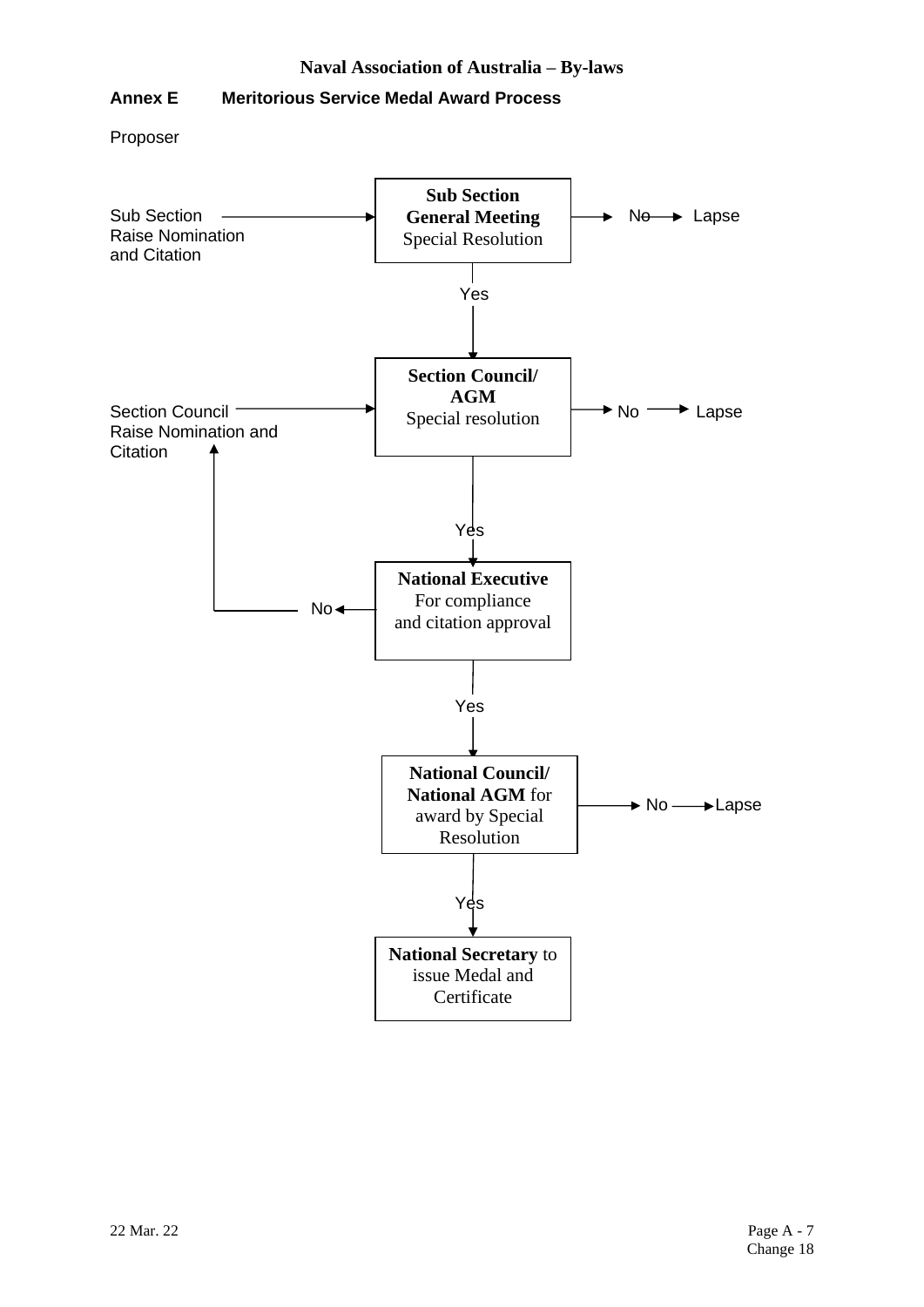## Annex E Meritorious Service Medal Award Process

Proposer

Sub Section Raise Nomination and Citation → **Sub Section General Meeting** Special Resolution → No → Lapse

Yes ↓

Section Council Raise Nomination and Citation → **Section Council/ AGM** Special resolution → No → Lapse

Yes ↓

**National Executive** For compliance and citation approval → No → (returns to Section Council Raise Nomination and Citation)

Yes ↓

**National Council/ National AGM** for award by Special Resolution → No → Lapse

Yes ↓

**National Secretary** to issue Medal and Certificate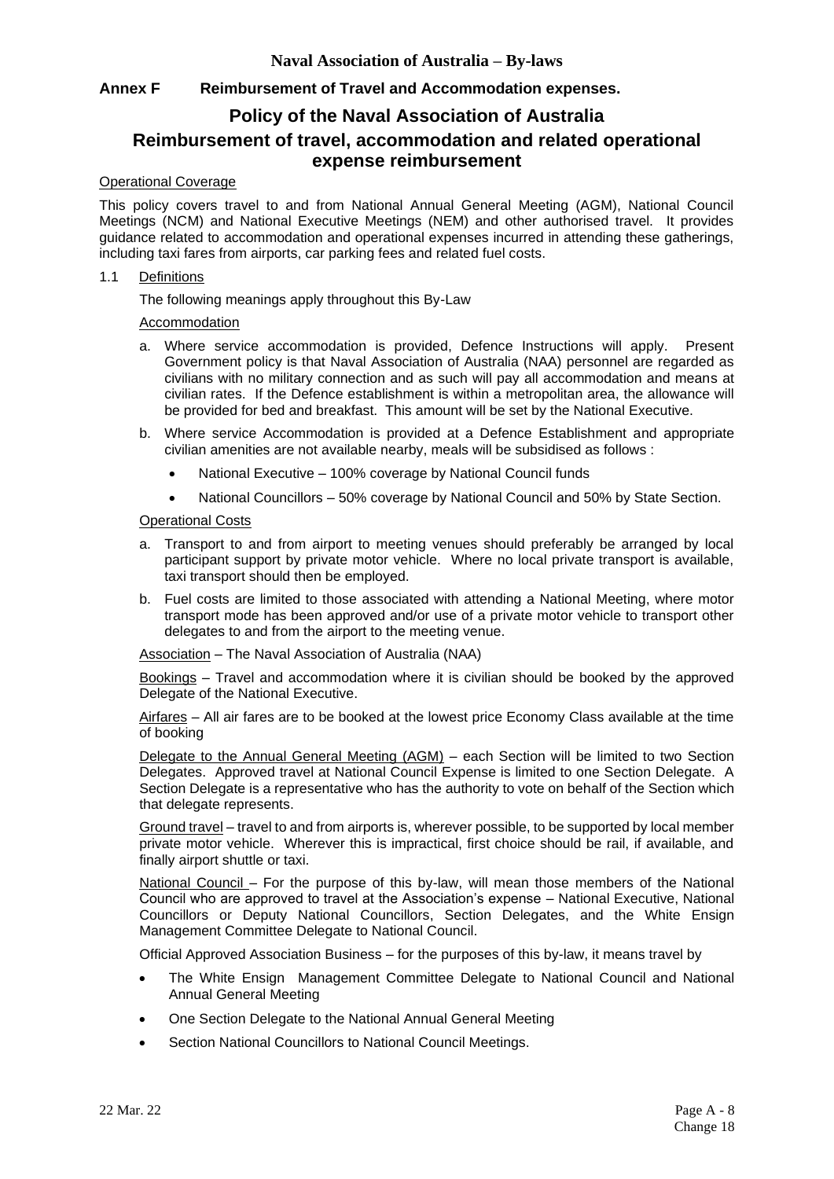## Annex F Reimbursement of Travel and Accommodation expenses.

# Policy of the Naval Association of Australia

# Reimbursement of travel, accommodation and related operational expense reimbursement

Operational Coverage

This policy covers travel to and from National Annual General Meeting (AGM), National Council Meetings (NCM) and National Executive Meetings (NEM) and other authorised travel. It provides guidance related to accommodation and operational expenses incurred in attending these gatherings, including taxi fares from airports, car parking fees and related fuel costs.

1.1 Definitions

The following meanings apply throughout this By-Law

Accommodation

a. Where service accommodation is provided, Defence Instructions will apply. Present Government policy is that Naval Association of Australia (NAA) personnel are regarded as civilians with no military connection and as such will pay all accommodation and means at civilian rates. If the Defence establishment is within a metropolitan area, the allowance will be provided for bed and breakfast. This amount will be set by the National Executive.

b. Where service Accommodation is provided at a Defence Establishment and appropriate civilian amenities are not available nearby, meals will be subsidised as follows :

- National Executive – 100% coverage by National Council funds
- National Councillors – 50% coverage by National Council and 50% by State Section.

Operational Costs

a. Transport to and from airport to meeting venues should preferably be arranged by local participant support by private motor vehicle. Where no local private transport is available, taxi transport should then be employed.

b. Fuel costs are limited to those associated with attending a National Meeting, where motor transport mode has been approved and/or use of a private motor vehicle to transport other delegates to and from the airport to the meeting venue.

Association – The Naval Association of Australia (NAA)

Bookings – Travel and accommodation where it is civilian should be booked by the approved Delegate of the National Executive.

Airfares – All air fares are to be booked at the lowest price Economy Class available at the time of booking

Delegate to the Annual General Meeting (AGM) – each Section will be limited to two Section Delegates. Approved travel at National Council Expense is limited to one Section Delegate. A Section Delegate is a representative who has the authority to vote on behalf of the Section which that delegate represents.

Ground travel – travel to and from airports is, wherever possible, to be supported by local member private motor vehicle. Wherever this is impractical, first choice should be rail, if available, and finally airport shuttle or taxi.

National Council – For the purpose of this by-law, will mean those members of the National Council who are approved to travel at the Association's expense – National Executive, National Councillors or Deputy National Councillors, Section Delegates, and the White Ensign Management Committee Delegate to National Council.

Official Approved Association Business – for the purposes of this by-law, it means travel by

- The White Ensign Management Committee Delegate to National Council and National Annual General Meeting
- One Section Delegate to the National Annual General Meeting
- Section National Councillors to National Council Meetings.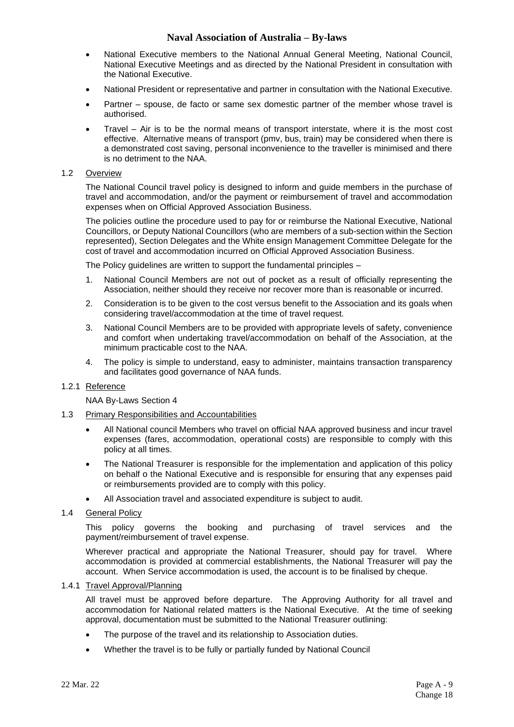- National Executive members to the National Annual General Meeting, National Council, National Executive Meetings and as directed by the National President in consultation with the National Executive.
- National President or representative and partner in consultation with the National Executive.
- Partner – spouse, de facto or same sex domestic partner of the member whose travel is authorised.
- Travel – Air is to be the normal means of transport interstate, where it is the most cost effective. Alternative means of transport (pmv, bus, train) may be considered when there is a demonstrated cost saving, personal inconvenience to the traveller is minimised and there is no detriment to the NAA.

1.2 Overview

The National Council travel policy is designed to inform and guide members in the purchase of travel and accommodation, and/or the payment or reimbursement of travel and accommodation expenses when on Official Approved Association Business.

The policies outline the procedure used to pay for or reimburse the National Executive, National Councillors, or Deputy National Councillors (who are members of a sub-section within the Section represented), Section Delegates and the White ensign Management Committee Delegate for the cost of travel and accommodation incurred on Official Approved Association Business.

The Policy guidelines are written to support the fundamental principles –

1. National Council Members are not out of pocket as a result of officially representing the Association, neither should they receive nor recover more than is reasonable or incurred.
2. Consideration is to be given to the cost versus benefit to the Association and its goals when considering travel/accommodation at the time of travel request.
3. National Council Members are to be provided with appropriate levels of safety, convenience and comfort when undertaking travel/accommodation on behalf of the Association, at the minimum practicable cost to the NAA.
4. The policy is simple to understand, easy to administer, maintains transaction transparency and facilitates good governance of NAA funds.

1.2.1 Reference

NAA By-Laws Section 4

1.3 Primary Responsibilities and Accountabilities

- All National council Members who travel on official NAA approved business and incur travel expenses (fares, accommodation, operational costs) are responsible to comply with this policy at all times.
- The National Treasurer is responsible for the implementation and application of this policy on behalf o the National Executive and is responsible for ensuring that any expenses paid or reimbursements provided are to comply with this policy.
- All Association travel and associated expenditure is subject to audit.

1.4 General Policy

This policy governs the booking and purchasing of travel services and the payment/reimbursement of travel expense.

Wherever practical and appropriate the National Treasurer, should pay for travel. Where accommodation is provided at commercial establishments, the National Treasurer will pay the account. When Service accommodation is used, the account is to be finalised by cheque.

1.4.1 Travel Approval/Planning

All travel must be approved before departure. The Approving Authority for all travel and accommodation for National related matters is the National Executive. At the time of seeking approval, documentation must be submitted to the National Treasurer outlining:

- The purpose of the travel and its relationship to Association duties.
- Whether the travel is to be fully or partially funded by National Council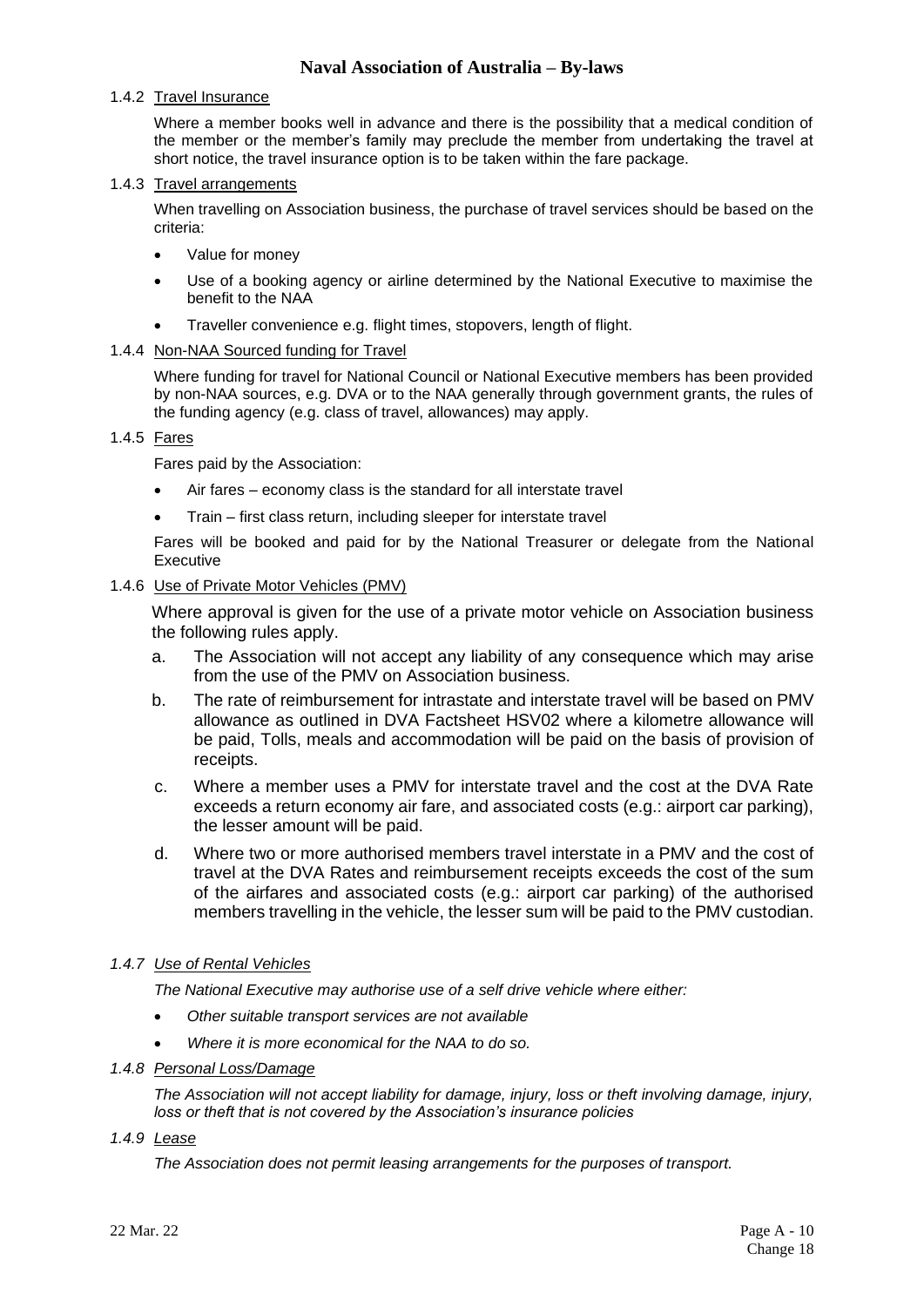#### 1.4.2 Travel Insurance

Where a member books well in advance and there is the possibility that a medical condition of the member or the member's family may preclude the member from undertaking the travel at short notice, the travel insurance option is to be taken within the fare package.

#### 1.4.3 Travel arrangements

When travelling on Association business, the purchase of travel services should be based on the criteria:

- Value for money
- Use of a booking agency or airline determined by the National Executive to maximise the benefit to the NAA
- Traveller convenience e.g. flight times, stopovers, length of flight.

#### 1.4.4 Non-NAA Sourced funding for Travel

Where funding for travel for National Council or National Executive members has been provided by non-NAA sources, e.g. DVA or to the NAA generally through government grants, the rules of the funding agency (e.g. class of travel, allowances) may apply.

#### 1.4.5 Fares

Fares paid by the Association:

- Air fares – economy class is the standard for all interstate travel
- Train – first class return, including sleeper for interstate travel

Fares will be booked and paid for by the National Treasurer or delegate from the National Executive

#### 1.4.6 Use of Private Motor Vehicles (PMV)

Where approval is given for the use of a private motor vehicle on Association business the following rules apply.

a. The Association will not accept any liability of any consequence which may arise from the use of the PMV on Association business.

b. The rate of reimbursement for intrastate and interstate travel will be based on PMV allowance as outlined in DVA Factsheet HSV02 where a kilometre allowance will be paid, Tolls, meals and accommodation will be paid on the basis of provision of receipts.

c. Where a member uses a PMV for interstate travel and the cost at the DVA Rate exceeds a return economy air fare, and associated costs (e.g.: airport car parking), the lesser amount will be paid.

d. Where two or more authorised members travel interstate in a PMV and the cost of travel at the DVA Rates and reimbursement receipts exceeds the cost of the sum of the airfares and associated costs (e.g.: airport car parking) of the authorised members travelling in the vehicle, the lesser sum will be paid to the PMV custodian.

#### *1.4.7 Use of Rental Vehicles*

*The National Executive may authorise use of a self drive vehicle where either:*

- *Other suitable transport services are not available*
- *Where it is more economical for the NAA to do so.*

#### *1.4.8 Personal Loss/Damage*

*The Association will not accept liability for damage, injury, loss or theft involving damage, injury, loss or theft that is not covered by the Association's insurance policies*

#### *1.4.9 Lease*

*The Association does not permit leasing arrangements for the purposes of transport.*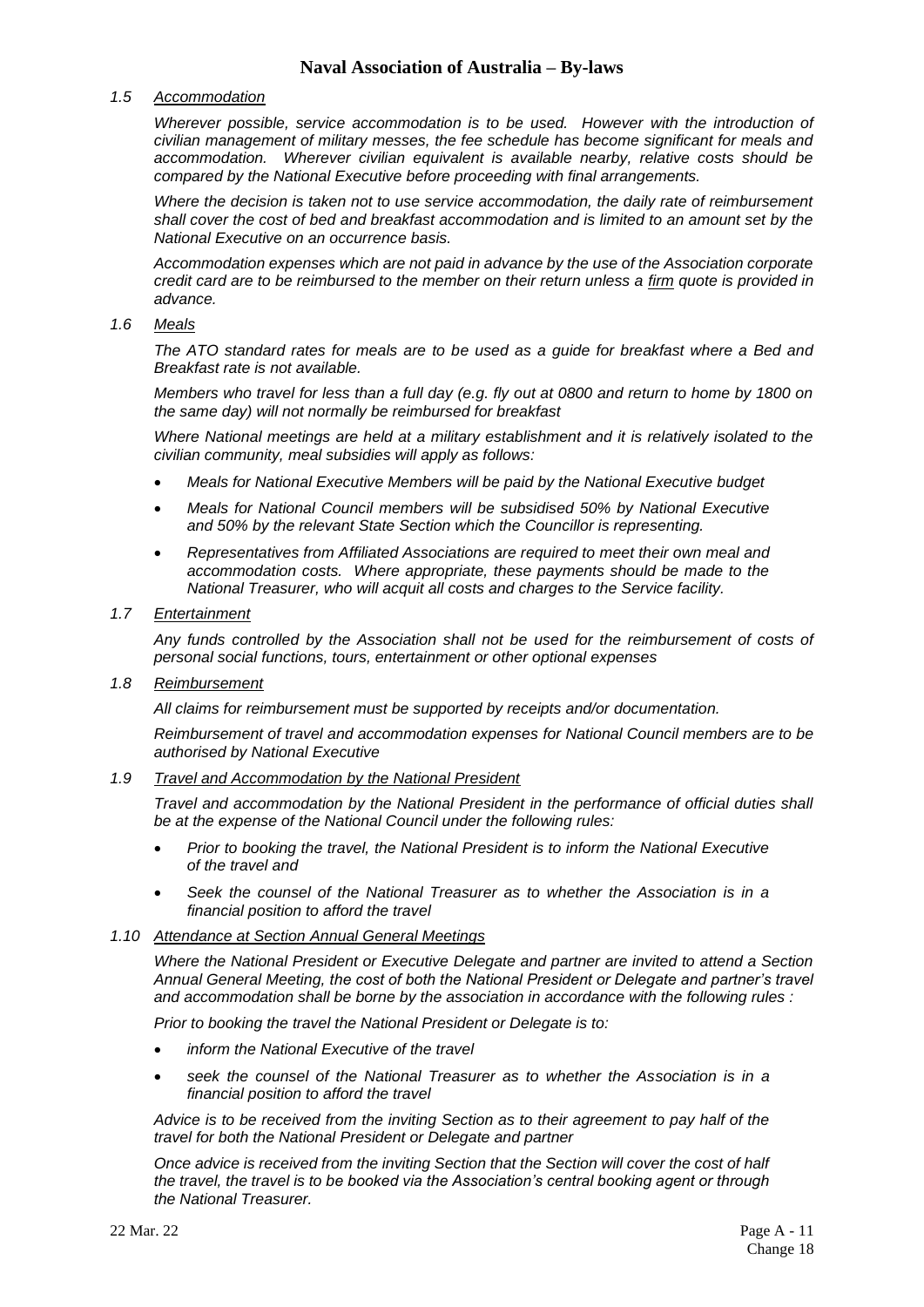### *1.5 Accommodation*

*Wherever possible, service accommodation is to be used. However with the introduction of civilian management of military messes, the fee schedule has become significant for meals and accommodation. Wherever civilian equivalent is available nearby, relative costs should be compared by the National Executive before proceeding with final arrangements.*

*Where the decision is taken not to use service accommodation, the daily rate of reimbursement shall cover the cost of bed and breakfast accommodation and is limited to an amount set by the National Executive on an occurrence basis.*

*Accommodation expenses which are not paid in advance by the use of the Association corporate credit card are to be reimbursed to the member on their return unless a firm quote is provided in advance.*

### *1.6 Meals*

*The ATO standard rates for meals are to be used as a guide for breakfast where a Bed and Breakfast rate is not available.*

*Members who travel for less than a full day (e.g. fly out at 0800 and return to home by 1800 on the same day) will not normally be reimbursed for breakfast*

*Where National meetings are held at a military establishment and it is relatively isolated to the civilian community, meal subsidies will apply as follows:*

- *Meals for National Executive Members will be paid by the National Executive budget*
- *Meals for National Council members will be subsidised 50% by National Executive and 50% by the relevant State Section which the Councillor is representing.*
- *Representatives from Affiliated Associations are required to meet their own meal and accommodation costs. Where appropriate, these payments should be made to the National Treasurer, who will acquit all costs and charges to the Service facility.*

### *1.7 Entertainment*

*Any funds controlled by the Association shall not be used for the reimbursement of costs of personal social functions, tours, entertainment or other optional expenses*

### *1.8 Reimbursement*

*All claims for reimbursement must be supported by receipts and/or documentation.*

*Reimbursement of travel and accommodation expenses for National Council members are to be authorised by National Executive*

### *1.9 Travel and Accommodation by the National President*

*Travel and accommodation by the National President in the performance of official duties shall be at the expense of the National Council under the following rules:*

- *Prior to booking the travel, the National President is to inform the National Executive of the travel and*
- *Seek the counsel of the National Treasurer as to whether the Association is in a financial position to afford the travel*

### *1.10 Attendance at Section Annual General Meetings*

*Where the National President or Executive Delegate and partner are invited to attend a Section Annual General Meeting, the cost of both the National President or Delegate and partner's travel and accommodation shall be borne by the association in accordance with the following rules :*

*Prior to booking the travel the National President or Delegate is to:*

- *inform the National Executive of the travel*
- *seek the counsel of the National Treasurer as to whether the Association is in a financial position to afford the travel*

*Advice is to be received from the inviting Section as to their agreement to pay half of the travel for both the National President or Delegate and partner*

*Once advice is received from the inviting Section that the Section will cover the cost of half the travel, the travel is to be booked via the Association's central booking agent or through the National Treasurer.*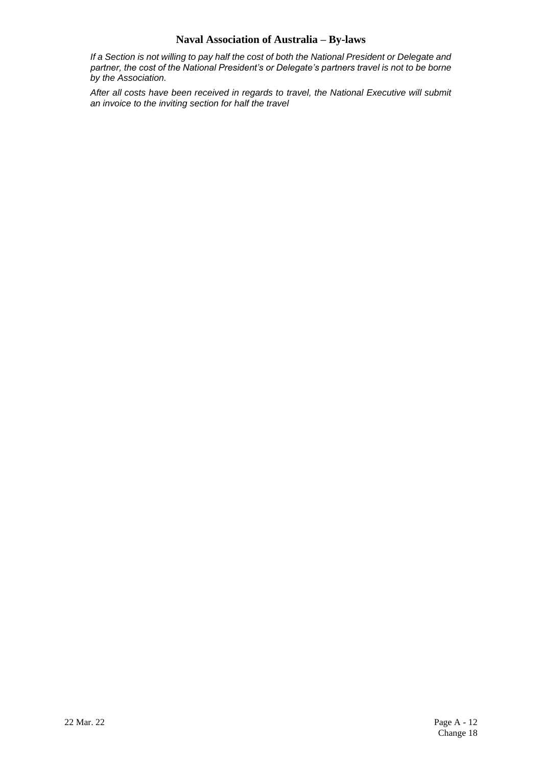*If a Section is not willing to pay half the cost of both the National President or Delegate and partner, the cost of the National President's or Delegate's partners travel is not to be borne by the Association.*

*After all costs have been received in regards to travel, the National Executive will submit an invoice to the inviting section for half the travel*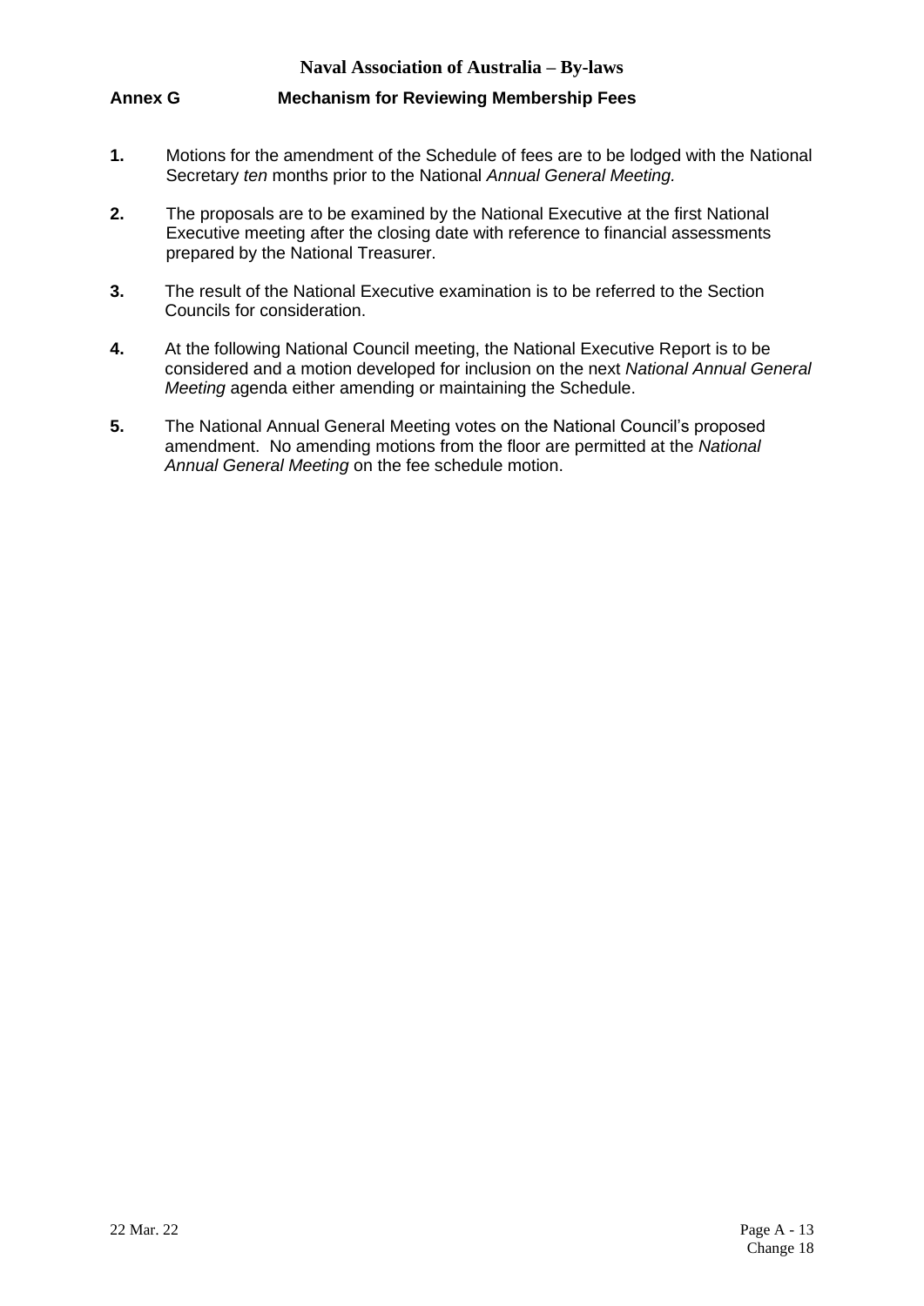## Annex G Mechanism for Reviewing Membership Fees

**1.** Motions for the amendment of the Schedule of fees are to be lodged with the National Secretary *ten* months prior to the National *Annual General Meeting.*

**2.** The proposals are to be examined by the National Executive at the first National Executive meeting after the closing date with reference to financial assessments prepared by the National Treasurer.

**3.** The result of the National Executive examination is to be referred to the Section Councils for consideration.

**4.** At the following National Council meeting, the National Executive Report is to be considered and a motion developed for inclusion on the next *National Annual General Meeting* agenda either amending or maintaining the Schedule.

**5.** The National Annual General Meeting votes on the National Council's proposed amendment. No amending motions from the floor are permitted at the *National Annual General Meeting* on the fee schedule motion.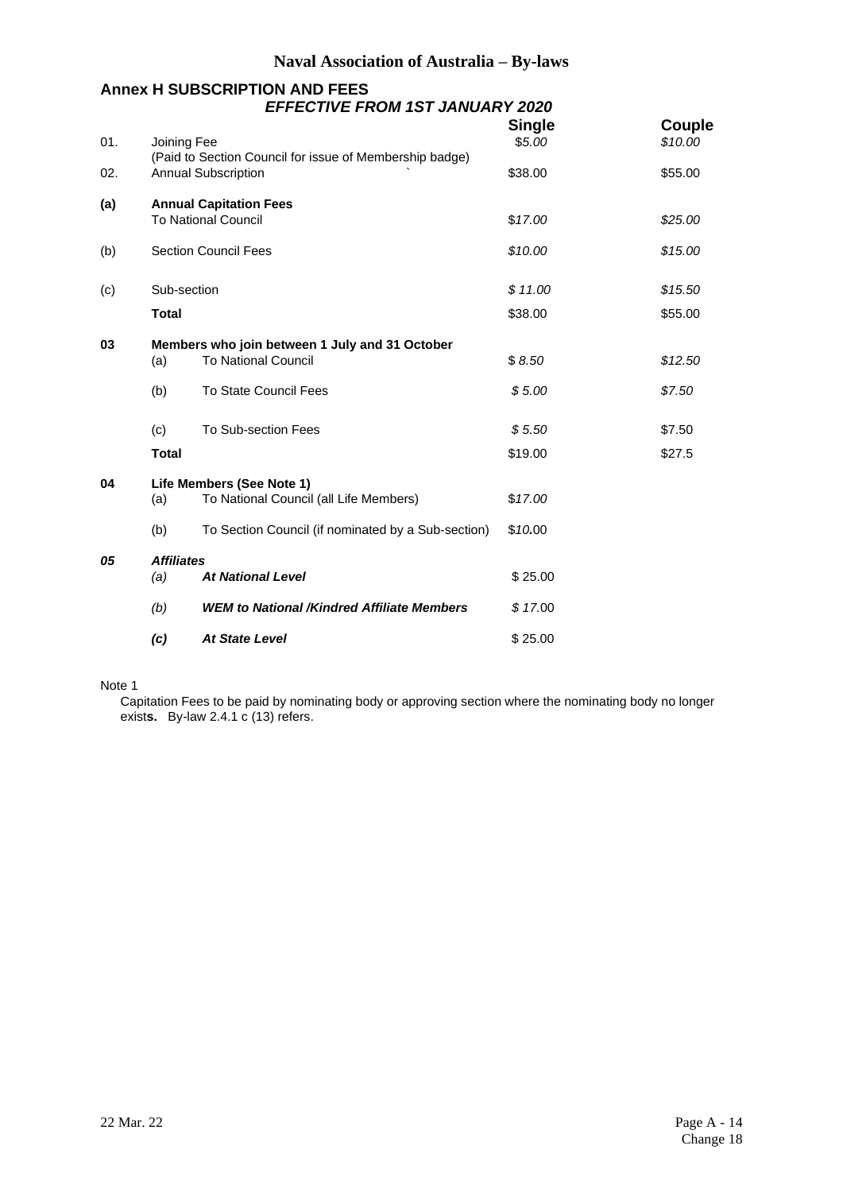## Annex H SUBSCRIPTION AND FEES

***EFFECTIVE FROM 1ST JANUARY 2020***

| | | | Single | Couple |
|---|---|---|---|---|
| 01. | Joining Fee (Paid to Section Council for issue of Membership badge) | | *$5.00* | *$10.00* |
| 02. | Annual Subscription | | $38.00 | $55.00 |
| **(a)** | **Annual Capitation Fees** To National Council | | *$17.00* | *$25.00* |
| (b) | Section Council Fees | | *$10.00* | *$15.00* |
| (c) | Sub-section | | *$ 11.00* | *$15.50* |
| | **Total** | | $38.00 | $55.00 |
| **03** | **Members who join between 1 July and 31 October** | | | |
| | (a) | To National Council | *$ 8.50* | *$12.50* |
| | (b) | To State Council Fees | *$ 5.00* | *$7.50* |
| | (c) | To Sub-section Fees | *$ 5.50* | $7.50 |
| | **Total** | | $19.00 | $27.5 |
| **04** | **Life Members (See Note 1)** | | | |
| | (a) | To National Council (all Life Members) | $*17.00* | |
| | (b) | To Section Council (if nominated by a Sub-section) | $*10.*00 | |
| ***05*** | ***Affiliates*** | | | |
| | *(a)* | ***At National Level*** | $ 25.00 | |
| | *(b)* | ***WEM to National /Kindred Affiliate Members*** | *$ 17.*00 | |
| | ***(c)*** | ***At State Level*** | $ 25.00 | |

Note 1

Capitation Fees to be paid by nominating body or approving section where the nominating body no longer exist**s.** By-law 2.4.1 c (13) refers.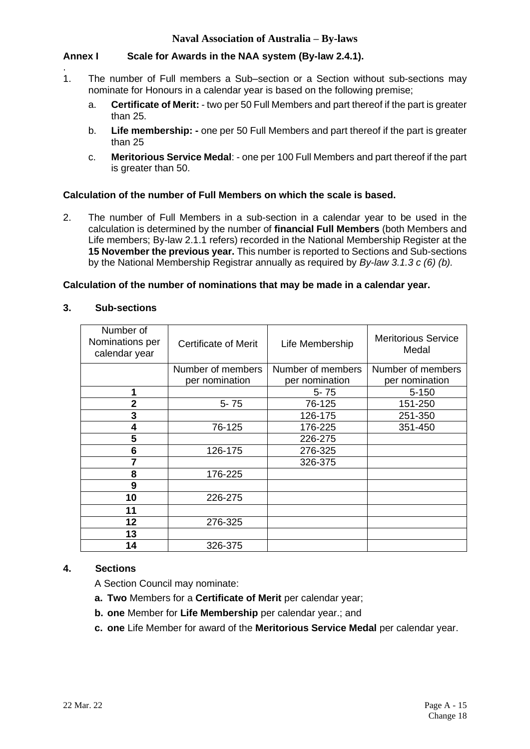**Naval Association of Australia – By-laws**

## Annex I Scale for Awards in the NAA system (By-law 2.4.1).

.

1. The number of Full members a Sub–section or a Section without sub-sections may nominate for Honours in a calendar year is based on the following premise;

   a. **Certificate of Merit:** - two per 50 Full Members and part thereof if the part is greater than 25.

   b. **Life membership: -** one per 50 Full Members and part thereof if the part is greater than 25

   c. **Meritorious Service Medal**: - one per 100 Full Members and part thereof if the part is greater than 50.

### Calculation of the number of Full Members on which the scale is based.

2. The number of Full Members in a sub-section in a calendar year to be used in the calculation is determined by the number of **financial Full Members** (both Members and Life members; By-law 2.1.1 refers) recorded in the National Membership Register at the **15 November the previous year.** This number is reported to Sections and Sub-sections by the National Membership Registrar annually as required by *By-law 3.1.3 c (6) (b).*

### Calculation of the number of nominations that may be made in a calendar year.

**3. Sub-sections**

| Number of Nominations per calendar year | Certificate of Merit | Life Membership | Meritorious Service Medal |
|---|---|---|---|
| | Number of members per nomination | Number of members per nomination | Number of members per nomination |
| **1** | | 5- 75 | 5-150 |
| **2** | 5- 75 | 76-125 | 151-250 |
| **3** | | 126-175 | 251-350 |
| **4** | 76-125 | 176-225 | 351-450 |
| **5** | | 226-275 | |
| **6** | 126-175 | 276-325 | |
| **7** | | 326-375 | |
| **8** | 176-225 | | |
| **9** | | | |
| **10** | 226-275 | | |
| **11** | | | |
| **12** | 276-325 | | |
| **13** | | | |
| **14** | 326-375 | | |

**4. Sections**

A Section Council may nominate:

**a. Two** Members for a **Certificate of Merit** per calendar year;

**b. one** Member for **Life Membership** per calendar year.; and

**c. one** Life Member for award of the **Meritorious Service Medal** per calendar year.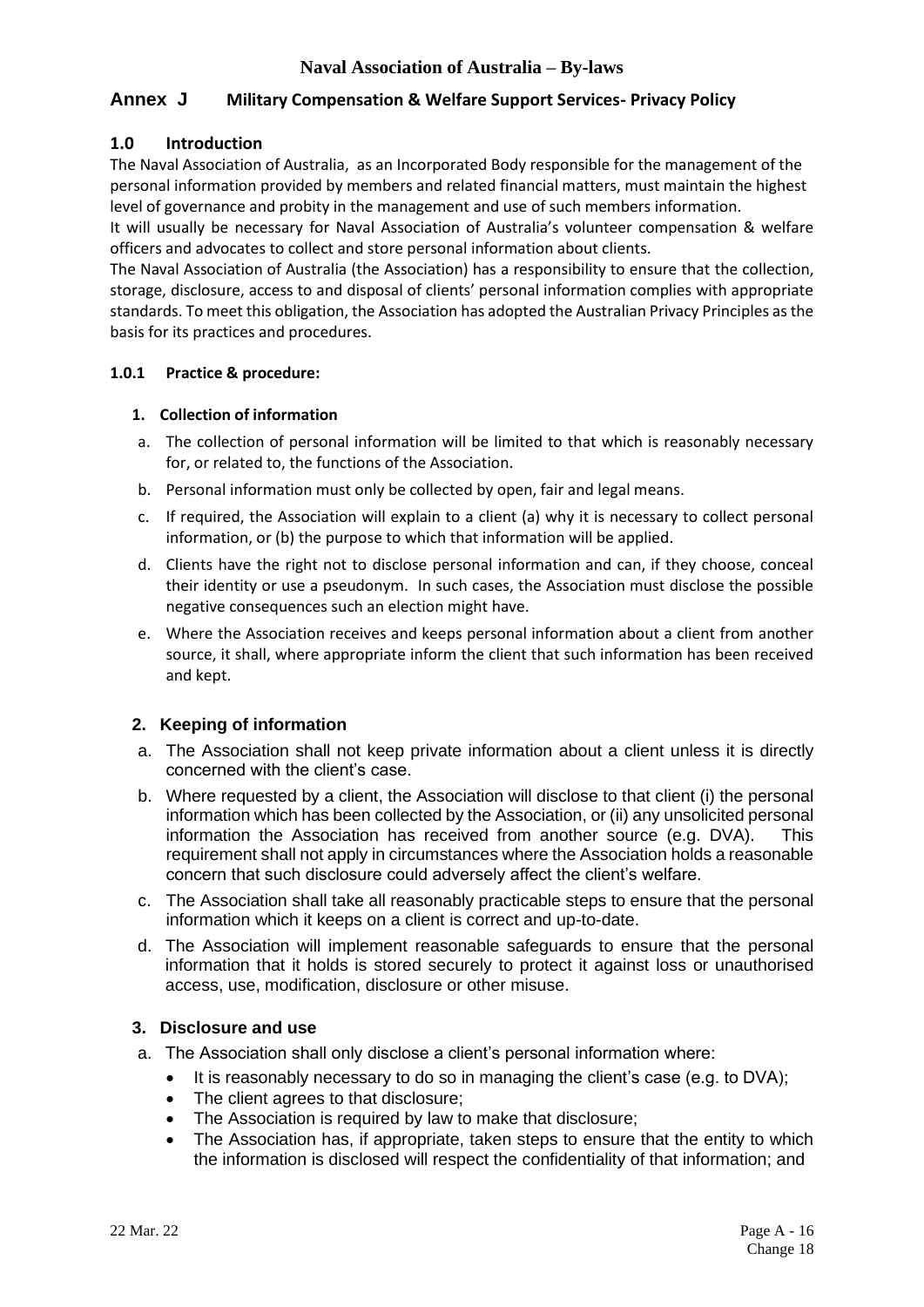## Annex J Military Compensation & Welfare Support Services- Privacy Policy

### 1.0 Introduction

The Naval Association of Australia, as an Incorporated Body responsible for the management of the personal information provided by members and related financial matters, must maintain the highest level of governance and probity in the management and use of such members information.

It will usually be necessary for Naval Association of Australia's volunteer compensation & welfare officers and advocates to collect and store personal information about clients.

The Naval Association of Australia (the Association) has a responsibility to ensure that the collection, storage, disclosure, access to and disposal of clients' personal information complies with appropriate standards. To meet this obligation, the Association has adopted the Australian Privacy Principles as the basis for its practices and procedures.

#### 1.0.1 Practice & procedure:

**1. Collection of information**

a. The collection of personal information will be limited to that which is reasonably necessary for, or related to, the functions of the Association.

b. Personal information must only be collected by open, fair and legal means.

c. If required, the Association will explain to a client (a) why it is necessary to collect personal information, or (b) the purpose to which that information will be applied.

d. Clients have the right not to disclose personal information and can, if they choose, conceal their identity or use a pseudonym. In such cases, the Association must disclose the possible negative consequences such an election might have.

e. Where the Association receives and keeps personal information about a client from another source, it shall, where appropriate inform the client that such information has been received and kept.

**2. Keeping of information**

a. The Association shall not keep private information about a client unless it is directly concerned with the client's case.

b. Where requested by a client, the Association will disclose to that client (i) the personal information which has been collected by the Association, or (ii) any unsolicited personal information the Association has received from another source (e.g. DVA). This requirement shall not apply in circumstances where the Association holds a reasonable concern that such disclosure could adversely affect the client's welfare.

c. The Association shall take all reasonably practicable steps to ensure that the personal information which it keeps on a client is correct and up-to-date.

d. The Association will implement reasonable safeguards to ensure that the personal information that it holds is stored securely to protect it against loss or unauthorised access, use, modification, disclosure or other misuse.

**3. Disclosure and use**

a. The Association shall only disclose a client's personal information where:

- It is reasonably necessary to do so in managing the client's case (e.g. to DVA);
- The client agrees to that disclosure;
- The Association is required by law to make that disclosure;
- The Association has, if appropriate, taken steps to ensure that the entity to which the information is disclosed will respect the confidentiality of that information; and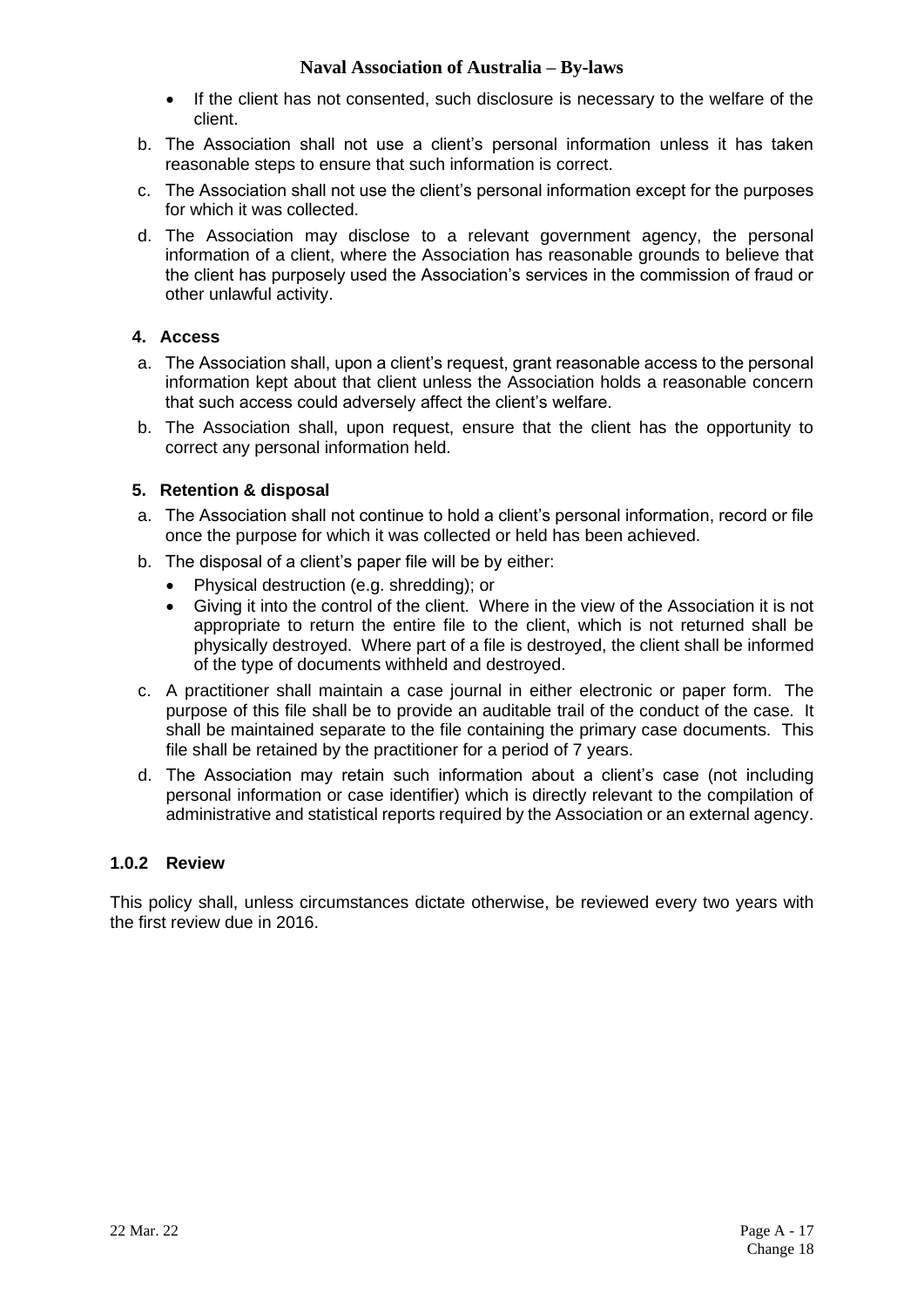- If the client has not consented, such disclosure is necessary to the welfare of the client.

b. The Association shall not use a client's personal information unless it has taken reasonable steps to ensure that such information is correct.

c. The Association shall not use the client's personal information except for the purposes for which it was collected.

d. The Association may disclose to a relevant government agency, the personal information of a client, where the Association has reasonable grounds to believe that the client has purposely used the Association's services in the commission of fraud or other unlawful activity.

#### 4. Access

a. The Association shall, upon a client's request, grant reasonable access to the personal information kept about that client unless the Association holds a reasonable concern that such access could adversely affect the client's welfare.

b. The Association shall, upon request, ensure that the client has the opportunity to correct any personal information held.

#### 5. Retention & disposal

a. The Association shall not continue to hold a client's personal information, record or file once the purpose for which it was collected or held has been achieved.

b. The disposal of a client's paper file will be by either:
   - Physical destruction (e.g. shredding); or
   - Giving it into the control of the client. Where in the view of the Association it is not appropriate to return the entire file to the client, which is not returned shall be physically destroyed. Where part of a file is destroyed, the client shall be informed of the type of documents withheld and destroyed.

c. A practitioner shall maintain a case journal in either electronic or paper form. The purpose of this file shall be to provide an auditable trail of the conduct of the case. It shall be maintained separate to the file containing the primary case documents. This file shall be retained by the practitioner for a period of 7 years.

d. The Association may retain such information about a client's case (not including personal information or case identifier) which is directly relevant to the compilation of administrative and statistical reports required by the Association or an external agency.

### 1.0.2 Review

This policy shall, unless circumstances dictate otherwise, be reviewed every two years with the first review due in 2016.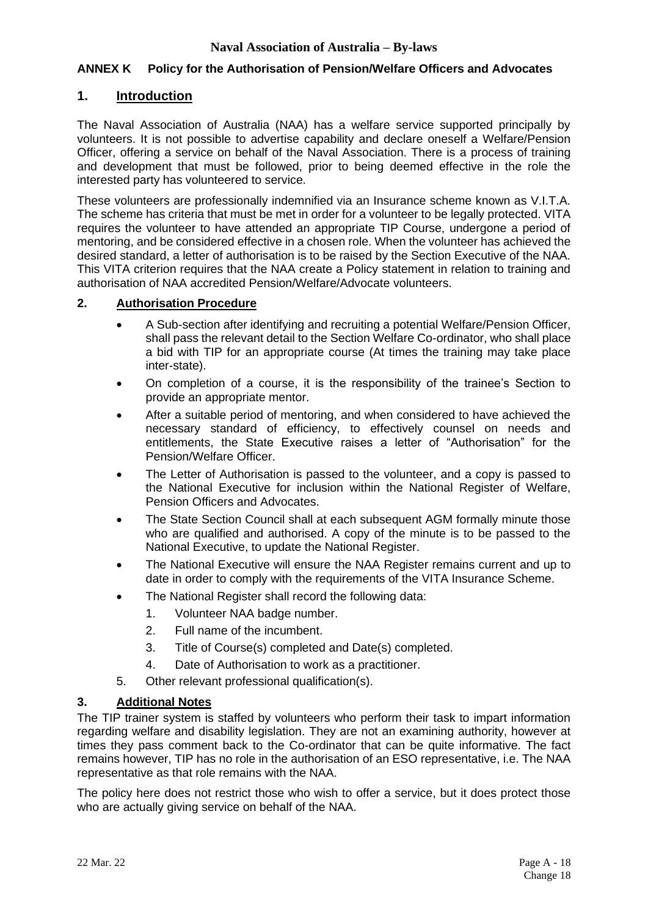## ANNEX K Policy for the Authorisation of Pension/Welfare Officers and Advocates

### 1. Introduction

The Naval Association of Australia (NAA) has a welfare service supported principally by volunteers. It is not possible to advertise capability and declare oneself a Welfare/Pension Officer, offering a service on behalf of the Naval Association. There is a process of training and development that must be followed, prior to being deemed effective in the role the interested party has volunteered to service.

These volunteers are professionally indemnified via an Insurance scheme known as V.I.T.A. The scheme has criteria that must be met in order for a volunteer to be legally protected. VITA requires the volunteer to have attended an appropriate TIP Course, undergone a period of mentoring, and be considered effective in a chosen role. When the volunteer has achieved the desired standard, a letter of authorisation is to be raised by the Section Executive of the NAA. This VITA criterion requires that the NAA create a Policy statement in relation to training and authorisation of NAA accredited Pension/Welfare/Advocate volunteers.

### 2. Authorisation Procedure

- A Sub-section after identifying and recruiting a potential Welfare/Pension Officer, shall pass the relevant detail to the Section Welfare Co-ordinator, who shall place a bid with TIP for an appropriate course (At times the training may take place inter-state).
- On completion of a course, it is the responsibility of the trainee's Section to provide an appropriate mentor.
- After a suitable period of mentoring, and when considered to have achieved the necessary standard of efficiency, to effectively counsel on needs and entitlements, the State Executive raises a letter of "Authorisation" for the Pension/Welfare Officer.
- The Letter of Authorisation is passed to the volunteer, and a copy is passed to the National Executive for inclusion within the National Register of Welfare, Pension Officers and Advocates.
- The State Section Council shall at each subsequent AGM formally minute those who are qualified and authorised. A copy of the minute is to be passed to the National Executive, to update the National Register.
- The National Executive will ensure the NAA Register remains current and up to date in order to comply with the requirements of the VITA Insurance Scheme.
- The National Register shall record the following data:
  1. Volunteer NAA badge number.
  2. Full name of the incumbent.
  3. Title of Course(s) completed and Date(s) completed.
  4. Date of Authorisation to work as a practitioner.
  5. Other relevant professional qualification(s).

### 3. Additional Notes

The TIP trainer system is staffed by volunteers who perform their task to impart information regarding welfare and disability legislation. They are not an examining authority, however at times they pass comment back to the Co-ordinator that can be quite informative. The fact remains however, TIP has no role in the authorisation of an ESO representative, i.e. The NAA representative as that role remains with the NAA.

The policy here does not restrict those who wish to offer a service, but it does protect those who are actually giving service on behalf of the NAA.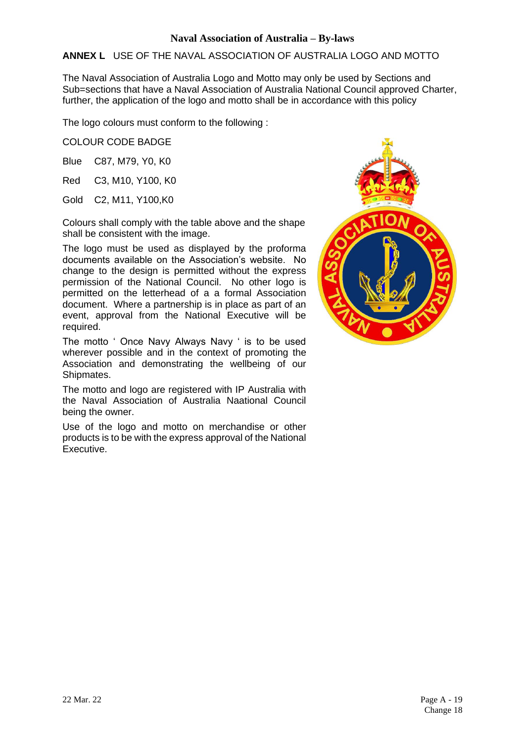## ANNEX L USE OF THE NAVAL ASSOCIATION OF AUSTRALIA LOGO AND MOTTO

The Naval Association of Australia Logo and Motto may only be used by Sections and Sub=sections that have a Naval Association of Australia National Council approved Charter, further, the application of the logo and motto shall be in accordance with this policy

The logo colours must conform to the following :

COLOUR CODE BADGE

Blue C87, M79, Y0, K0

Red C3, M10, Y100, K0

Gold C2, M11, Y100,K0

Colours shall comply with the table above and the shape shall be consistent with the image.

The logo must be used as displayed by the proforma documents available on the Association's website. No change to the design is permitted without the express permission of the National Council. No other logo is permitted on the letterhead of a a formal Association document. Where a partnership is in place as part of an event, approval from the National Executive will be required.

The motto ' Once Navy Always Navy ' is to be used wherever possible and in the context of promoting the Association and demonstrating the wellbeing of our Shipmates.

The motto and logo are registered with IP Australia with the Naval Association of Australia Naational Council being the owner.

Use of the logo and motto on merchandise or other products is to be with the express approval of the National Executive.